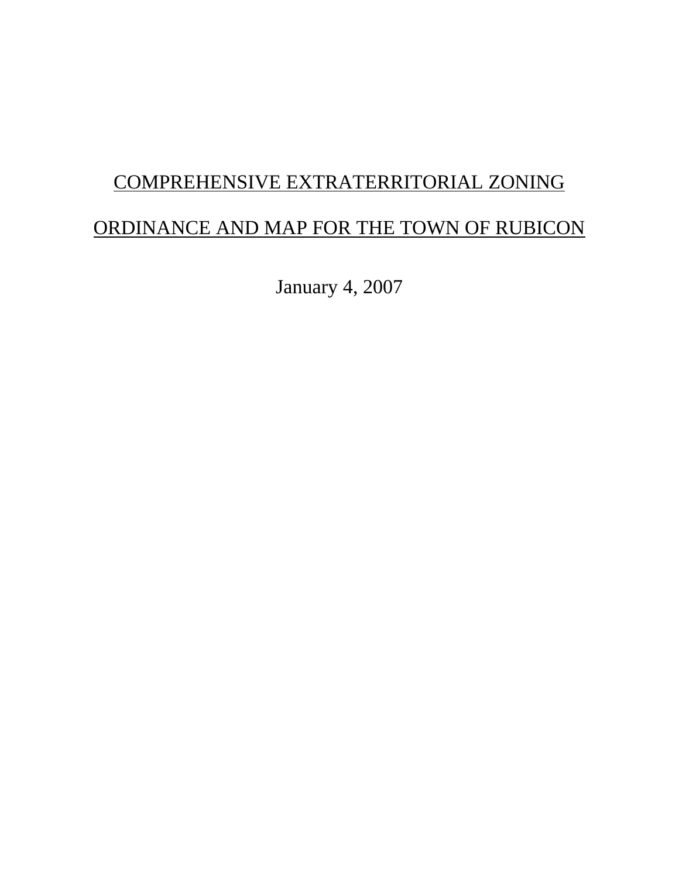# COMPREHENSIVE EXTRATERRITORIAL ZONING

# ORDINANCE AND MAP FOR THE TOWN OF RUBICON

January 4, 2007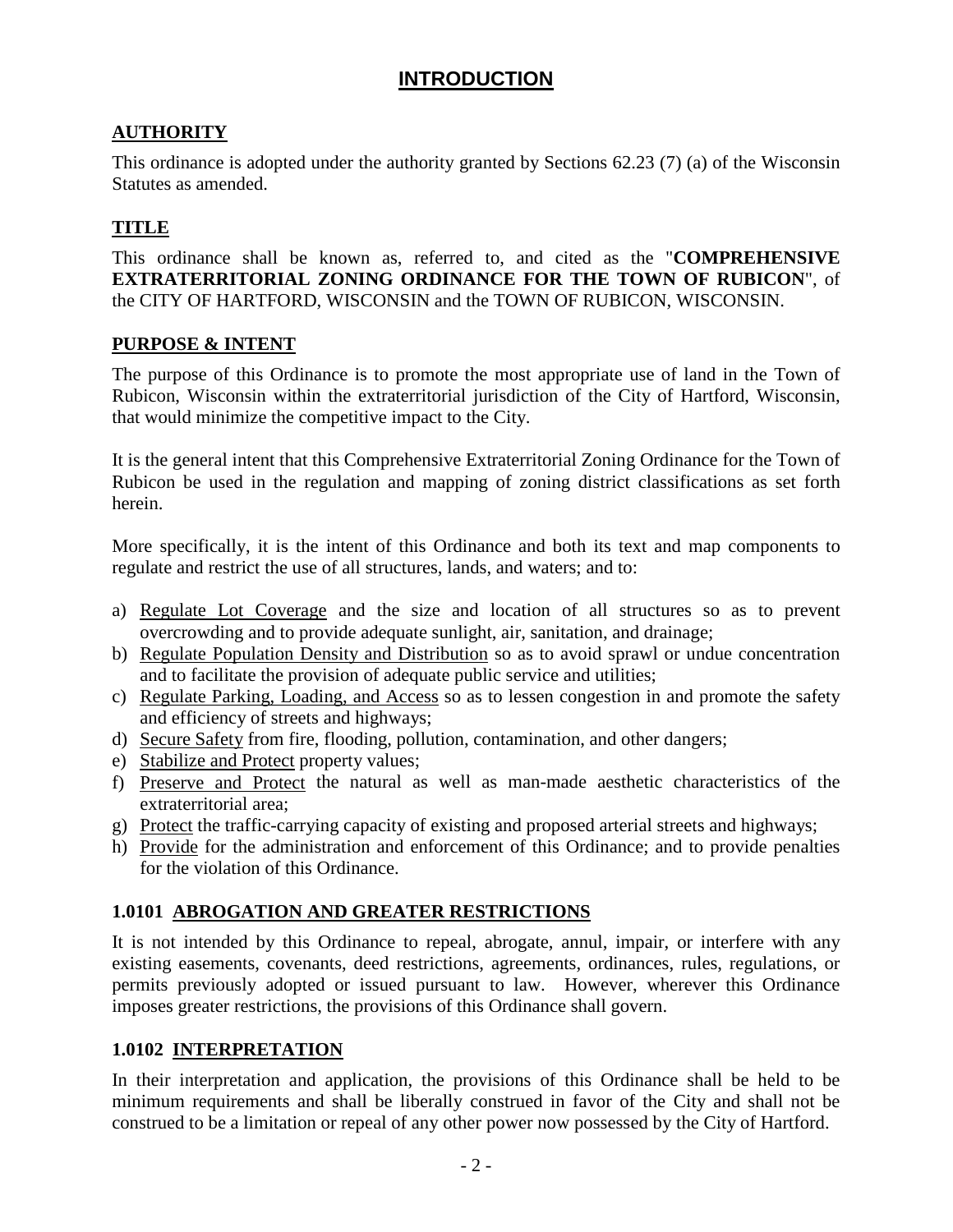# INTRODUCTION

## AUTHORITY

This ordinance is adopted under the authority granted by Sections 62.23 (7) (a) of the Wisconsin Statutes as amended.

## TITLE

This ordinance shall be known as, referred to, and cited as the "**COMPREHENSIVE EXTRATERRITORIAL ZONING ORDINANCE FOR THE TOWN OF RUBICON**", of the CITY OF HARTFORD, WISCONSIN and the TOWN OF RUBICON, WISCONSIN.

## PURPOSE & INTENT

The purpose of this Ordinance is to promote the most appropriate use of land in the Town of Rubicon, Wisconsin within the extraterritorial jurisdiction of the City of Hartford, Wisconsin, that would minimize the competitive impact to the City.

It is the general intent that this Comprehensive Extraterritorial Zoning Ordinance for the Town of Rubicon be used in the regulation and mapping of zoning district classifications as set forth herein.

More specifically, it is the intent of this Ordinance and both its text and map components to regulate and restrict the use of all structures, lands, and waters; and to:

a) Regulate Lot Coverage and the size and location of all structures so as to prevent overcrowding and to provide adequate sunlight, air, sanitation, and drainage;
b) Regulate Population Density and Distribution so as to avoid sprawl or undue concentration and to facilitate the provision of adequate public service and utilities;
c) Regulate Parking, Loading, and Access so as to lessen congestion in and promote the safety and efficiency of streets and highways;
d) Secure Safety from fire, flooding, pollution, contamination, and other dangers;
e) Stabilize and Protect property values;
f) Preserve and Protect the natural as well as man-made aesthetic characteristics of the extraterritorial area;
g) Protect the traffic-carrying capacity of existing and proposed arterial streets and highways;
h) Provide for the administration and enforcement of this Ordinance; and to provide penalties for the violation of this Ordinance.

### 1.0101 ABROGATION AND GREATER RESTRICTIONS

It is not intended by this Ordinance to repeal, abrogate, annul, impair, or interfere with any existing easements, covenants, deed restrictions, agreements, ordinances, rules, regulations, or permits previously adopted or issued pursuant to law. However, wherever this Ordinance imposes greater restrictions, the provisions of this Ordinance shall govern.

### 1.0102 INTERPRETATION

In their interpretation and application, the provisions of this Ordinance shall be held to be minimum requirements and shall be liberally construed in favor of the City and shall not be construed to be a limitation or repeal of any other power now possessed by the City of Hartford.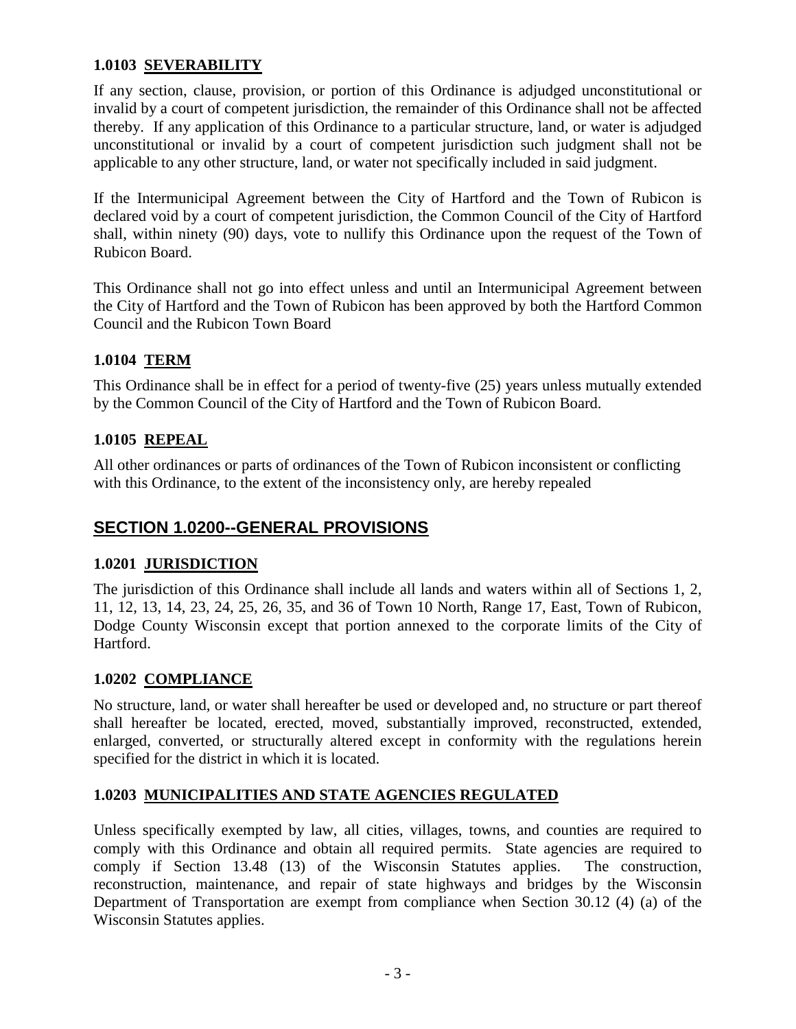### 1.0103 SEVERABILITY

If any section, clause, provision, or portion of this Ordinance is adjudged unconstitutional or invalid by a court of competent jurisdiction, the remainder of this Ordinance shall not be affected thereby. If any application of this Ordinance to a particular structure, land, or water is adjudged unconstitutional or invalid by a court of competent jurisdiction such judgment shall not be applicable to any other structure, land, or water not specifically included in said judgment.

If the Intermunicipal Agreement between the City of Hartford and the Town of Rubicon is declared void by a court of competent jurisdiction, the Common Council of the City of Hartford shall, within ninety (90) days, vote to nullify this Ordinance upon the request of the Town of Rubicon Board.

This Ordinance shall not go into effect unless and until an Intermunicipal Agreement between the City of Hartford and the Town of Rubicon has been approved by both the Hartford Common Council and the Rubicon Town Board

### 1.0104 TERM

This Ordinance shall be in effect for a period of twenty-five (25) years unless mutually extended by the Common Council of the City of Hartford and the Town of Rubicon Board.

### 1.0105 REPEAL

All other ordinances or parts of ordinances of the Town of Rubicon inconsistent or conflicting with this Ordinance, to the extent of the inconsistency only, are hereby repealed

## SECTION 1.0200--GENERAL PROVISIONS

### 1.0201 JURISDICTION

The jurisdiction of this Ordinance shall include all lands and waters within all of Sections 1, 2, 11, 12, 13, 14, 23, 24, 25, 26, 35, and 36 of Town 10 North, Range 17, East, Town of Rubicon, Dodge County Wisconsin except that portion annexed to the corporate limits of the City of Hartford.

### 1.0202 COMPLIANCE

No structure, land, or water shall hereafter be used or developed and, no structure or part thereof shall hereafter be located, erected, moved, substantially improved, reconstructed, extended, enlarged, converted, or structurally altered except in conformity with the regulations herein specified for the district in which it is located.

### 1.0203 MUNICIPALITIES AND STATE AGENCIES REGULATED

Unless specifically exempted by law, all cities, villages, towns, and counties are required to comply with this Ordinance and obtain all required permits. State agencies are required to comply if Section 13.48 (13) of the Wisconsin Statutes applies. The construction, reconstruction, maintenance, and repair of state highways and bridges by the Wisconsin Department of Transportation are exempt from compliance when Section 30.12 (4) (a) of the Wisconsin Statutes applies.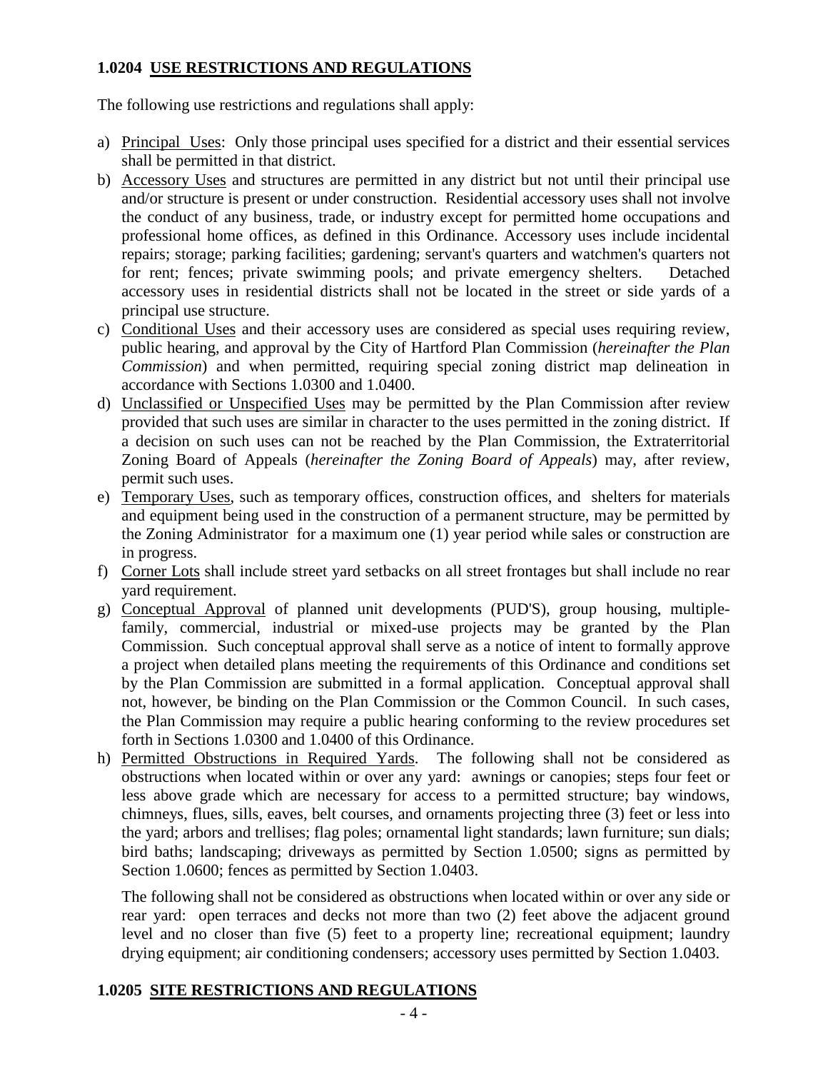## 1.0204 USE RESTRICTIONS AND REGULATIONS

The following use restrictions and regulations shall apply:

a) Principal Uses: Only those principal uses specified for a district and their essential services shall be permitted in that district.

b) Accessory Uses and structures are permitted in any district but not until their principal use and/or structure is present or under construction. Residential accessory uses shall not involve the conduct of any business, trade, or industry except for permitted home occupations and professional home offices, as defined in this Ordinance. Accessory uses include incidental repairs; storage; parking facilities; gardening; servant's quarters and watchmen's quarters not for rent; fences; private swimming pools; and private emergency shelters. Detached accessory uses in residential districts shall not be located in the street or side yards of a principal use structure.

c) Conditional Uses and their accessory uses are considered as special uses requiring review, public hearing, and approval by the City of Hartford Plan Commission (*hereinafter the Plan Commission*) and when permitted, requiring special zoning district map delineation in accordance with Sections 1.0300 and 1.0400.

d) Unclassified or Unspecified Uses may be permitted by the Plan Commission after review provided that such uses are similar in character to the uses permitted in the zoning district. If a decision on such uses can not be reached by the Plan Commission, the Extraterritorial Zoning Board of Appeals (*hereinafter the Zoning Board of Appeals*) may, after review, permit such uses.

e) Temporary Uses, such as temporary offices, construction offices, and shelters for materials and equipment being used in the construction of a permanent structure, may be permitted by the Zoning Administrator for a maximum one (1) year period while sales or construction are in progress.

f) Corner Lots shall include street yard setbacks on all street frontages but shall include no rear yard requirement.

g) Conceptual Approval of planned unit developments (PUD'S), group housing, multiple-family, commercial, industrial or mixed-use projects may be granted by the Plan Commission. Such conceptual approval shall serve as a notice of intent to formally approve a project when detailed plans meeting the requirements of this Ordinance and conditions set by the Plan Commission are submitted in a formal application. Conceptual approval shall not, however, be binding on the Plan Commission or the Common Council. In such cases, the Plan Commission may require a public hearing conforming to the review procedures set forth in Sections 1.0300 and 1.0400 of this Ordinance.

h) Permitted Obstructions in Required Yards. The following shall not be considered as obstructions when located within or over any yard: awnings or canopies; steps four feet or less above grade which are necessary for access to a permitted structure; bay windows, chimneys, flues, sills, eaves, belt courses, and ornaments projecting three (3) feet or less into the yard; arbors and trellises; flag poles; ornamental light standards; lawn furniture; sun dials; bird baths; landscaping; driveways as permitted by Section 1.0500; signs as permitted by Section 1.0600; fences as permitted by Section 1.0403.

   The following shall not be considered as obstructions when located within or over any side or rear yard: open terraces and decks not more than two (2) feet above the adjacent ground level and no closer than five (5) feet to a property line; recreational equipment; laundry drying equipment; air conditioning condensers; accessory uses permitted by Section 1.0403.

## 1.0205 SITE RESTRICTIONS AND REGULATIONS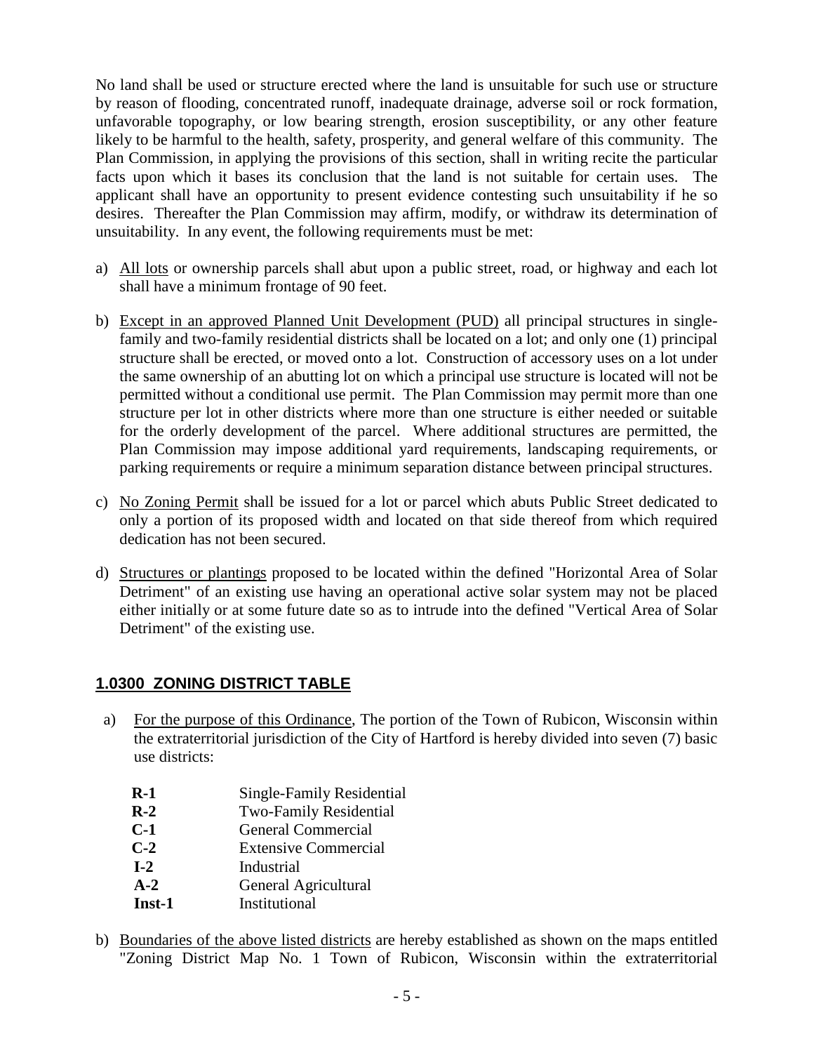No land shall be used or structure erected where the land is unsuitable for such use or structure by reason of flooding, concentrated runoff, inadequate drainage, adverse soil or rock formation, unfavorable topography, or low bearing strength, erosion susceptibility, or any other feature likely to be harmful to the health, safety, prosperity, and general welfare of this community. The Plan Commission, in applying the provisions of this section, shall in writing recite the particular facts upon which it bases its conclusion that the land is not suitable for certain uses. The applicant shall have an opportunity to present evidence contesting such unsuitability if he so desires. Thereafter the Plan Commission may affirm, modify, or withdraw its determination of unsuitability. In any event, the following requirements must be met:

a) <u>All lots</u> or ownership parcels shall abut upon a public street, road, or highway and each lot shall have a minimum frontage of 90 feet.

b) <u>Except in an approved Planned Unit Development (PUD)</u> all principal structures in single-family and two-family residential districts shall be located on a lot; and only one (1) principal structure shall be erected, or moved onto a lot. Construction of accessory uses on a lot under the same ownership of an abutting lot on which a principal use structure is located will not be permitted without a conditional use permit. The Plan Commission may permit more than one structure per lot in other districts where more than one structure is either needed or suitable for the orderly development of the parcel. Where additional structures are permitted, the Plan Commission may impose additional yard requirements, landscaping requirements, or parking requirements or require a minimum separation distance between principal structures.

c) <u>No Zoning Permit</u> shall be issued for a lot or parcel which abuts Public Street dedicated to only a portion of its proposed width and located on that side thereof from which required dedication has not been secured.

d) <u>Structures or plantings</u> proposed to be located within the defined "Horizontal Area of Solar Detriment" of an existing use having an operational active solar system may not be placed either initially or at some future date so as to intrude into the defined "Vertical Area of Solar Detriment" of the existing use.

## 1.0300 ZONING DISTRICT TABLE

a) <u>For the purpose of this Ordinance</u>, The portion of the Town of Rubicon, Wisconsin within the extraterritorial jurisdiction of the City of Hartford is hereby divided into seven (7) basic use districts:

| | |
|---|---|
| **R-1** | Single-Family Residential |
| **R-2** | Two-Family Residential |
| **C-1** | General Commercial |
| **C-2** | Extensive Commercial |
| **I-2** | Industrial |
| **A-2** | General Agricultural |
| **Inst-1** | Institutional |

b) <u>Boundaries of the above listed districts</u> are hereby established as shown on the maps entitled "Zoning District Map No. 1 Town of Rubicon, Wisconsin within the extraterritorial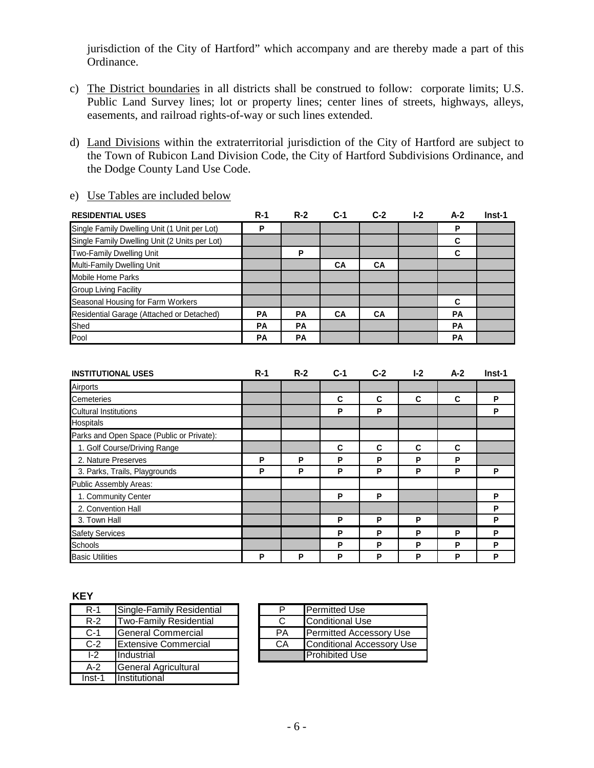jurisdiction of the City of Hartford" which accompany and are thereby made a part of this Ordinance.

c) The District boundaries in all districts shall be construed to follow: corporate limits; U.S. Public Land Survey lines; lot or property lines; center lines of streets, highways, alleys, easements, and railroad rights-of-way or such lines extended.

d) Land Divisions within the extraterritorial jurisdiction of the City of Hartford are subject to the Town of Rubicon Land Division Code, the City of Hartford Subdivisions Ordinance, and the Dodge County Land Use Code.

e) Use Tables are included below

| RESIDENTIAL USES | R-1 | R-2 | C-1 | C-2 | I-2 | A-2 | Inst-1 |
|---|---|---|---|---|---|---|---|
| Single Family Dwelling Unit (1 Unit per Lot) | P | | | | | P | |
| Single Family Dwelling Unit (2 Units per Lot) | | | | | | C | |
| Two-Family Dwelling Unit | | P | | | | C | |
| Multi-Family Dwelling Unit | | | CA | CA | | | |
| Mobile Home Parks | | | | | | | |
| Group Living Facility | | | | | | | |
| Seasonal Housing for Farm Workers | | | | | | C | |
| Residential Garage (Attached or Detached) | PA | PA | CA | CA | | PA | |
| Shed | PA | PA | | | | PA | |
| Pool | PA | PA | | | | PA | |

| INSTITUTIONAL USES | R-1 | R-2 | C-1 | C-2 | I-2 | A-2 | Inst-1 |
|---|---|---|---|---|---|---|---|
| Airports | | | | | | | |
| Cemeteries | | | C | C | C | C | P |
| Cultural Institutions | | | P | P | | | P |
| Hospitals | | | | | | | |
| Parks and Open Space (Public or Private): | | | | | | | |
| 1. Golf Course/Driving Range | | | C | C | C | C | |
| 2. Nature Preserves | P | P | P | P | P | P | |
| 3. Parks, Trails, Playgrounds | P | P | P | P | P | P | P |
| Public Assembly Areas: | | | | | | | |
| 1. Community Center | | | P | P | | | P |
| 2. Convention Hall | | | | | | | P |
| 3. Town Hall | | | P | P | P | | P |
| Safety Services | | | P | P | P | P | P |
| Schools | | | P | P | P | P | P |
| Basic Utilities | P | P | P | P | P | P | P |

**KEY**

| Code | District |
|---|---|
| R-1 | Single-Family Residential |
| R-2 | Two-Family Residential |
| C-1 | General Commercial |
| C-2 | Extensive Commercial |
| I-2 | Industrial |
| A-2 | General Agricultural |
| Inst-1 | Institutional |

| Symbol | Meaning |
|---|---|
| P | Permitted Use |
| C | Conditional Use |
| PA | Permitted Accessory Use |
| CA | Conditional Accessory Use |
| (shaded) | Prohibited Use |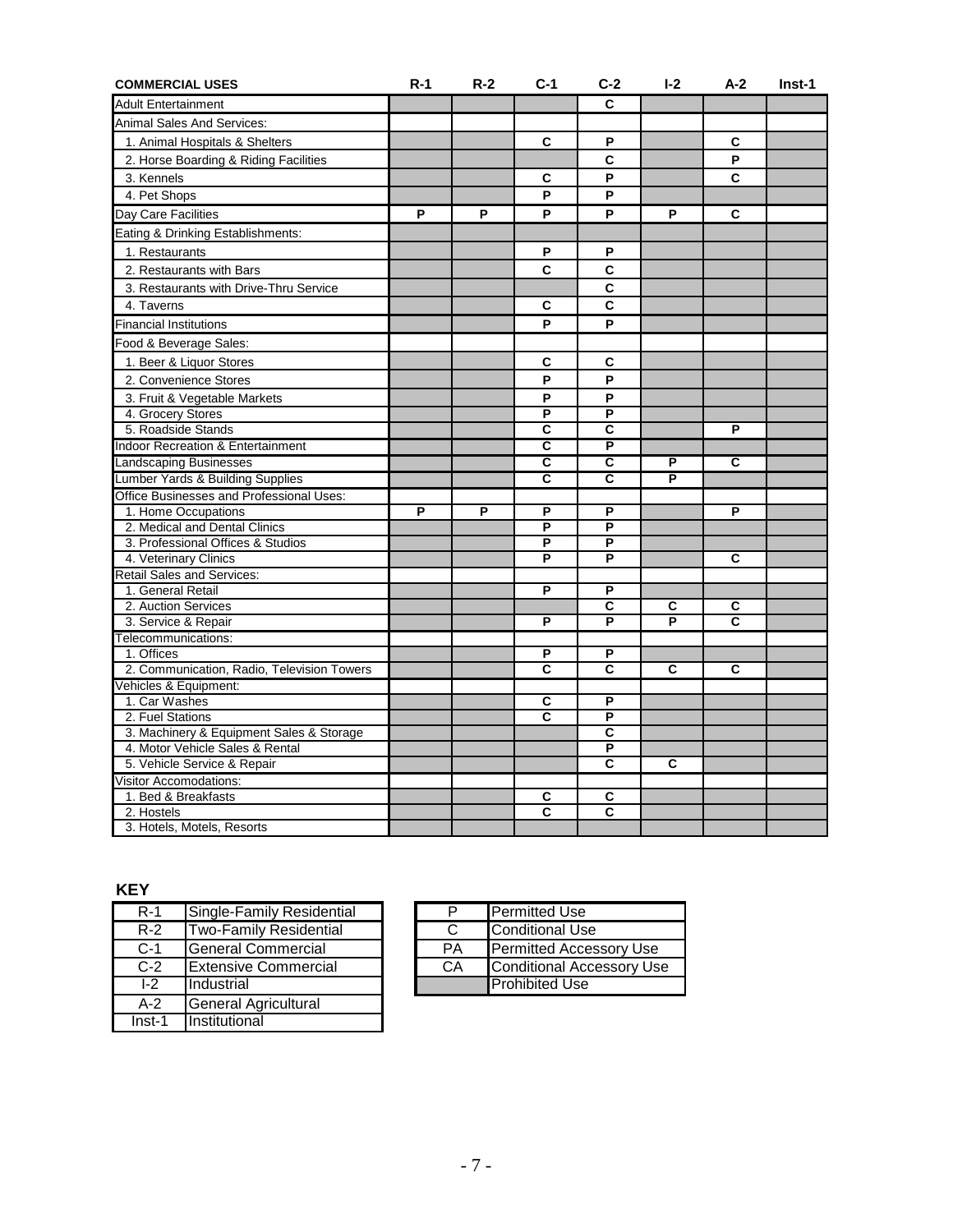| COMMERCIAL USES | R-1 | R-2 | C-1 | C-2 | I-2 | A-2 | Inst-1 |
|---|---|---|---|---|---|---|---|
| Adult Entertainment | | | | C | | | |
| Animal Sales And Services: | | | | | | | |
| 1. Animal Hospitals & Shelters | | | C | P | | C | |
| 2. Horse Boarding & Riding Facilities | | | | C | | P | |
| 3. Kennels | | | C | P | | C | |
| 4. Pet Shops | | | P | P | | | |
| Day Care Facilities | P | P | P | P | P | C | |
| Eating & Drinking Establishments: | | | | | | | |
| 1. Restaurants | | | P | P | | | |
| 2. Restaurants with Bars | | | C | C | | | |
| 3. Restaurants with Drive-Thru Service | | | | C | | | |
| 4. Taverns | | | C | C | | | |
| Financial Institutions | | | P | P | | | |
| Food & Beverage Sales: | | | | | | | |
| 1. Beer & Liquor Stores | | | C | C | | | |
| 2. Convenience Stores | | | P | P | | | |
| 3. Fruit & Vegetable Markets | | | P | P | | | |
| 4. Grocery Stores | | | P | P | | | |
| 5. Roadside Stands | | | C | C | | P | |
| Indoor Recreation & Entertainment | | | C | P | | | |
| Landscaping Businesses | | | C | C | P | C | |
| Lumber Yards & Building Supplies | | | C | C | P | | |
| Office Businesses and Professional Uses: | | | | | | | |
| 1. Home Occupations | P | P | P | P | | P | |
| 2. Medical and Dental Clinics | | | P | P | | | |
| 3. Professional Offices & Studios | | | P | P | | | |
| 4. Veterinary Clinics | | | P | P | | C | |
| Retail Sales and Services: | | | | | | | |
| 1. General Retail | | | P | P | | | |
| 2. Auction Services | | | | C | C | C | |
| 3. Service & Repair | | | P | P | P | C | |
| Telecommunications: | | | | | | | |
| 1. Offices | | | P | P | | | |
| 2. Communication, Radio, Television Towers | | | C | C | C | C | |
| Vehicles & Equipment: | | | | | | | |
| 1. Car Washes | | | C | P | | | |
| 2. Fuel Stations | | | C | P | | | |
| 3. Machinery & Equipment Sales & Storage | | | | C | | | |
| 4. Motor Vehicle Sales & Rental | | | | P | | | |
| 5. Vehicle Service & Repair | | | | C | C | | |
| Visitor Accomodations: | | | | | | | |
| 1. Bed & Breakfasts | | | C | C | | | |
| 2. Hostels | | | C | C | | | |
| 3. Hotels, Motels, Resorts | | | | | | | |

**KEY**

| | |
|---|---|
| R-1 | Single-Family Residential |
| R-2 | Two-Family Residential |
| C-1 | General Commercial |
| C-2 | Extensive Commercial |
| I-2 | Industrial |
| A-2 | General Agricultural |
| Inst-1 | Institutional |

| | |
|---|---|
| P | Permitted Use |
| C | Conditional Use |
| PA | Permitted Accessory Use |
| CA | Conditional Accessory Use |
| (shaded) | Prohibited Use |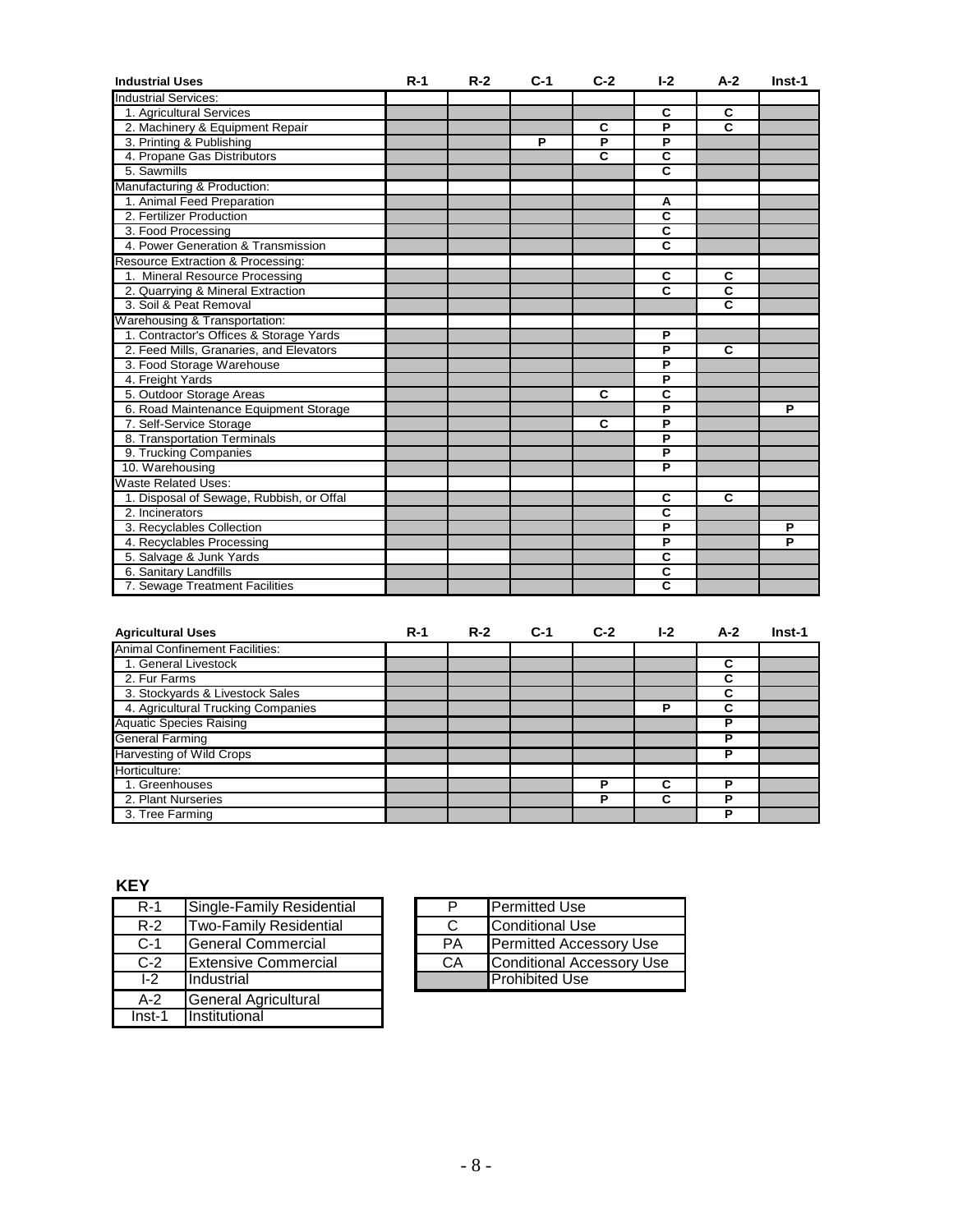| Industrial Uses | R-1 | R-2 | C-1 | C-2 | I-2 | A-2 | Inst-1 |
|---|---|---|---|---|---|---|---|
| Industrial Services: | | | | | | | |
| 1. Agricultural Services | | | | | C | C | |
| 2. Machinery & Equipment Repair | | | | C | P | C | |
| 3. Printing & Publishing | | | P | P | P | | |
| 4. Propane Gas Distributors | | | | C | C | | |
| 5. Sawmills | | | | | C | | |
| Manufacturing & Production: | | | | | | | |
| 1. Animal Feed Preparation | | | | | A | | |
| 2. Fertilizer Production | | | | | C | | |
| 3. Food Processing | | | | | C | | |
| 4. Power Generation & Transmission | | | | | C | | |
| Resource Extraction & Processing: | | | | | | | |
| 1. Mineral Resource Processing | | | | | C | C | |
| 2. Quarrying & Mineral Extraction | | | | | C | C | |
| 3. Soil & Peat Removal | | | | | | C | |
| Warehousing & Transportation: | | | | | | | |
| 1. Contractor's Offices & Storage Yards | | | | | P | | |
| 2. Feed Mills, Granaries, and Elevators | | | | | P | C | |
| 3. Food Storage Warehouse | | | | | P | | |
| 4. Freight Yards | | | | | P | | |
| 5. Outdoor Storage Areas | | | | C | C | | |
| 6. Road Maintenance Equipment Storage | | | | | P | | P |
| 7. Self-Service Storage | | | | C | P | | |
| 8. Transportation Terminals | | | | | P | | |
| 9. Trucking Companies | | | | | P | | |
| 10. Warehousing | | | | | P | | |
| Waste Related Uses: | | | | | | | |
| 1. Disposal of Sewage, Rubbish, or Offal | | | | | C | C | |
| 2. Incinerators | | | | | C | | |
| 3. Recyclables Collection | | | | | P | | P |
| 4. Recyclables Processing | | | | | P | | P |
| 5. Salvage & Junk Yards | | | | | C | | |
| 6. Sanitary Landfills | | | | | C | | |
| 7. Sewage Treatment Facilities | | | | | C | | |

| Agricultural Uses | R-1 | R-2 | C-1 | C-2 | I-2 | A-2 | Inst-1 |
|---|---|---|---|---|---|---|---|
| Animal Confinement Facilities: | | | | | | | |
| 1. General Livestock | | | | | | C | |
| 2. Fur Farms | | | | | | C | |
| 3. Stockyards & Livestock Sales | | | | | | C | |
| 4. Agricultural Trucking Companies | | | | | P | C | |
| Aquatic Species Raising | | | | | | P | |
| General Farming | | | | | | P | |
| Harvesting of Wild Crops | | | | | | P | |
| Horticulture: | | | | | | | |
| 1. Greenhouses | | | | P | C | P | |
| 2. Plant Nurseries | | | | P | C | P | |
| 3. Tree Farming | | | | | | P | |

**KEY**

| District | Description |
|---|---|
| R-1 | Single-Family Residential |
| R-2 | Two-Family Residential |
| C-1 | General Commercial |
| C-2 | Extensive Commercial |
| I-2 | Industrial |
| A-2 | General Agricultural |
| Inst-1 | Institutional |

| Symbol | Meaning |
|---|---|
| P | Permitted Use |
| C | Conditional Use |
| PA | Permitted Accessory Use |
| CA | Conditional Accessory Use |
| (shaded) | Prohibited Use |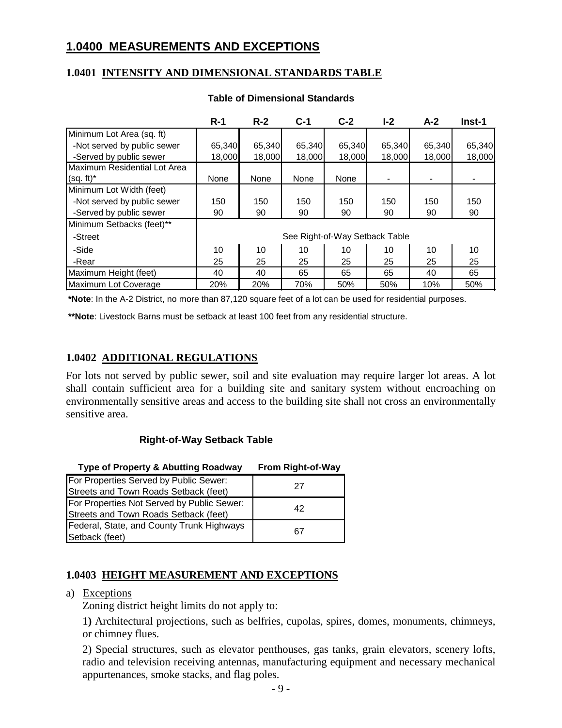## 1.0400 MEASUREMENTS AND EXCEPTIONS

### 1.0401 INTENSITY AND DIMENSIONAL STANDARDS TABLE

**Table of Dimensional Standards**

| | R-1 | R-2 | C-1 | C-2 | I-2 | A-2 | Inst-1 |
|---|---|---|---|---|---|---|---|
| Minimum Lot Area (sq. ft) | | | | | | | |
| -Not served by public sewer | 65,340 | 65,340 | 65,340 | 65,340 | 65,340 | 65,340 | 65,340 |
| -Served by public sewer | 18,000 | 18,000 | 18,000 | 18,000 | 18,000 | 18,000 | 18,000 |
| Maximum Residential Lot Area (sq. ft)* | None | None | None | None | - | - | - |
| Minimum Lot Width (feet) | | | | | | | |
| -Not served by public sewer | 150 | 150 | 150 | 150 | 150 | 150 | 150 |
| -Served by public sewer | 90 | 90 | 90 | 90 | 90 | 90 | 90 |
| Minimum Setbacks (feet)** | | | | | | | |
| -Street | See Right-of-Way Setback Table | | | | | | |
| -Side | 10 | 10 | 10 | 10 | 10 | 10 | 10 |
| -Rear | 25 | 25 | 25 | 25 | 25 | 25 | 25 |
| Maximum Height (feet) | 40 | 40 | 65 | 65 | 65 | 40 | 65 |
| Maximum Lot Coverage | 20% | 20% | 70% | 50% | 50% | 10% | 50% |

***Note**: In the A-2 District, no more than 87,120 square feet of a lot can be used for residential purposes.

****Note**: Livestock Barns must be setback at least 100 feet from any residential structure.

### 1.0402 ADDITIONAL REGULATIONS

For lots not served by public sewer, soil and site evaluation may require larger lot areas. A lot shall contain sufficient area for a building site and sanitary system without encroaching on environmentally sensitive areas and access to the building site shall not cross an environmentally sensitive area.

**Right-of-Way Setback Table**

| Type of Property & Abutting Roadway | From Right-of-Way |
|---|---|
| For Properties Served by Public Sewer: Streets and Town Roads Setback (feet) | 27 |
| For Properties Not Served by Public Sewer: Streets and Town Roads Setback (feet) | 42 |
| Federal, State, and County Trunk Highways Setback (feet) | 67 |

### 1.0403 HEIGHT MEASUREMENT AND EXCEPTIONS

a) Exceptions

Zoning district height limits do not apply to:

1) Architectural projections, such as belfries, cupolas, spires, domes, monuments, chimneys, or chimney flues.

2) Special structures, such as elevator penthouses, gas tanks, grain elevators, scenery lofts, radio and television receiving antennas, manufacturing equipment and necessary mechanical appurtenances, smoke stacks, and flag poles.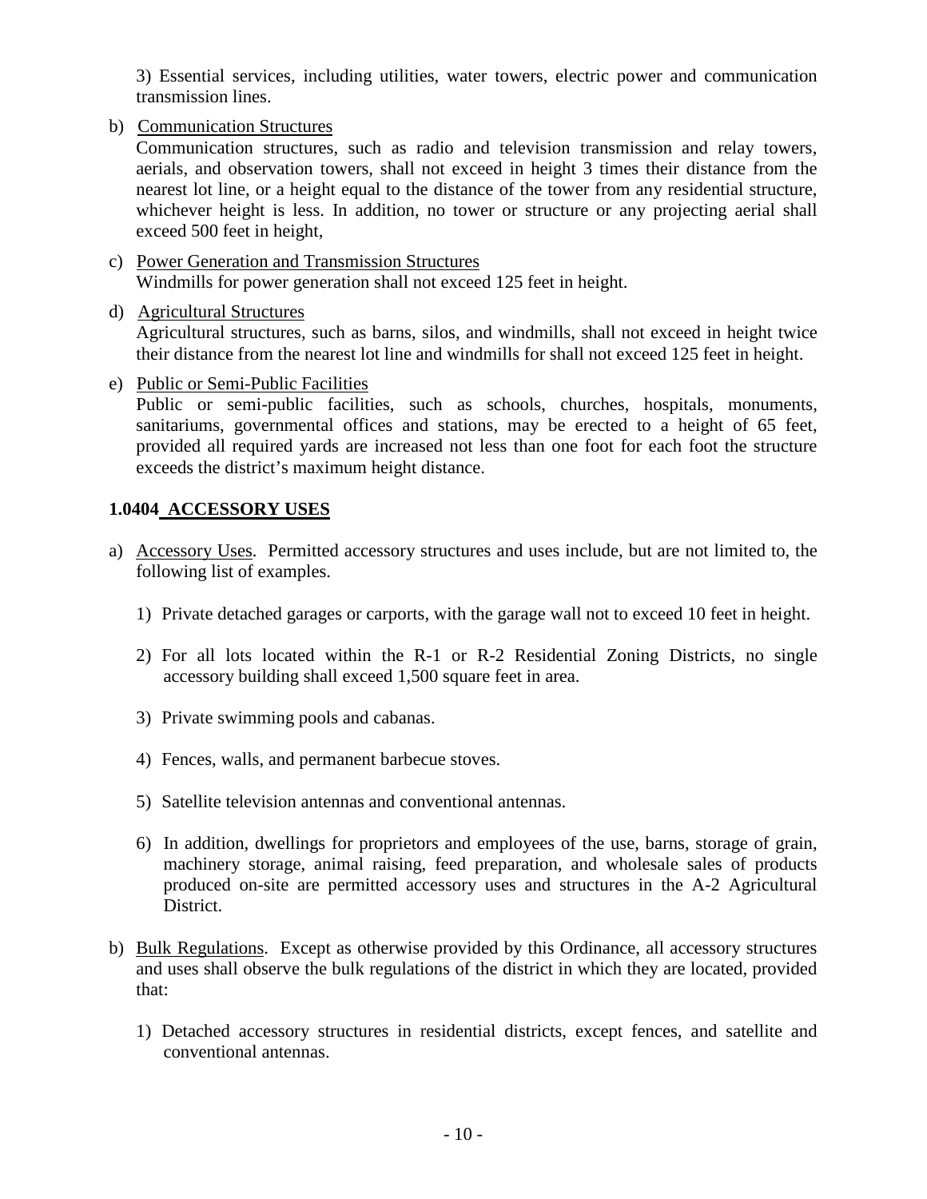3) Essential services, including utilities, water towers, electric power and communication transmission lines.

b) Communication Structures
Communication structures, such as radio and television transmission and relay towers, aerials, and observation towers, shall not exceed in height 3 times their distance from the nearest lot line, or a height equal to the distance of the tower from any residential structure, whichever height is less. In addition, no tower or structure or any projecting aerial shall exceed 500 feet in height,

c) Power Generation and Transmission Structures
Windmills for power generation shall not exceed 125 feet in height.

d) Agricultural Structures
Agricultural structures, such as barns, silos, and windmills, shall not exceed in height twice their distance from the nearest lot line and windmills for shall not exceed 125 feet in height.

e) Public or Semi-Public Facilities
Public or semi-public facilities, such as schools, churches, hospitals, monuments, sanitariums, governmental offices and stations, may be erected to a height of 65 feet, provided all required yards are increased not less than one foot for each foot the structure exceeds the district's maximum height distance.

### 1.0404 ACCESSORY USES

a) Accessory Uses. Permitted accessory structures and uses include, but are not limited to, the following list of examples.

1) Private detached garages or carports, with the garage wall not to exceed 10 feet in height.

2) For all lots located within the R-1 or R-2 Residential Zoning Districts, no single accessory building shall exceed 1,500 square feet in area.

3) Private swimming pools and cabanas.

4) Fences, walls, and permanent barbecue stoves.

5) Satellite television antennas and conventional antennas.

6) In addition, dwellings for proprietors and employees of the use, barns, storage of grain, machinery storage, animal raising, feed preparation, and wholesale sales of products produced on-site are permitted accessory uses and structures in the A-2 Agricultural District.

b) Bulk Regulations. Except as otherwise provided by this Ordinance, all accessory structures and uses shall observe the bulk regulations of the district in which they are located, provided that:

1) Detached accessory structures in residential districts, except fences, and satellite and conventional antennas.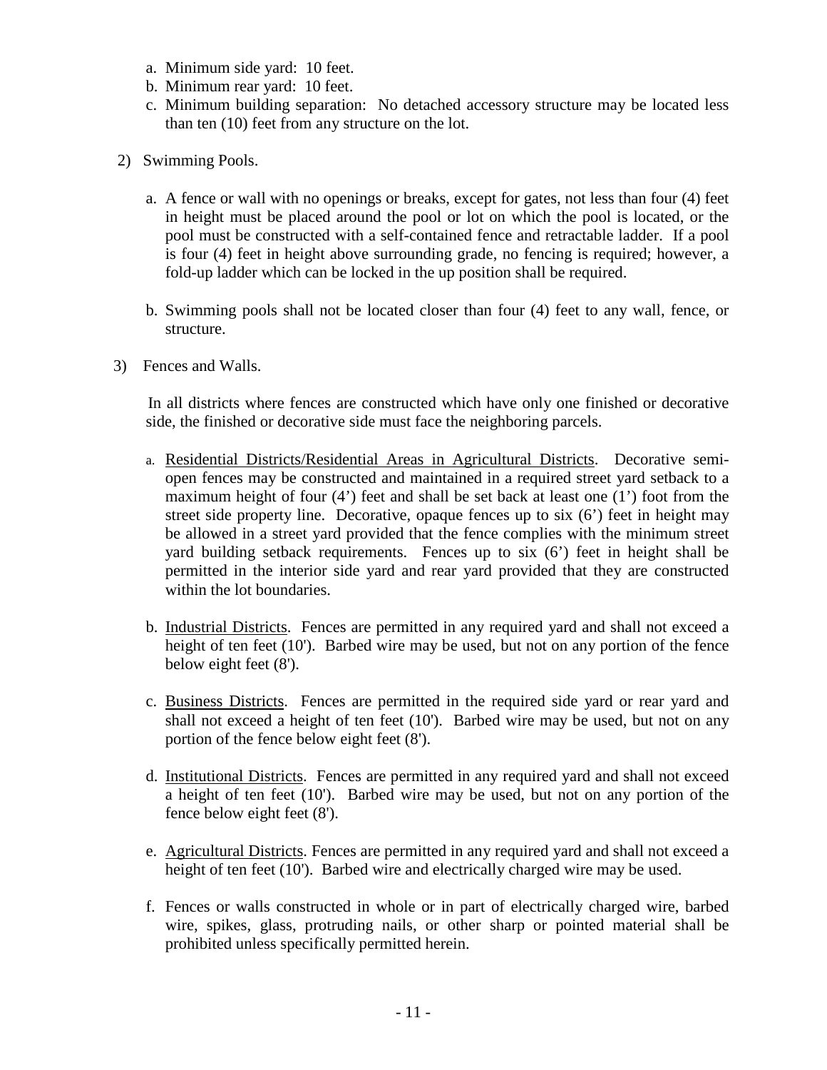a. Minimum side yard: 10 feet.
b. Minimum rear yard: 10 feet.
c. Minimum building separation: No detached accessory structure may be located less than ten (10) feet from any structure on the lot.

2) Swimming Pools.

a. A fence or wall with no openings or breaks, except for gates, not less than four (4) feet in height must be placed around the pool or lot on which the pool is located, or the pool must be constructed with a self-contained fence and retractable ladder. If a pool is four (4) feet in height above surrounding grade, no fencing is required; however, a fold-up ladder which can be locked in the up position shall be required.

b. Swimming pools shall not be located closer than four (4) feet to any wall, fence, or structure.

3) Fences and Walls.

In all districts where fences are constructed which have only one finished or decorative side, the finished or decorative side must face the neighboring parcels.

a. Residential Districts/Residential Areas in Agricultural Districts. Decorative semi-open fences may be constructed and maintained in a required street yard setback to a maximum height of four (4') feet and shall be set back at least one (1') foot from the street side property line. Decorative, opaque fences up to six (6') feet in height may be allowed in a street yard provided that the fence complies with the minimum street yard building setback requirements. Fences up to six (6') feet in height shall be permitted in the interior side yard and rear yard provided that they are constructed within the lot boundaries.

b. Industrial Districts. Fences are permitted in any required yard and shall not exceed a height of ten feet (10'). Barbed wire may be used, but not on any portion of the fence below eight feet (8').

c. Business Districts. Fences are permitted in the required side yard or rear yard and shall not exceed a height of ten feet (10'). Barbed wire may be used, but not on any portion of the fence below eight feet (8').

d. Institutional Districts. Fences are permitted in any required yard and shall not exceed a height of ten feet (10'). Barbed wire may be used, but not on any portion of the fence below eight feet (8').

e. Agricultural Districts. Fences are permitted in any required yard and shall not exceed a height of ten feet (10'). Barbed wire and electrically charged wire may be used.

f. Fences or walls constructed in whole or in part of electrically charged wire, barbed wire, spikes, glass, protruding nails, or other sharp or pointed material shall be prohibited unless specifically permitted herein.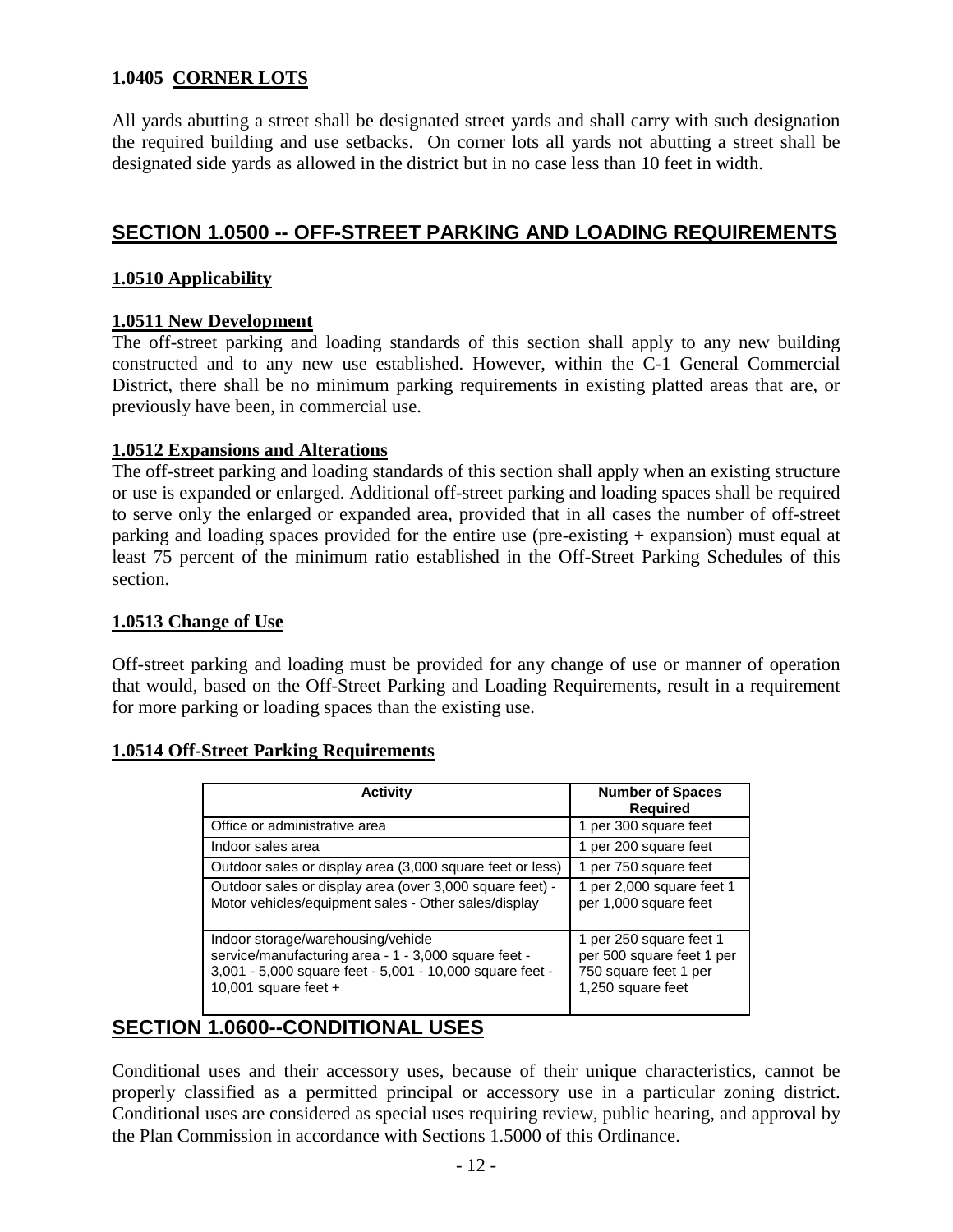### 1.0405 CORNER LOTS

All yards abutting a street shall be designated street yards and shall carry with such designation the required building and use setbacks. On corner lots all yards not abutting a street shall be designated side yards as allowed in the district but in no case less than 10 feet in width.

## SECTION 1.0500 -- OFF-STREET PARKING AND LOADING REQUIREMENTS

### 1.0510 Applicability

### 1.0511 New Development

The off-street parking and loading standards of this section shall apply to any new building constructed and to any new use established. However, within the C-1 General Commercial District, there shall be no minimum parking requirements in existing platted areas that are, or previously have been, in commercial use.

### 1.0512 Expansions and Alterations

The off-street parking and loading standards of this section shall apply when an existing structure or use is expanded or enlarged. Additional off-street parking and loading spaces shall be required to serve only the enlarged or expanded area, provided that in all cases the number of off-street parking and loading spaces provided for the entire use (pre-existing + expansion) must equal at least 75 percent of the minimum ratio established in the Off-Street Parking Schedules of this section.

### 1.0513 Change of Use

Off-street parking and loading must be provided for any change of use or manner of operation that would, based on the Off-Street Parking and Loading Requirements, result in a requirement for more parking or loading spaces than the existing use.

### 1.0514 Off-Street Parking Requirements

| Activity | Number of Spaces Required |
|---|---|
| Office or administrative area | 1 per 300 square feet |
| Indoor sales area | 1 per 200 square feet |
| Outdoor sales or display area (3,000 square feet or less) | 1 per 750 square feet |
| Outdoor sales or display area (over 3,000 square feet) - Motor vehicles/equipment sales - Other sales/display | 1 per 2,000 square feet 1 per 1,000 square feet |
| Indoor storage/warehousing/vehicle service/manufacturing area - 1 - 3,000 square feet - 3,001 - 5,000 square feet - 5,001 - 10,000 square feet - 10,001 square feet + | 1 per 250 square feet 1 per 500 square feet 1 per 750 square feet 1 per 1,250 square feet |

## SECTION 1.0600--CONDITIONAL USES

Conditional uses and their accessory uses, because of their unique characteristics, cannot be properly classified as a permitted principal or accessory use in a particular zoning district. Conditional uses are considered as special uses requiring review, public hearing, and approval by the Plan Commission in accordance with Sections 1.5000 of this Ordinance.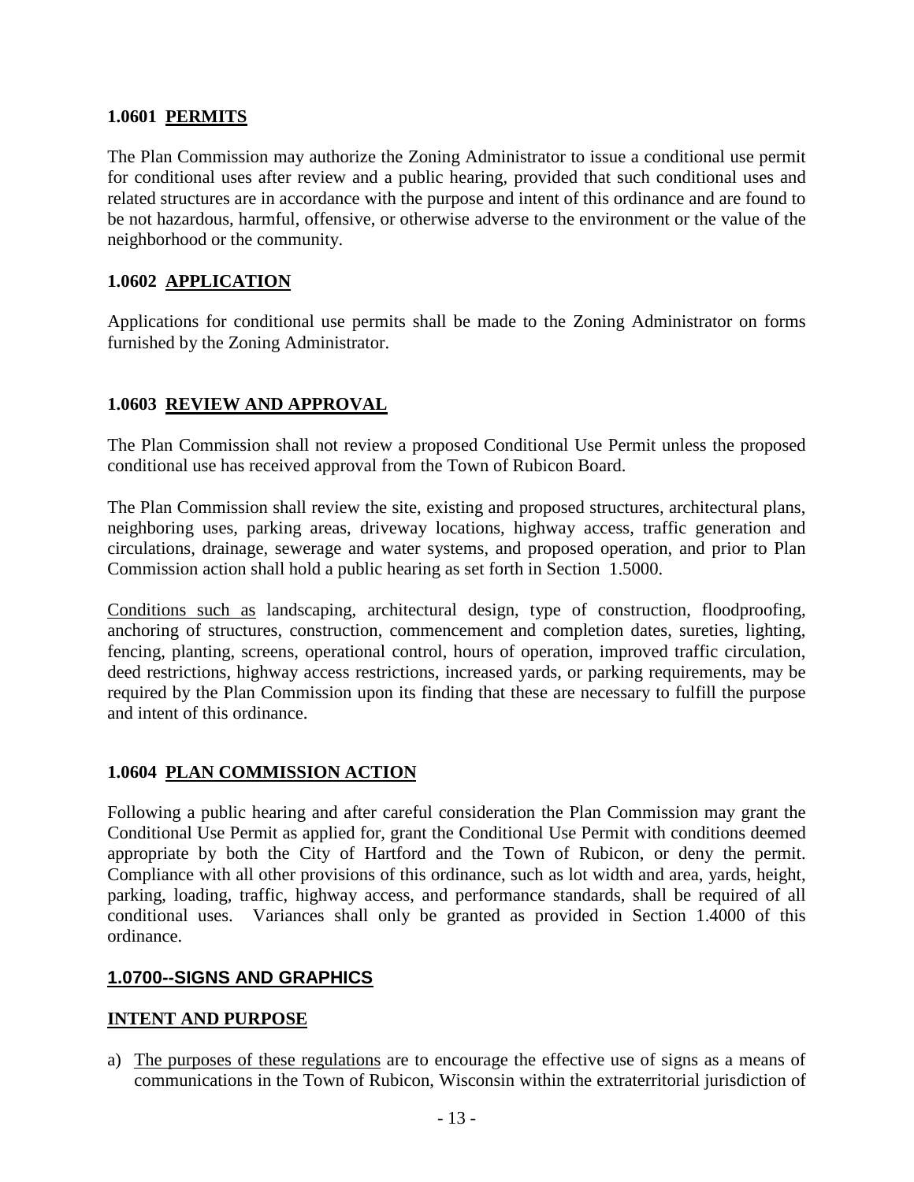### 1.0601 PERMITS

The Plan Commission may authorize the Zoning Administrator to issue a conditional use permit for conditional uses after review and a public hearing, provided that such conditional uses and related structures are in accordance with the purpose and intent of this ordinance and are found to be not hazardous, harmful, offensive, or otherwise adverse to the environment or the value of the neighborhood or the community.

### 1.0602 APPLICATION

Applications for conditional use permits shall be made to the Zoning Administrator on forms furnished by the Zoning Administrator.

### 1.0603 REVIEW AND APPROVAL

The Plan Commission shall not review a proposed Conditional Use Permit unless the proposed conditional use has received approval from the Town of Rubicon Board.

The Plan Commission shall review the site, existing and proposed structures, architectural plans, neighboring uses, parking areas, driveway locations, highway access, traffic generation and circulations, drainage, sewerage and water systems, and proposed operation, and prior to Plan Commission action shall hold a public hearing as set forth in Section 1.5000.

Conditions such as landscaping, architectural design, type of construction, floodproofing, anchoring of structures, construction, commencement and completion dates, sureties, lighting, fencing, planting, screens, operational control, hours of operation, improved traffic circulation, deed restrictions, highway access restrictions, increased yards, or parking requirements, may be required by the Plan Commission upon its finding that these are necessary to fulfill the purpose and intent of this ordinance.

### 1.0604 PLAN COMMISSION ACTION

Following a public hearing and after careful consideration the Plan Commission may grant the Conditional Use Permit as applied for, grant the Conditional Use Permit with conditions deemed appropriate by both the City of Hartford and the Town of Rubicon, or deny the permit. Compliance with all other provisions of this ordinance, such as lot width and area, yards, height, parking, loading, traffic, highway access, and performance standards, shall be required of all conditional uses. Variances shall only be granted as provided in Section 1.4000 of this ordinance.

## 1.0700--SIGNS AND GRAPHICS

### INTENT AND PURPOSE

a) The purposes of these regulations are to encourage the effective use of signs as a means of communications in the Town of Rubicon, Wisconsin within the extraterritorial jurisdiction of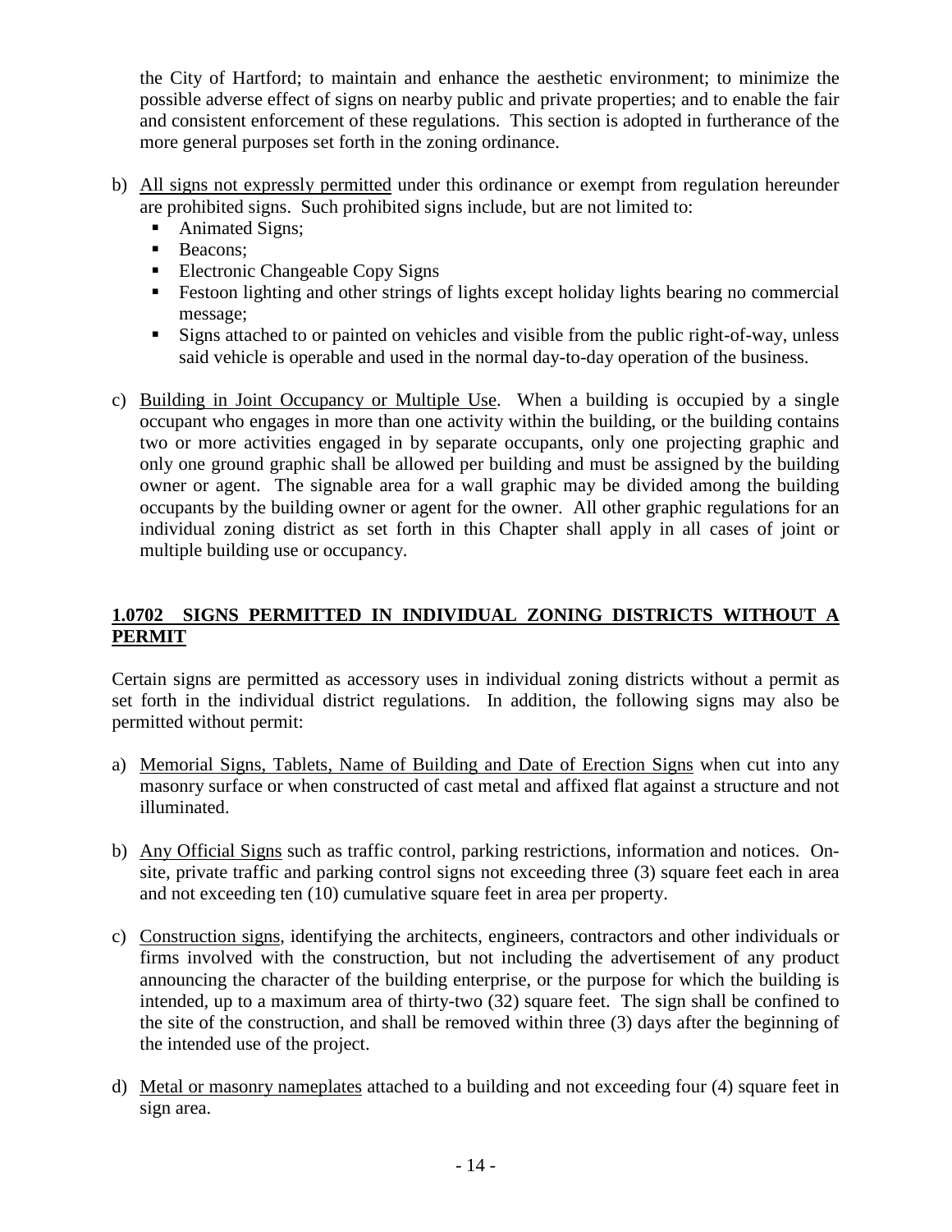the City of Hartford; to maintain and enhance the aesthetic environment; to minimize the possible adverse effect of signs on nearby public and private properties; and to enable the fair and consistent enforcement of these regulations. This section is adopted in furtherance of the more general purposes set forth in the zoning ordinance.

b) All signs not expressly permitted under this ordinance or exempt from regulation hereunder are prohibited signs. Such prohibited signs include, but are not limited to:
   - Animated Signs;
   - Beacons;
   - Electronic Changeable Copy Signs
   - Festoon lighting and other strings of lights except holiday lights bearing no commercial message;
   - Signs attached to or painted on vehicles and visible from the public right-of-way, unless said vehicle is operable and used in the normal day-to-day operation of the business.

c) Building in Joint Occupancy or Multiple Use. When a building is occupied by a single occupant who engages in more than one activity within the building, or the building contains two or more activities engaged in by separate occupants, only one projecting graphic and only one ground graphic shall be allowed per building and must be assigned by the building owner or agent. The signable area for a wall graphic may be divided among the building occupants by the building owner or agent for the owner. All other graphic regulations for an individual zoning district as set forth in this Chapter shall apply in all cases of joint or multiple building use or occupancy.

## 1.0702 SIGNS PERMITTED IN INDIVIDUAL ZONING DISTRICTS WITHOUT A PERMIT

Certain signs are permitted as accessory uses in individual zoning districts without a permit as set forth in the individual district regulations. In addition, the following signs may also be permitted without permit:

a) Memorial Signs, Tablets, Name of Building and Date of Erection Signs when cut into any masonry surface or when constructed of cast metal and affixed flat against a structure and not illuminated.

b) Any Official Signs such as traffic control, parking restrictions, information and notices. On-site, private traffic and parking control signs not exceeding three (3) square feet each in area and not exceeding ten (10) cumulative square feet in area per property.

c) Construction signs, identifying the architects, engineers, contractors and other individuals or firms involved with the construction, but not including the advertisement of any product announcing the character of the building enterprise, or the purpose for which the building is intended, up to a maximum area of thirty-two (32) square feet. The sign shall be confined to the site of the construction, and shall be removed within three (3) days after the beginning of the intended use of the project.

d) Metal or masonry nameplates attached to a building and not exceeding four (4) square feet in sign area.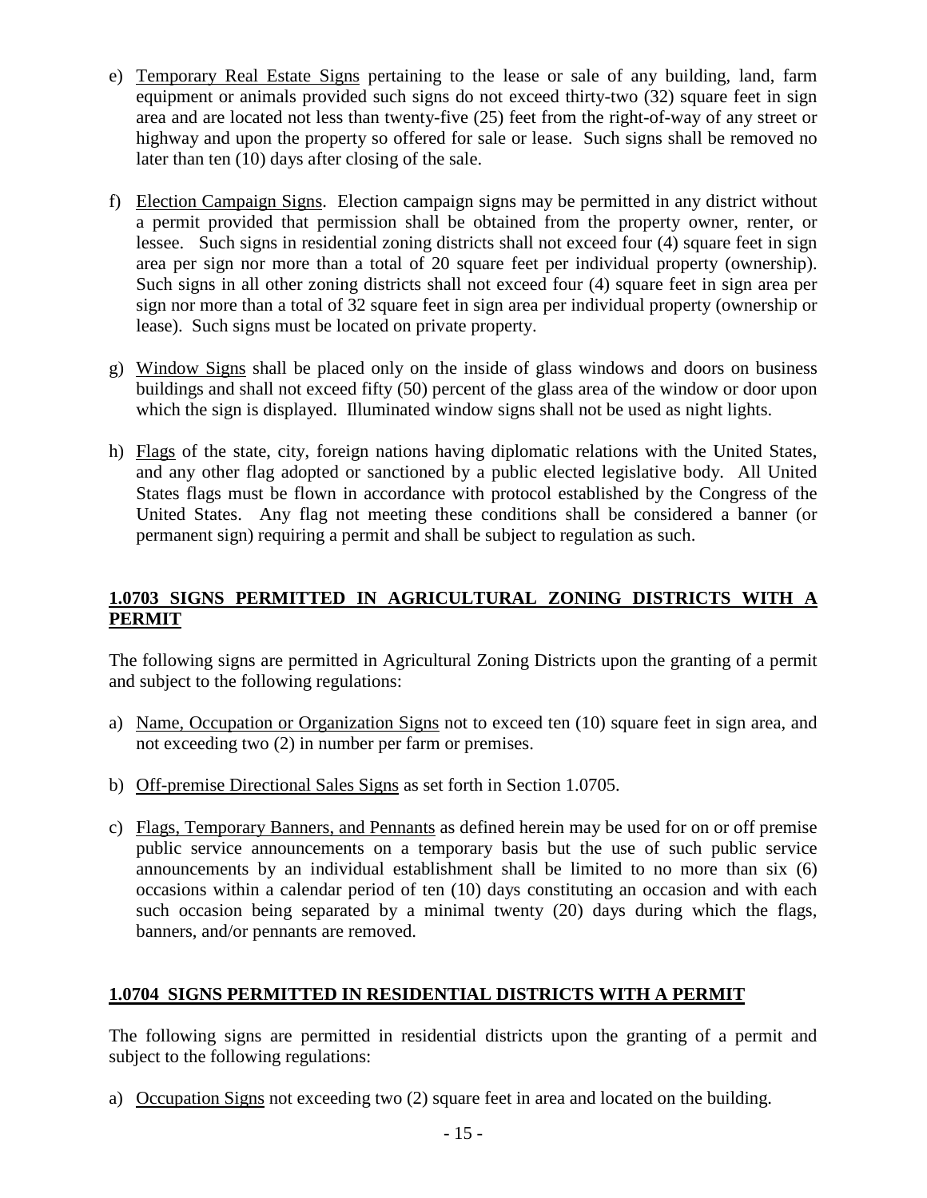e) Temporary Real Estate Signs pertaining to the lease or sale of any building, land, farm equipment or animals provided such signs do not exceed thirty-two (32) square feet in sign area and are located not less than twenty-five (25) feet from the right-of-way of any street or highway and upon the property so offered for sale or lease. Such signs shall be removed no later than ten (10) days after closing of the sale.

f) Election Campaign Signs. Election campaign signs may be permitted in any district without a permit provided that permission shall be obtained from the property owner, renter, or lessee. Such signs in residential zoning districts shall not exceed four (4) square feet in sign area per sign nor more than a total of 20 square feet per individual property (ownership). Such signs in all other zoning districts shall not exceed four (4) square feet in sign area per sign nor more than a total of 32 square feet in sign area per individual property (ownership or lease). Such signs must be located on private property.

g) Window Signs shall be placed only on the inside of glass windows and doors on business buildings and shall not exceed fifty (50) percent of the glass area of the window or door upon which the sign is displayed. Illuminated window signs shall not be used as night lights.

h) Flags of the state, city, foreign nations having diplomatic relations with the United States, and any other flag adopted or sanctioned by a public elected legislative body. All United States flags must be flown in accordance with protocol established by the Congress of the United States. Any flag not meeting these conditions shall be considered a banner (or permanent sign) requiring a permit and shall be subject to regulation as such.

## 1.0703 SIGNS PERMITTED IN AGRICULTURAL ZONING DISTRICTS WITH A PERMIT

The following signs are permitted in Agricultural Zoning Districts upon the granting of a permit and subject to the following regulations:

a) Name, Occupation or Organization Signs not to exceed ten (10) square feet in sign area, and not exceeding two (2) in number per farm or premises.

b) Off-premise Directional Sales Signs as set forth in Section 1.0705.

c) Flags, Temporary Banners, and Pennants as defined herein may be used for on or off premise public service announcements on a temporary basis but the use of such public service announcements by an individual establishment shall be limited to no more than six (6) occasions within a calendar period of ten (10) days constituting an occasion and with each such occasion being separated by a minimal twenty (20) days during which the flags, banners, and/or pennants are removed.

## 1.0704 SIGNS PERMITTED IN RESIDENTIAL DISTRICTS WITH A PERMIT

The following signs are permitted in residential districts upon the granting of a permit and subject to the following regulations:

a) Occupation Signs not exceeding two (2) square feet in area and located on the building.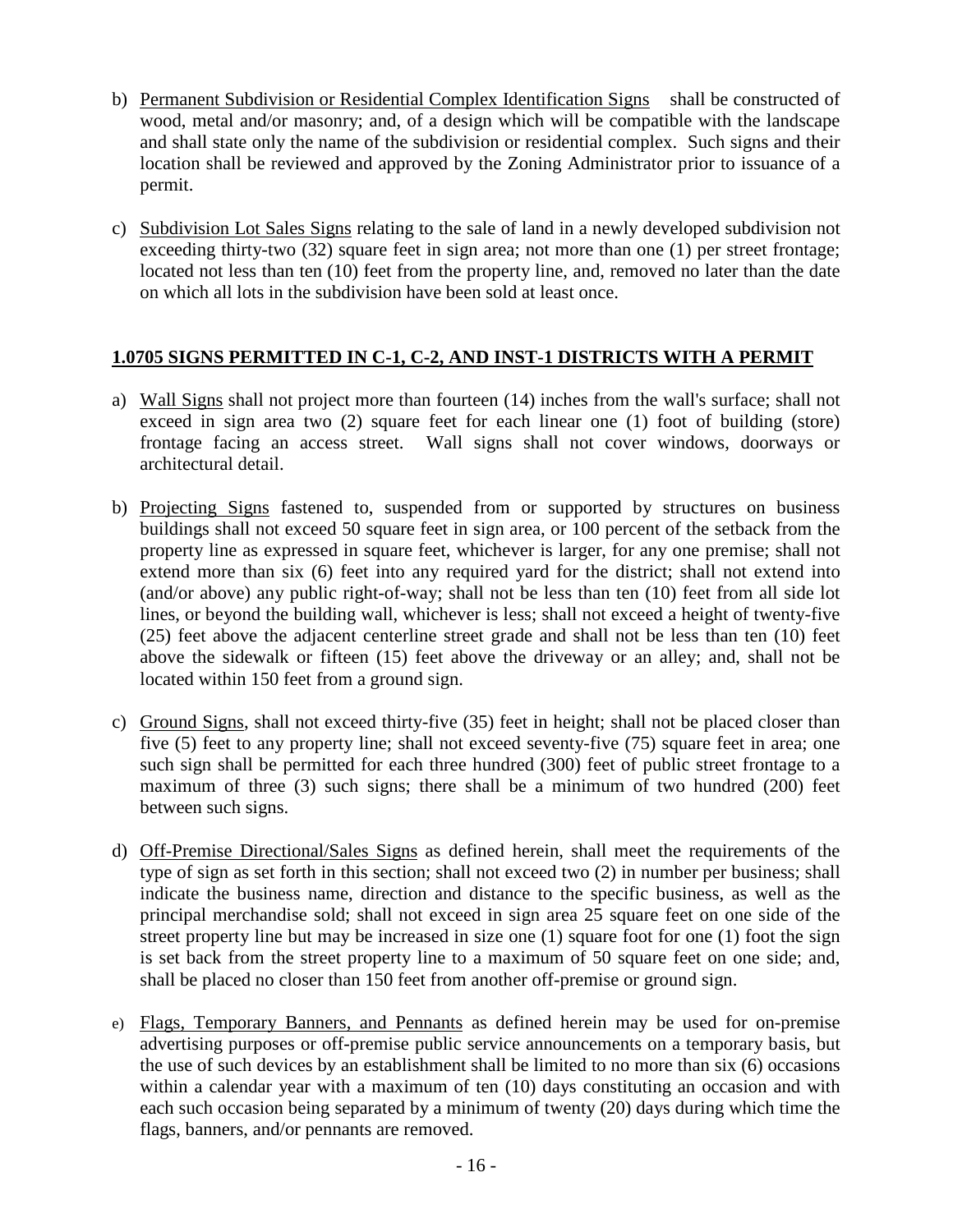b) Permanent Subdivision or Residential Complex Identification Signs shall be constructed of wood, metal and/or masonry; and, of a design which will be compatible with the landscape and shall state only the name of the subdivision or residential complex. Such signs and their location shall be reviewed and approved by the Zoning Administrator prior to issuance of a permit.

c) Subdivision Lot Sales Signs relating to the sale of land in a newly developed subdivision not exceeding thirty-two (32) square feet in sign area; not more than one (1) per street frontage; located not less than ten (10) feet from the property line, and, removed no later than the date on which all lots in the subdivision have been sold at least once.

## 1.0705 SIGNS PERMITTED IN C-1, C-2, AND INST-1 DISTRICTS WITH A PERMIT

a) Wall Signs shall not project more than fourteen (14) inches from the wall's surface; shall not exceed in sign area two (2) square feet for each linear one (1) foot of building (store) frontage facing an access street. Wall signs shall not cover windows, doorways or architectural detail.

b) Projecting Signs fastened to, suspended from or supported by structures on business buildings shall not exceed 50 square feet in sign area, or 100 percent of the setback from the property line as expressed in square feet, whichever is larger, for any one premise; shall not extend more than six (6) feet into any required yard for the district; shall not extend into (and/or above) any public right-of-way; shall not be less than ten (10) feet from all side lot lines, or beyond the building wall, whichever is less; shall not exceed a height of twenty-five (25) feet above the adjacent centerline street grade and shall not be less than ten (10) feet above the sidewalk or fifteen (15) feet above the driveway or an alley; and, shall not be located within 150 feet from a ground sign.

c) Ground Signs, shall not exceed thirty-five (35) feet in height; shall not be placed closer than five (5) feet to any property line; shall not exceed seventy-five (75) square feet in area; one such sign shall be permitted for each three hundred (300) feet of public street frontage to a maximum of three (3) such signs; there shall be a minimum of two hundred (200) feet between such signs.

d) Off-Premise Directional/Sales Signs as defined herein, shall meet the requirements of the type of sign as set forth in this section; shall not exceed two (2) in number per business; shall indicate the business name, direction and distance to the specific business, as well as the principal merchandise sold; shall not exceed in sign area 25 square feet on one side of the street property line but may be increased in size one (1) square foot for one (1) foot the sign is set back from the street property line to a maximum of 50 square feet on one side; and, shall be placed no closer than 150 feet from another off-premise or ground sign.

e) Flags, Temporary Banners, and Pennants as defined herein may be used for on-premise advertising purposes or off-premise public service announcements on a temporary basis, but the use of such devices by an establishment shall be limited to no more than six (6) occasions within a calendar year with a maximum of ten (10) days constituting an occasion and with each such occasion being separated by a minimum of twenty (20) days during which time the flags, banners, and/or pennants are removed.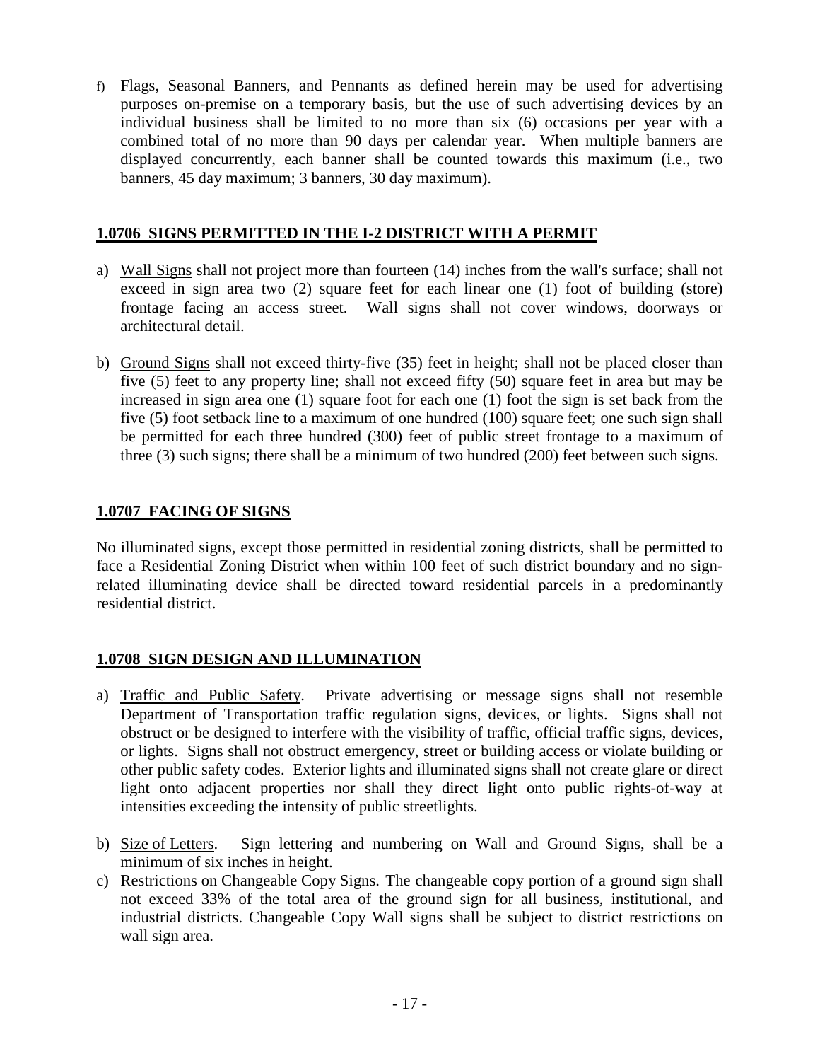f) Flags, Seasonal Banners, and Pennants as defined herein may be used for advertising purposes on-premise on a temporary basis, but the use of such advertising devices by an individual business shall be limited to no more than six (6) occasions per year with a combined total of no more than 90 days per calendar year. When multiple banners are displayed concurrently, each banner shall be counted towards this maximum (i.e., two banners, 45 day maximum; 3 banners, 30 day maximum).

## 1.0706 SIGNS PERMITTED IN THE I-2 DISTRICT WITH A PERMIT

a) Wall Signs shall not project more than fourteen (14) inches from the wall's surface; shall not exceed in sign area two (2) square feet for each linear one (1) foot of building (store) frontage facing an access street. Wall signs shall not cover windows, doorways or architectural detail.

b) Ground Signs shall not exceed thirty-five (35) feet in height; shall not be placed closer than five (5) feet to any property line; shall not exceed fifty (50) square feet in area but may be increased in sign area one (1) square foot for each one (1) foot the sign is set back from the five (5) foot setback line to a maximum of one hundred (100) square feet; one such sign shall be permitted for each three hundred (300) feet of public street frontage to a maximum of three (3) such signs; there shall be a minimum of two hundred (200) feet between such signs.

## 1.0707 FACING OF SIGNS

No illuminated signs, except those permitted in residential zoning districts, shall be permitted to face a Residential Zoning District when within 100 feet of such district boundary and no sign-related illuminating device shall be directed toward residential parcels in a predominantly residential district.

## 1.0708 SIGN DESIGN AND ILLUMINATION

a) Traffic and Public Safety. Private advertising or message signs shall not resemble Department of Transportation traffic regulation signs, devices, or lights. Signs shall not obstruct or be designed to interfere with the visibility of traffic, official traffic signs, devices, or lights. Signs shall not obstruct emergency, street or building access or violate building or other public safety codes. Exterior lights and illuminated signs shall not create glare or direct light onto adjacent properties nor shall they direct light onto public rights-of-way at intensities exceeding the intensity of public streetlights.

b) Size of Letters. Sign lettering and numbering on Wall and Ground Signs, shall be a minimum of six inches in height.

c) Restrictions on Changeable Copy Signs. The changeable copy portion of a ground sign shall not exceed 33% of the total area of the ground sign for all business, institutional, and industrial districts. Changeable Copy Wall signs shall be subject to district restrictions on wall sign area.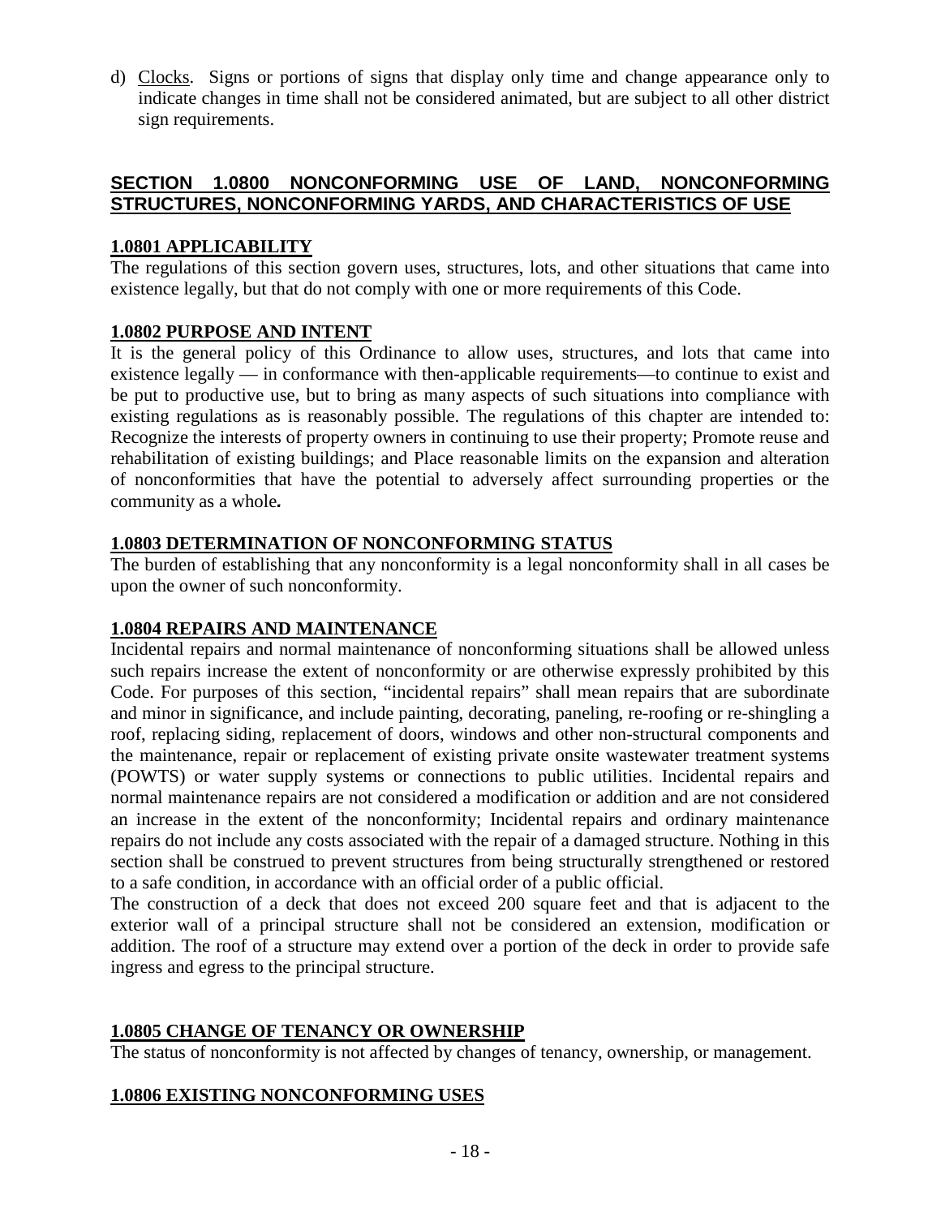d) Clocks. Signs or portions of signs that display only time and change appearance only to indicate changes in time shall not be considered animated, but are subject to all other district sign requirements.

## SECTION 1.0800 NONCONFORMING USE OF LAND, NONCONFORMING STRUCTURES, NONCONFORMING YARDS, AND CHARACTERISTICS OF USE

### 1.0801 APPLICABILITY

The regulations of this section govern uses, structures, lots, and other situations that came into existence legally, but that do not comply with one or more requirements of this Code.

### 1.0802 PURPOSE AND INTENT

It is the general policy of this Ordinance to allow uses, structures, and lots that came into existence legally — in conformance with then-applicable requirements—to continue to exist and be put to productive use, but to bring as many aspects of such situations into compliance with existing regulations as is reasonably possible. The regulations of this chapter are intended to: Recognize the interests of property owners in continuing to use their property; Promote reuse and rehabilitation of existing buildings; and Place reasonable limits on the expansion and alteration of nonconformities that have the potential to adversely affect surrounding properties or the community as a whole**.**

### 1.0803 DETERMINATION OF NONCONFORMING STATUS

The burden of establishing that any nonconformity is a legal nonconformity shall in all cases be upon the owner of such nonconformity.

### 1.0804 REPAIRS AND MAINTENANCE

Incidental repairs and normal maintenance of nonconforming situations shall be allowed unless such repairs increase the extent of nonconformity or are otherwise expressly prohibited by this Code. For purposes of this section, "incidental repairs" shall mean repairs that are subordinate and minor in significance, and include painting, decorating, paneling, re-roofing or re-shingling a roof, replacing siding, replacement of doors, windows and other non-structural components and the maintenance, repair or replacement of existing private onsite wastewater treatment systems (POWTS) or water supply systems or connections to public utilities. Incidental repairs and normal maintenance repairs are not considered a modification or addition and are not considered an increase in the extent of the nonconformity; Incidental repairs and ordinary maintenance repairs do not include any costs associated with the repair of a damaged structure. Nothing in this section shall be construed to prevent structures from being structurally strengthened or restored to a safe condition, in accordance with an official order of a public official.

The construction of a deck that does not exceed 200 square feet and that is adjacent to the exterior wall of a principal structure shall not be considered an extension, modification or addition. The roof of a structure may extend over a portion of the deck in order to provide safe ingress and egress to the principal structure.

### 1.0805 CHANGE OF TENANCY OR OWNERSHIP

The status of nonconformity is not affected by changes of tenancy, ownership, or management.

### 1.0806 EXISTING NONCONFORMING USES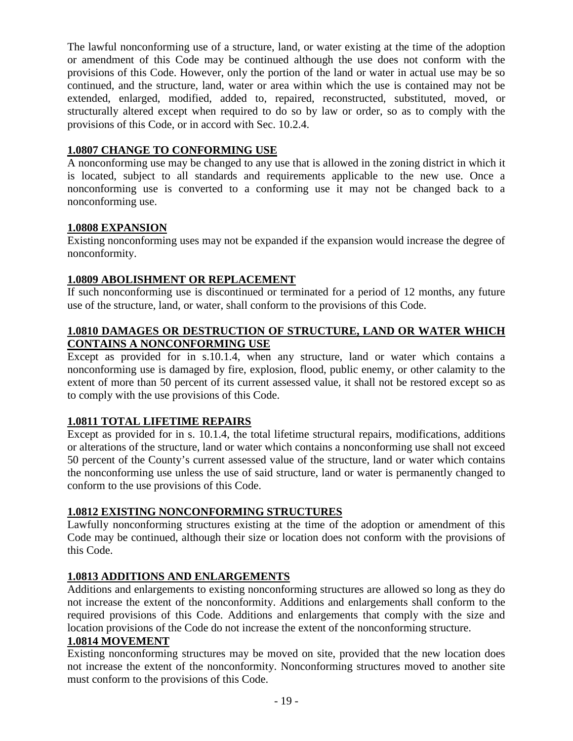The lawful nonconforming use of a structure, land, or water existing at the time of the adoption or amendment of this Code may be continued although the use does not conform with the provisions of this Code. However, only the portion of the land or water in actual use may be so continued, and the structure, land, water or area within which the use is contained may not be extended, enlarged, modified, added to, repaired, reconstructed, substituted, moved, or structurally altered except when required to do so by law or order, so as to comply with the provisions of this Code, or in accord with Sec. 10.2.4.

### 1.0807 CHANGE TO CONFORMING USE

A nonconforming use may be changed to any use that is allowed in the zoning district in which it is located, subject to all standards and requirements applicable to the new use. Once a nonconforming use is converted to a conforming use it may not be changed back to a nonconforming use.

### 1.0808 EXPANSION

Existing nonconforming uses may not be expanded if the expansion would increase the degree of nonconformity.

### 1.0809 ABOLISHMENT OR REPLACEMENT

If such nonconforming use is discontinued or terminated for a period of 12 months, any future use of the structure, land, or water, shall conform to the provisions of this Code.

### 1.0810 DAMAGES OR DESTRUCTION OF STRUCTURE, LAND OR WATER WHICH CONTAINS A NONCONFORMING USE

Except as provided for in s.10.1.4, when any structure, land or water which contains a nonconforming use is damaged by fire, explosion, flood, public enemy, or other calamity to the extent of more than 50 percent of its current assessed value, it shall not be restored except so as to comply with the use provisions of this Code.

### 1.0811 TOTAL LIFETIME REPAIRS

Except as provided for in s. 10.1.4, the total lifetime structural repairs, modifications, additions or alterations of the structure, land or water which contains a nonconforming use shall not exceed 50 percent of the County's current assessed value of the structure, land or water which contains the nonconforming use unless the use of said structure, land or water is permanently changed to conform to the use provisions of this Code.

### 1.0812 EXISTING NONCONFORMING STRUCTURES

Lawfully nonconforming structures existing at the time of the adoption or amendment of this Code may be continued, although their size or location does not conform with the provisions of this Code.

### 1.0813 ADDITIONS AND ENLARGEMENTS

Additions and enlargements to existing nonconforming structures are allowed so long as they do not increase the extent of the nonconformity. Additions and enlargements shall conform to the required provisions of this Code. Additions and enlargements that comply with the size and location provisions of the Code do not increase the extent of the nonconforming structure.

### 1.0814 MOVEMENT

Existing nonconforming structures may be moved on site, provided that the new location does not increase the extent of the nonconformity. Nonconforming structures moved to another site must conform to the provisions of this Code.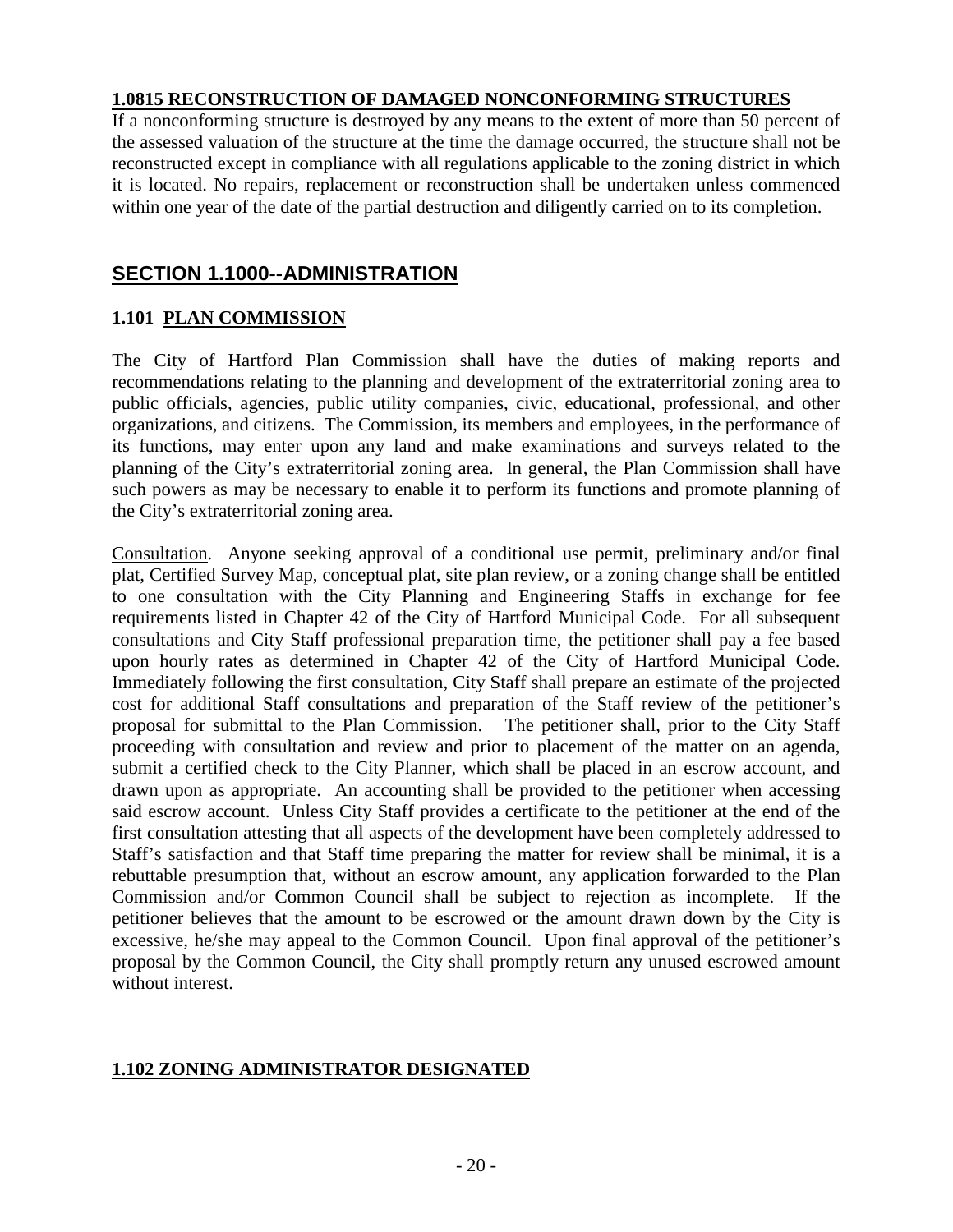### 1.0815 RECONSTRUCTION OF DAMAGED NONCONFORMING STRUCTURES

If a nonconforming structure is destroyed by any means to the extent of more than 50 percent of the assessed valuation of the structure at the time the damage occurred, the structure shall not be reconstructed except in compliance with all regulations applicable to the zoning district in which it is located. No repairs, replacement or reconstruction shall be undertaken unless commenced within one year of the date of the partial destruction and diligently carried on to its completion.

## SECTION 1.1000--ADMINISTRATION

### 1.101 PLAN COMMISSION

The City of Hartford Plan Commission shall have the duties of making reports and recommendations relating to the planning and development of the extraterritorial zoning area to public officials, agencies, public utility companies, civic, educational, professional, and other organizations, and citizens. The Commission, its members and employees, in the performance of its functions, may enter upon any land and make examinations and surveys related to the planning of the City's extraterritorial zoning area. In general, the Plan Commission shall have such powers as may be necessary to enable it to perform its functions and promote planning of the City's extraterritorial zoning area.

Consultation. Anyone seeking approval of a conditional use permit, preliminary and/or final plat, Certified Survey Map, conceptual plat, site plan review, or a zoning change shall be entitled to one consultation with the City Planning and Engineering Staffs in exchange for fee requirements listed in Chapter 42 of the City of Hartford Municipal Code. For all subsequent consultations and City Staff professional preparation time, the petitioner shall pay a fee based upon hourly rates as determined in Chapter 42 of the City of Hartford Municipal Code. Immediately following the first consultation, City Staff shall prepare an estimate of the projected cost for additional Staff consultations and preparation of the Staff review of the petitioner's proposal for submittal to the Plan Commission. The petitioner shall, prior to the City Staff proceeding with consultation and review and prior to placement of the matter on an agenda, submit a certified check to the City Planner, which shall be placed in an escrow account, and drawn upon as appropriate. An accounting shall be provided to the petitioner when accessing said escrow account. Unless City Staff provides a certificate to the petitioner at the end of the first consultation attesting that all aspects of the development have been completely addressed to Staff's satisfaction and that Staff time preparing the matter for review shall be minimal, it is a rebuttable presumption that, without an escrow amount, any application forwarded to the Plan Commission and/or Common Council shall be subject to rejection as incomplete. If the petitioner believes that the amount to be escrowed or the amount drawn down by the City is excessive, he/she may appeal to the Common Council. Upon final approval of the petitioner's proposal by the Common Council, the City shall promptly return any unused escrowed amount without interest.

### 1.102 ZONING ADMINISTRATOR DESIGNATED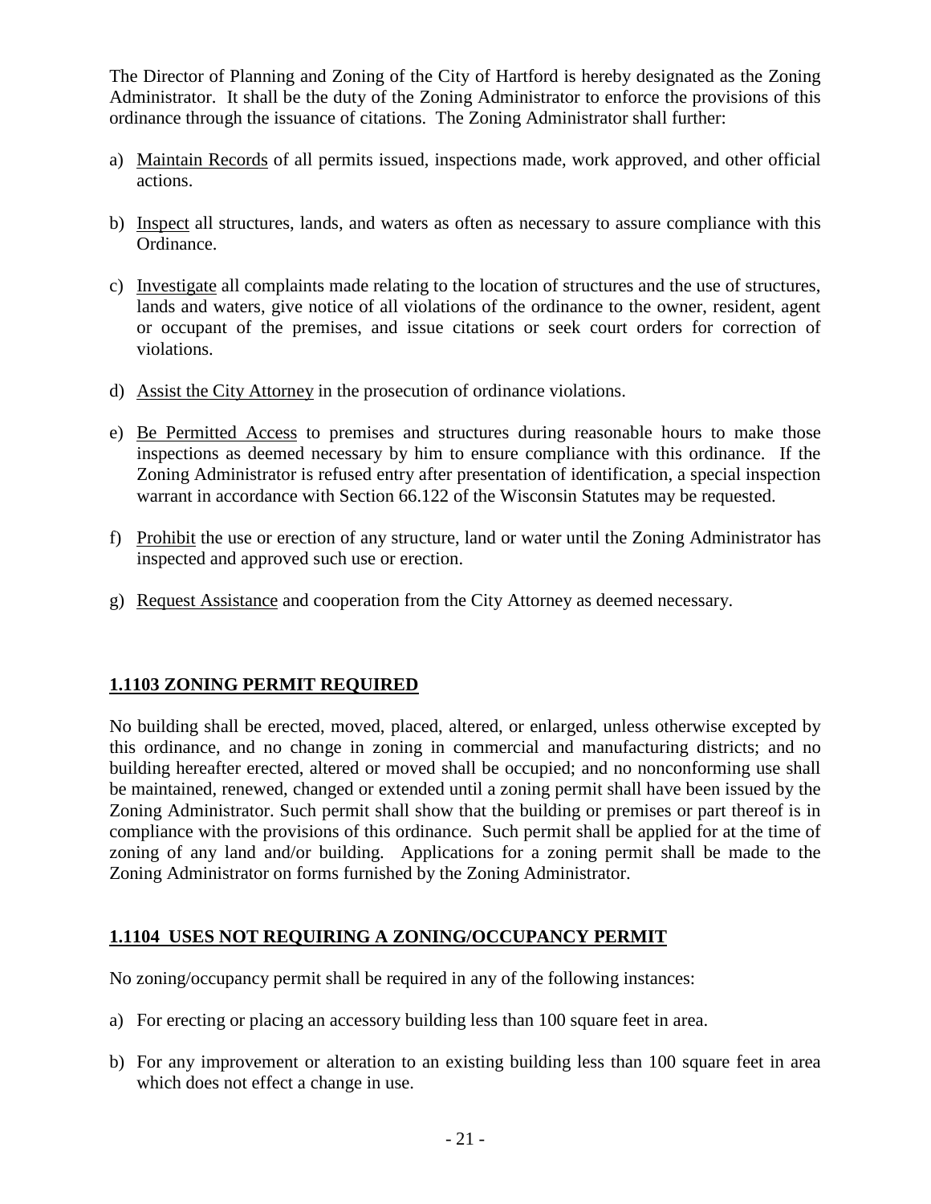The Director of Planning and Zoning of the City of Hartford is hereby designated as the Zoning Administrator. It shall be the duty of the Zoning Administrator to enforce the provisions of this ordinance through the issuance of citations. The Zoning Administrator shall further:

a) <u>Maintain Records</u> of all permits issued, inspections made, work approved, and other official actions.

b) <u>Inspect</u> all structures, lands, and waters as often as necessary to assure compliance with this Ordinance.

c) <u>Investigate</u> all complaints made relating to the location of structures and the use of structures, lands and waters, give notice of all violations of the ordinance to the owner, resident, agent or occupant of the premises, and issue citations or seek court orders for correction of violations.

d) <u>Assist the City Attorney</u> in the prosecution of ordinance violations.

e) <u>Be Permitted Access</u> to premises and structures during reasonable hours to make those inspections as deemed necessary by him to ensure compliance with this ordinance. If the Zoning Administrator is refused entry after presentation of identification, a special inspection warrant in accordance with Section 66.122 of the Wisconsin Statutes may be requested.

f) <u>Prohibit</u> the use or erection of any structure, land or water until the Zoning Administrator has inspected and approved such use or erection.

g) <u>Request Assistance</u> and cooperation from the City Attorney as deemed necessary.

## 1.1103 ZONING PERMIT REQUIRED

No building shall be erected, moved, placed, altered, or enlarged, unless otherwise excepted by this ordinance, and no change in zoning in commercial and manufacturing districts; and no building hereafter erected, altered or moved shall be occupied; and no nonconforming use shall be maintained, renewed, changed or extended until a zoning permit shall have been issued by the Zoning Administrator. Such permit shall show that the building or premises or part thereof is in compliance with the provisions of this ordinance. Such permit shall be applied for at the time of zoning of any land and/or building. Applications for a zoning permit shall be made to the Zoning Administrator on forms furnished by the Zoning Administrator.

## 1.1104 USES NOT REQUIRING A ZONING/OCCUPANCY PERMIT

No zoning/occupancy permit shall be required in any of the following instances:

a) For erecting or placing an accessory building less than 100 square feet in area.

b) For any improvement or alteration to an existing building less than 100 square feet in area which does not effect a change in use.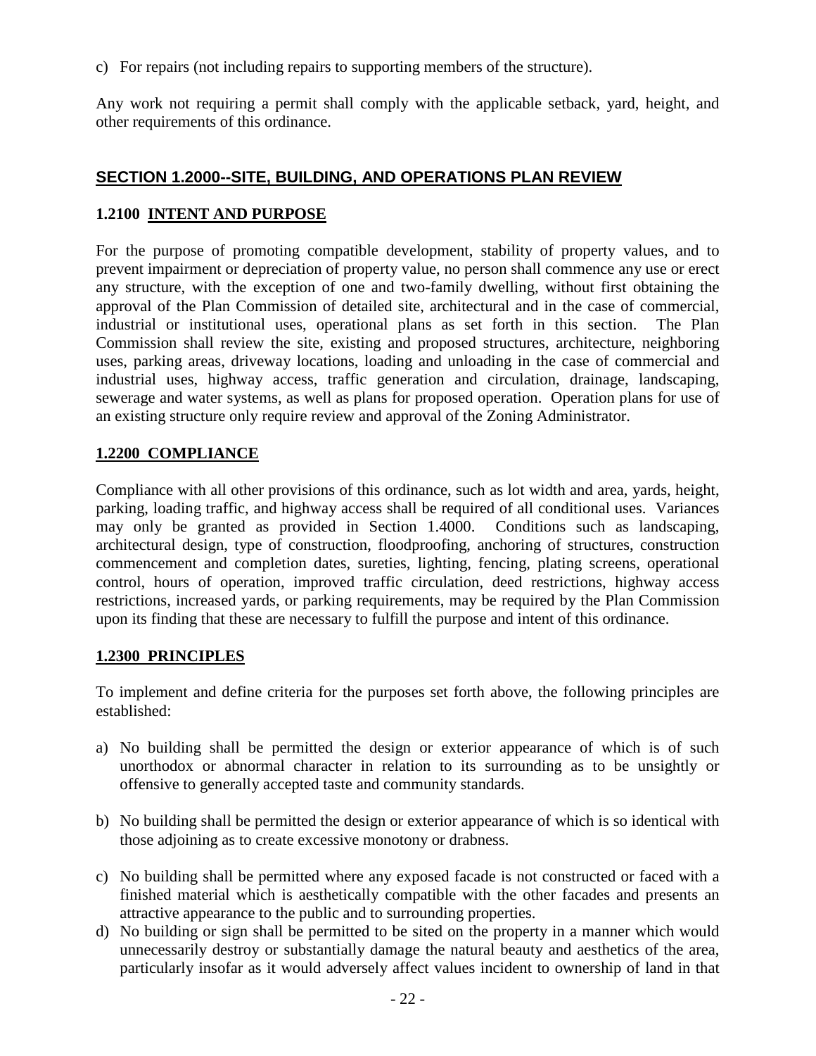c) For repairs (not including repairs to supporting members of the structure).

Any work not requiring a permit shall comply with the applicable setback, yard, height, and other requirements of this ordinance.

## SECTION 1.2000--SITE, BUILDING, AND OPERATIONS PLAN REVIEW

### 1.2100 INTENT AND PURPOSE

For the purpose of promoting compatible development, stability of property values, and to prevent impairment or depreciation of property value, no person shall commence any use or erect any structure, with the exception of one and two-family dwelling, without first obtaining the approval of the Plan Commission of detailed site, architectural and in the case of commercial, industrial or institutional uses, operational plans as set forth in this section. The Plan Commission shall review the site, existing and proposed structures, architecture, neighboring uses, parking areas, driveway locations, loading and unloading in the case of commercial and industrial uses, highway access, traffic generation and circulation, drainage, landscaping, sewerage and water systems, as well as plans for proposed operation. Operation plans for use of an existing structure only require review and approval of the Zoning Administrator.

### 1.2200 COMPLIANCE

Compliance with all other provisions of this ordinance, such as lot width and area, yards, height, parking, loading traffic, and highway access shall be required of all conditional uses. Variances may only be granted as provided in Section 1.4000. Conditions such as landscaping, architectural design, type of construction, floodproofing, anchoring of structures, construction commencement and completion dates, sureties, lighting, fencing, plating screens, operational control, hours of operation, improved traffic circulation, deed restrictions, highway access restrictions, increased yards, or parking requirements, may be required by the Plan Commission upon its finding that these are necessary to fulfill the purpose and intent of this ordinance.

### 1.2300 PRINCIPLES

To implement and define criteria for the purposes set forth above, the following principles are established:

a) No building shall be permitted the design or exterior appearance of which is of such unorthodox or abnormal character in relation to its surrounding as to be unsightly or offensive to generally accepted taste and community standards.

b) No building shall be permitted the design or exterior appearance of which is so identical with those adjoining as to create excessive monotony or drabness.

c) No building shall be permitted where any exposed facade is not constructed or faced with a finished material which is aesthetically compatible with the other facades and presents an attractive appearance to the public and to surrounding properties.

d) No building or sign shall be permitted to be sited on the property in a manner which would unnecessarily destroy or substantially damage the natural beauty and aesthetics of the area, particularly insofar as it would adversely affect values incident to ownership of land in that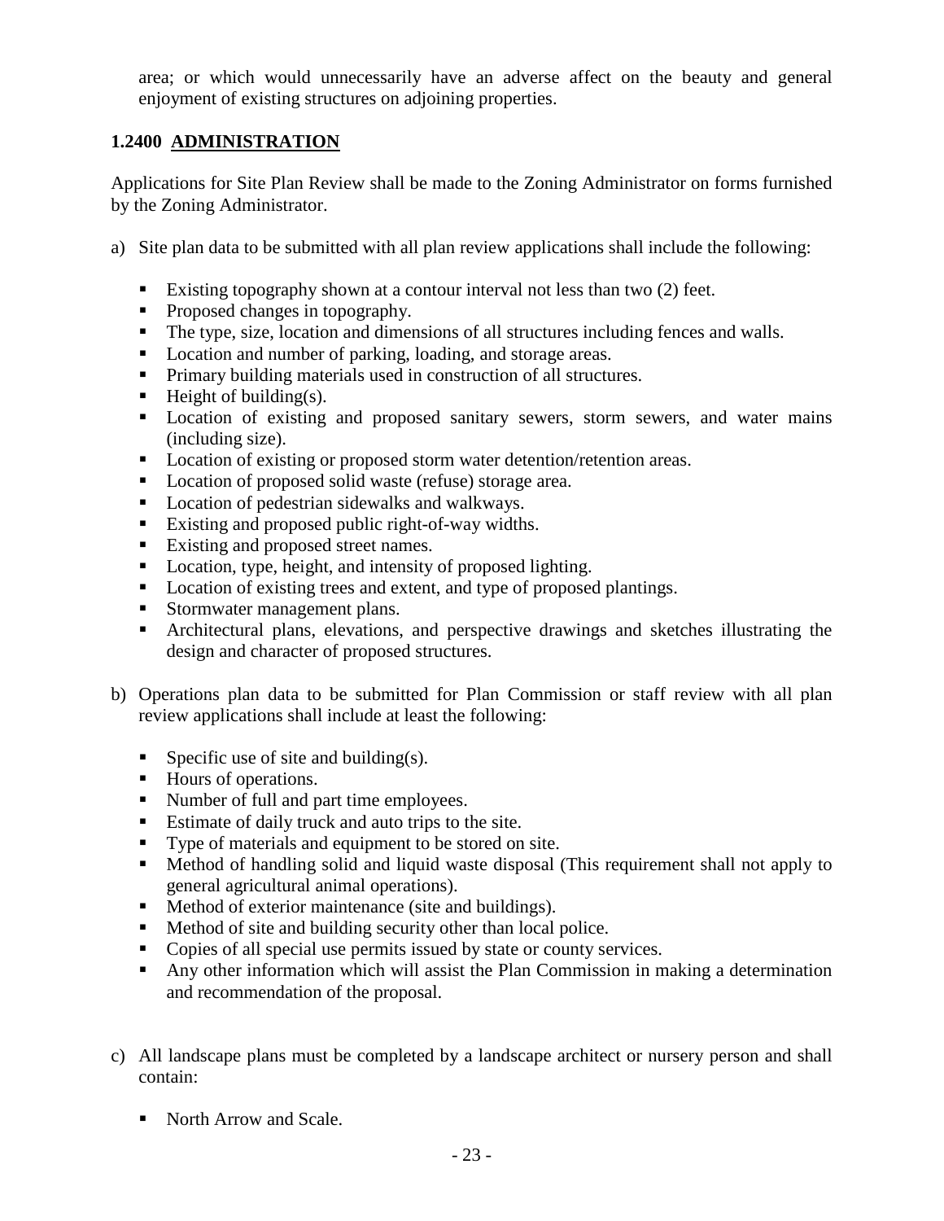area; or which would unnecessarily have an adverse affect on the beauty and general enjoyment of existing structures on adjoining properties.

## 1.2400 ADMINISTRATION

Applications for Site Plan Review shall be made to the Zoning Administrator on forms furnished by the Zoning Administrator.

a) Site plan data to be submitted with all plan review applications shall include the following:

- Existing topography shown at a contour interval not less than two (2) feet.
- Proposed changes in topography.
- The type, size, location and dimensions of all structures including fences and walls.
- Location and number of parking, loading, and storage areas.
- Primary building materials used in construction of all structures.
- Height of building(s).
- Location of existing and proposed sanitary sewers, storm sewers, and water mains (including size).
- Location of existing or proposed storm water detention/retention areas.
- Location of proposed solid waste (refuse) storage area.
- Location of pedestrian sidewalks and walkways.
- Existing and proposed public right-of-way widths.
- Existing and proposed street names.
- Location, type, height, and intensity of proposed lighting.
- Location of existing trees and extent, and type of proposed plantings.
- Stormwater management plans.
- Architectural plans, elevations, and perspective drawings and sketches illustrating the design and character of proposed structures.

b) Operations plan data to be submitted for Plan Commission or staff review with all plan review applications shall include at least the following:

- Specific use of site and building(s).
- Hours of operations.
- Number of full and part time employees.
- Estimate of daily truck and auto trips to the site.
- Type of materials and equipment to be stored on site.
- Method of handling solid and liquid waste disposal (This requirement shall not apply to general agricultural animal operations).
- Method of exterior maintenance (site and buildings).
- Method of site and building security other than local police.
- Copies of all special use permits issued by state or county services.
- Any other information which will assist the Plan Commission in making a determination and recommendation of the proposal.

c) All landscape plans must be completed by a landscape architect or nursery person and shall contain:

- North Arrow and Scale.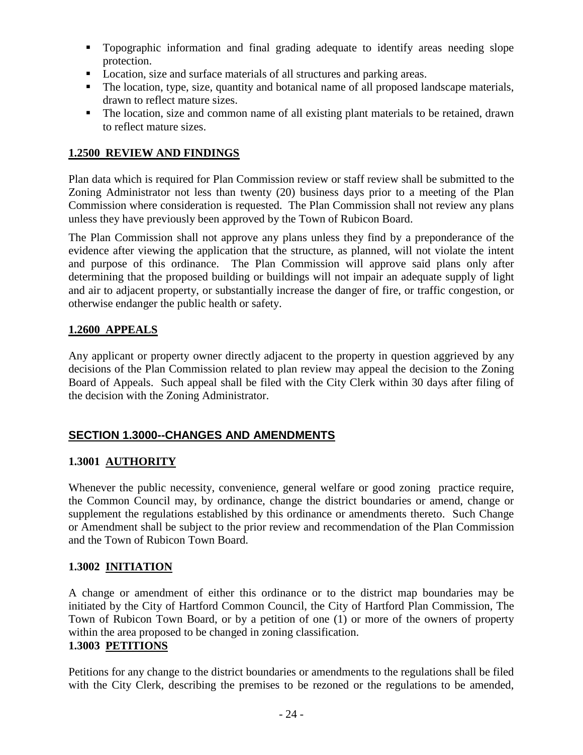- Topographic information and final grading adequate to identify areas needing slope protection.
- Location, size and surface materials of all structures and parking areas.
- The location, type, size, quantity and botanical name of all proposed landscape materials, drawn to reflect mature sizes.
- The location, size and common name of all existing plant materials to be retained, drawn to reflect mature sizes.

### 1.2500 REVIEW AND FINDINGS

Plan data which is required for Plan Commission review or staff review shall be submitted to the Zoning Administrator not less than twenty (20) business days prior to a meeting of the Plan Commission where consideration is requested. The Plan Commission shall not review any plans unless they have previously been approved by the Town of Rubicon Board.

The Plan Commission shall not approve any plans unless they find by a preponderance of the evidence after viewing the application that the structure, as planned, will not violate the intent and purpose of this ordinance. The Plan Commission will approve said plans only after determining that the proposed building or buildings will not impair an adequate supply of light and air to adjacent property, or substantially increase the danger of fire, or traffic congestion, or otherwise endanger the public health or safety.

### 1.2600 APPEALS

Any applicant or property owner directly adjacent to the property in question aggrieved by any decisions of the Plan Commission related to plan review may appeal the decision to the Zoning Board of Appeals. Such appeal shall be filed with the City Clerk within 30 days after filing of the decision with the Zoning Administrator.

## SECTION 1.3000--CHANGES AND AMENDMENTS

### 1.3001 AUTHORITY

Whenever the public necessity, convenience, general welfare or good zoning practice require, the Common Council may, by ordinance, change the district boundaries or amend, change or supplement the regulations established by this ordinance or amendments thereto. Such Change or Amendment shall be subject to the prior review and recommendation of the Plan Commission and the Town of Rubicon Town Board.

### 1.3002 INITIATION

A change or amendment of either this ordinance or to the district map boundaries may be initiated by the City of Hartford Common Council, the City of Hartford Plan Commission, The Town of Rubicon Town Board, or by a petition of one (1) or more of the owners of property within the area proposed to be changed in zoning classification.

### 1.3003 PETITIONS

Petitions for any change to the district boundaries or amendments to the regulations shall be filed with the City Clerk, describing the premises to be rezoned or the regulations to be amended,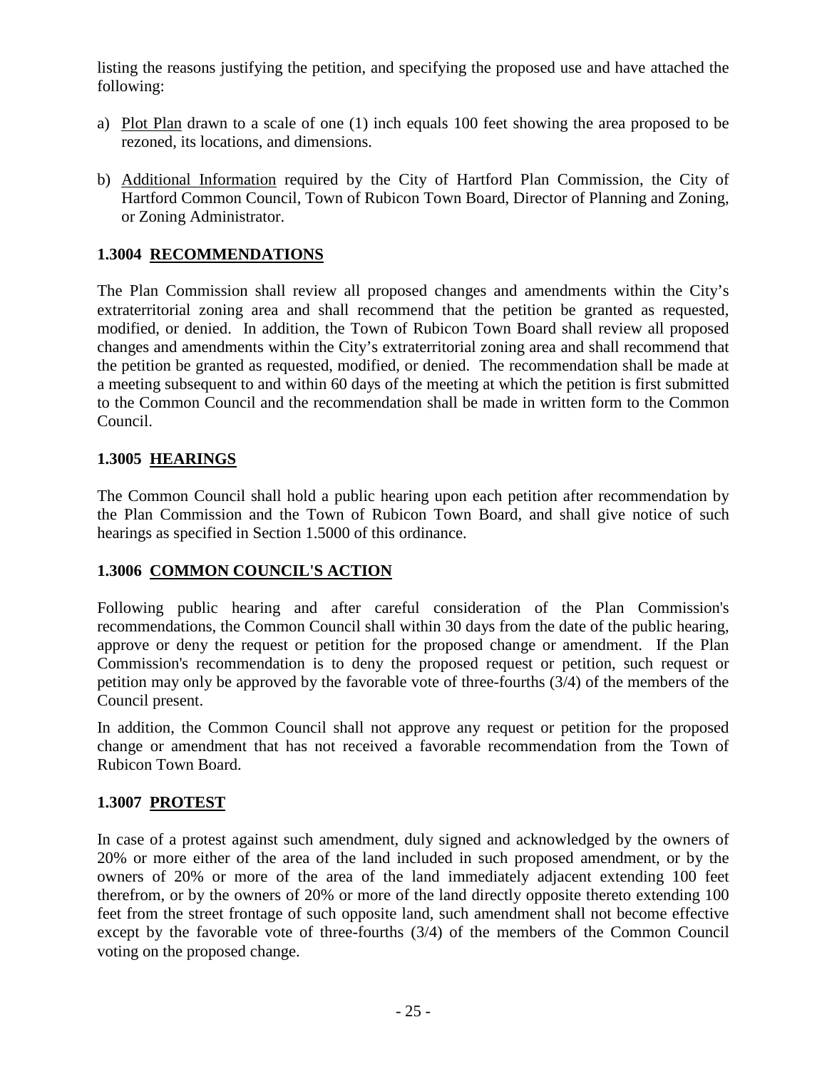listing the reasons justifying the petition, and specifying the proposed use and have attached the following:

a) Plot Plan drawn to a scale of one (1) inch equals 100 feet showing the area proposed to be rezoned, its locations, and dimensions.

b) Additional Information required by the City of Hartford Plan Commission, the City of Hartford Common Council, Town of Rubicon Town Board, Director of Planning and Zoning, or Zoning Administrator.

### 1.3004 RECOMMENDATIONS

The Plan Commission shall review all proposed changes and amendments within the City's extraterritorial zoning area and shall recommend that the petition be granted as requested, modified, or denied. In addition, the Town of Rubicon Town Board shall review all proposed changes and amendments within the City's extraterritorial zoning area and shall recommend that the petition be granted as requested, modified, or denied. The recommendation shall be made at a meeting subsequent to and within 60 days of the meeting at which the petition is first submitted to the Common Council and the recommendation shall be made in written form to the Common Council.

### 1.3005 HEARINGS

The Common Council shall hold a public hearing upon each petition after recommendation by the Plan Commission and the Town of Rubicon Town Board, and shall give notice of such hearings as specified in Section 1.5000 of this ordinance.

### 1.3006 COMMON COUNCIL'S ACTION

Following public hearing and after careful consideration of the Plan Commission's recommendations, the Common Council shall within 30 days from the date of the public hearing, approve or deny the request or petition for the proposed change or amendment. If the Plan Commission's recommendation is to deny the proposed request or petition, such request or petition may only be approved by the favorable vote of three-fourths (3/4) of the members of the Council present.

In addition, the Common Council shall not approve any request or petition for the proposed change or amendment that has not received a favorable recommendation from the Town of Rubicon Town Board.

### 1.3007 PROTEST

In case of a protest against such amendment, duly signed and acknowledged by the owners of 20% or more either of the area of the land included in such proposed amendment, or by the owners of 20% or more of the area of the land immediately adjacent extending 100 feet therefrom, or by the owners of 20% or more of the land directly opposite thereto extending 100 feet from the street frontage of such opposite land, such amendment shall not become effective except by the favorable vote of three-fourths (3/4) of the members of the Common Council voting on the proposed change.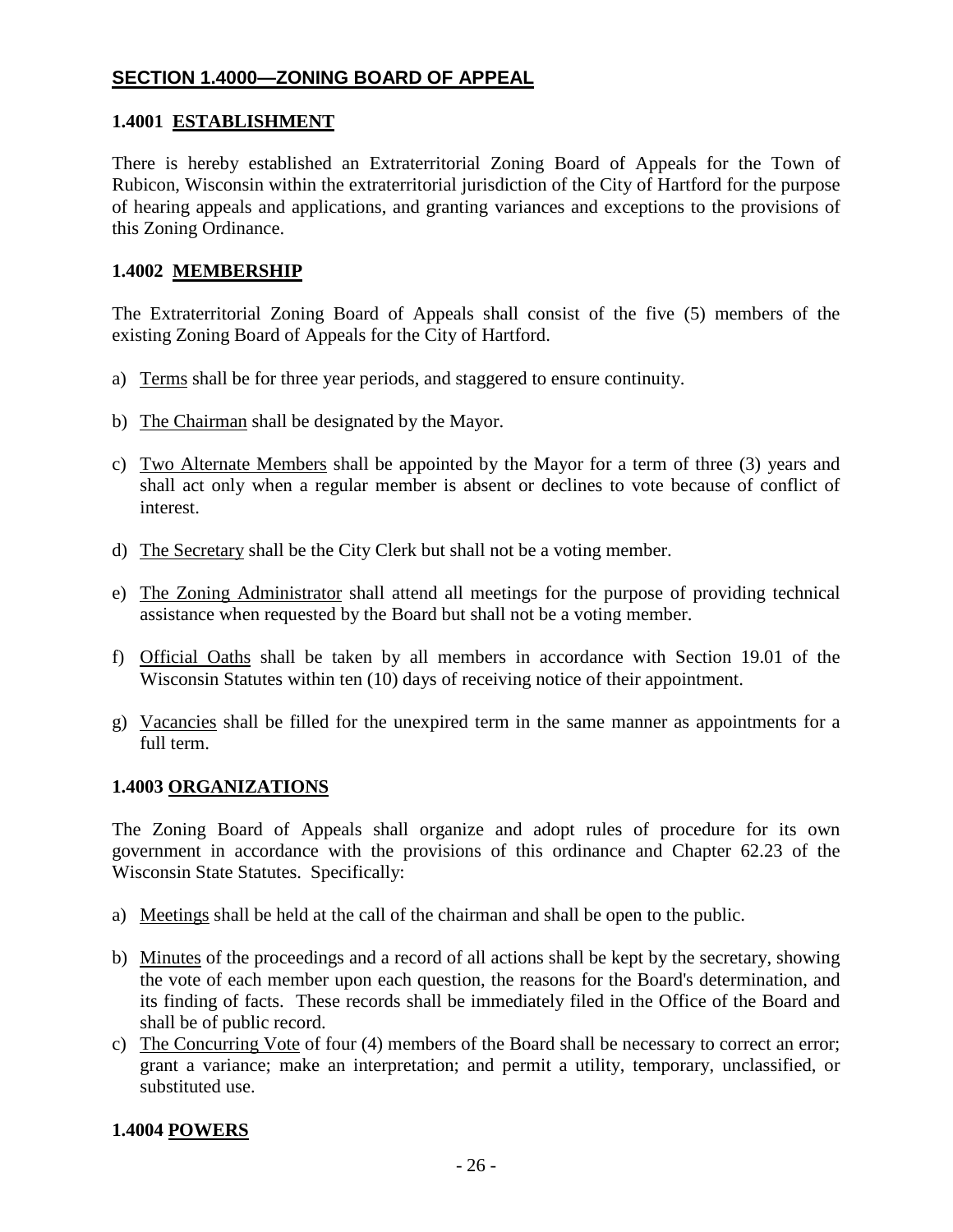## SECTION 1.4000—ZONING BOARD OF APPEAL

### 1.4001 ESTABLISHMENT

There is hereby established an Extraterritorial Zoning Board of Appeals for the Town of Rubicon, Wisconsin within the extraterritorial jurisdiction of the City of Hartford for the purpose of hearing appeals and applications, and granting variances and exceptions to the provisions of this Zoning Ordinance.

### 1.4002 MEMBERSHIP

The Extraterritorial Zoning Board of Appeals shall consist of the five (5) members of the existing Zoning Board of Appeals for the City of Hartford.

a) Terms shall be for three year periods, and staggered to ensure continuity.

b) The Chairman shall be designated by the Mayor.

c) Two Alternate Members shall be appointed by the Mayor for a term of three (3) years and shall act only when a regular member is absent or declines to vote because of conflict of interest.

d) The Secretary shall be the City Clerk but shall not be a voting member.

e) The Zoning Administrator shall attend all meetings for the purpose of providing technical assistance when requested by the Board but shall not be a voting member.

f) Official Oaths shall be taken by all members in accordance with Section 19.01 of the Wisconsin Statutes within ten (10) days of receiving notice of their appointment.

g) Vacancies shall be filled for the unexpired term in the same manner as appointments for a full term.

### 1.4003 ORGANIZATIONS

The Zoning Board of Appeals shall organize and adopt rules of procedure for its own government in accordance with the provisions of this ordinance and Chapter 62.23 of the Wisconsin State Statutes. Specifically:

a) Meetings shall be held at the call of the chairman and shall be open to the public.

b) Minutes of the proceedings and a record of all actions shall be kept by the secretary, showing the vote of each member upon each question, the reasons for the Board's determination, and its finding of facts. These records shall be immediately filed in the Office of the Board and shall be of public record.

c) The Concurring Vote of four (4) members of the Board shall be necessary to correct an error; grant a variance; make an interpretation; and permit a utility, temporary, unclassified, or substituted use.

### 1.4004 POWERS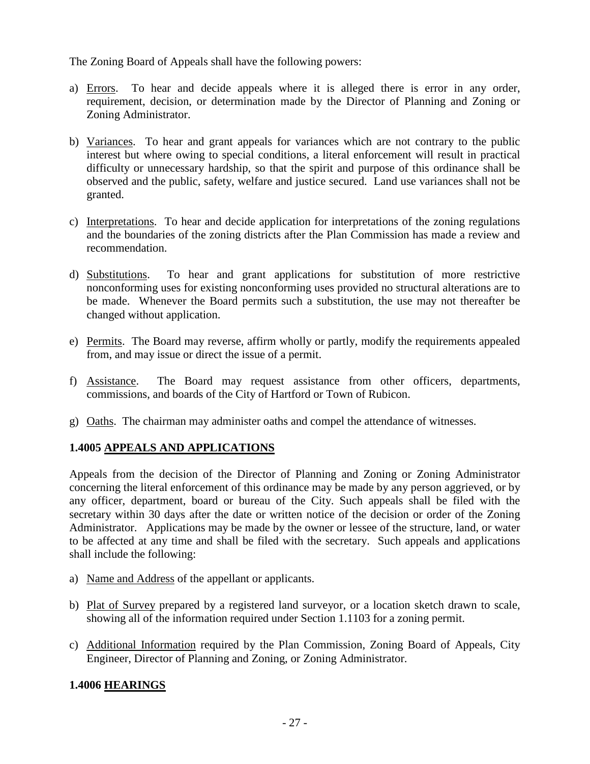The Zoning Board of Appeals shall have the following powers:

a) Errors. To hear and decide appeals where it is alleged there is error in any order, requirement, decision, or determination made by the Director of Planning and Zoning or Zoning Administrator.

b) Variances. To hear and grant appeals for variances which are not contrary to the public interest but where owing to special conditions, a literal enforcement will result in practical difficulty or unnecessary hardship, so that the spirit and purpose of this ordinance shall be observed and the public, safety, welfare and justice secured. Land use variances shall not be granted.

c) Interpretations. To hear and decide application for interpretations of the zoning regulations and the boundaries of the zoning districts after the Plan Commission has made a review and recommendation.

d) Substitutions. To hear and grant applications for substitution of more restrictive nonconforming uses for existing nonconforming uses provided no structural alterations are to be made. Whenever the Board permits such a substitution, the use may not thereafter be changed without application.

e) Permits. The Board may reverse, affirm wholly or partly, modify the requirements appealed from, and may issue or direct the issue of a permit.

f) Assistance. The Board may request assistance from other officers, departments, commissions, and boards of the City of Hartford or Town of Rubicon.

g) Oaths. The chairman may administer oaths and compel the attendance of witnesses.

### 1.4005 APPEALS AND APPLICATIONS

Appeals from the decision of the Director of Planning and Zoning or Zoning Administrator concerning the literal enforcement of this ordinance may be made by any person aggrieved, or by any officer, department, board or bureau of the City. Such appeals shall be filed with the secretary within 30 days after the date or written notice of the decision or order of the Zoning Administrator. Applications may be made by the owner or lessee of the structure, land, or water to be affected at any time and shall be filed with the secretary. Such appeals and applications shall include the following:

a) Name and Address of the appellant or applicants.

b) Plat of Survey prepared by a registered land surveyor, or a location sketch drawn to scale, showing all of the information required under Section 1.1103 for a zoning permit.

c) Additional Information required by the Plan Commission, Zoning Board of Appeals, City Engineer, Director of Planning and Zoning, or Zoning Administrator.

### 1.4006 HEARINGS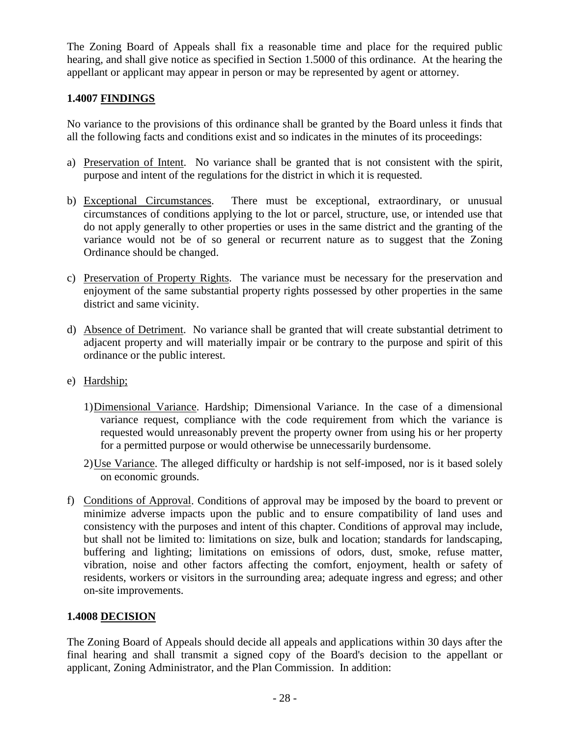The Zoning Board of Appeals shall fix a reasonable time and place for the required public hearing, and shall give notice as specified in Section 1.5000 of this ordinance. At the hearing the appellant or applicant may appear in person or may be represented by agent or attorney.

### 1.4007 FINDINGS

No variance to the provisions of this ordinance shall be granted by the Board unless it finds that all the following facts and conditions exist and so indicates in the minutes of its proceedings:

a) Preservation of Intent. No variance shall be granted that is not consistent with the spirit, purpose and intent of the regulations for the district in which it is requested.

b) Exceptional Circumstances. There must be exceptional, extraordinary, or unusual circumstances of conditions applying to the lot or parcel, structure, use, or intended use that do not apply generally to other properties or uses in the same district and the granting of the variance would not be of so general or recurrent nature as to suggest that the Zoning Ordinance should be changed.

c) Preservation of Property Rights. The variance must be necessary for the preservation and enjoyment of the same substantial property rights possessed by other properties in the same district and same vicinity.

d) Absence of Detriment. No variance shall be granted that will create substantial detriment to adjacent property and will materially impair or be contrary to the purpose and spirit of this ordinance or the public interest.

e) Hardship;

   1) Dimensional Variance. Hardship; Dimensional Variance. In the case of a dimensional variance request, compliance with the code requirement from which the variance is requested would unreasonably prevent the property owner from using his or her property for a permitted purpose or would otherwise be unnecessarily burdensome.

   2) Use Variance. The alleged difficulty or hardship is not self-imposed, nor is it based solely on economic grounds.

f) Conditions of Approval. Conditions of approval may be imposed by the board to prevent or minimize adverse impacts upon the public and to ensure compatibility of land uses and consistency with the purposes and intent of this chapter. Conditions of approval may include, but shall not be limited to: limitations on size, bulk and location; standards for landscaping, buffering and lighting; limitations on emissions of odors, dust, smoke, refuse matter, vibration, noise and other factors affecting the comfort, enjoyment, health or safety of residents, workers or visitors in the surrounding area; adequate ingress and egress; and other on-site improvements.

### 1.4008 DECISION

The Zoning Board of Appeals should decide all appeals and applications within 30 days after the final hearing and shall transmit a signed copy of the Board's decision to the appellant or applicant, Zoning Administrator, and the Plan Commission. In addition: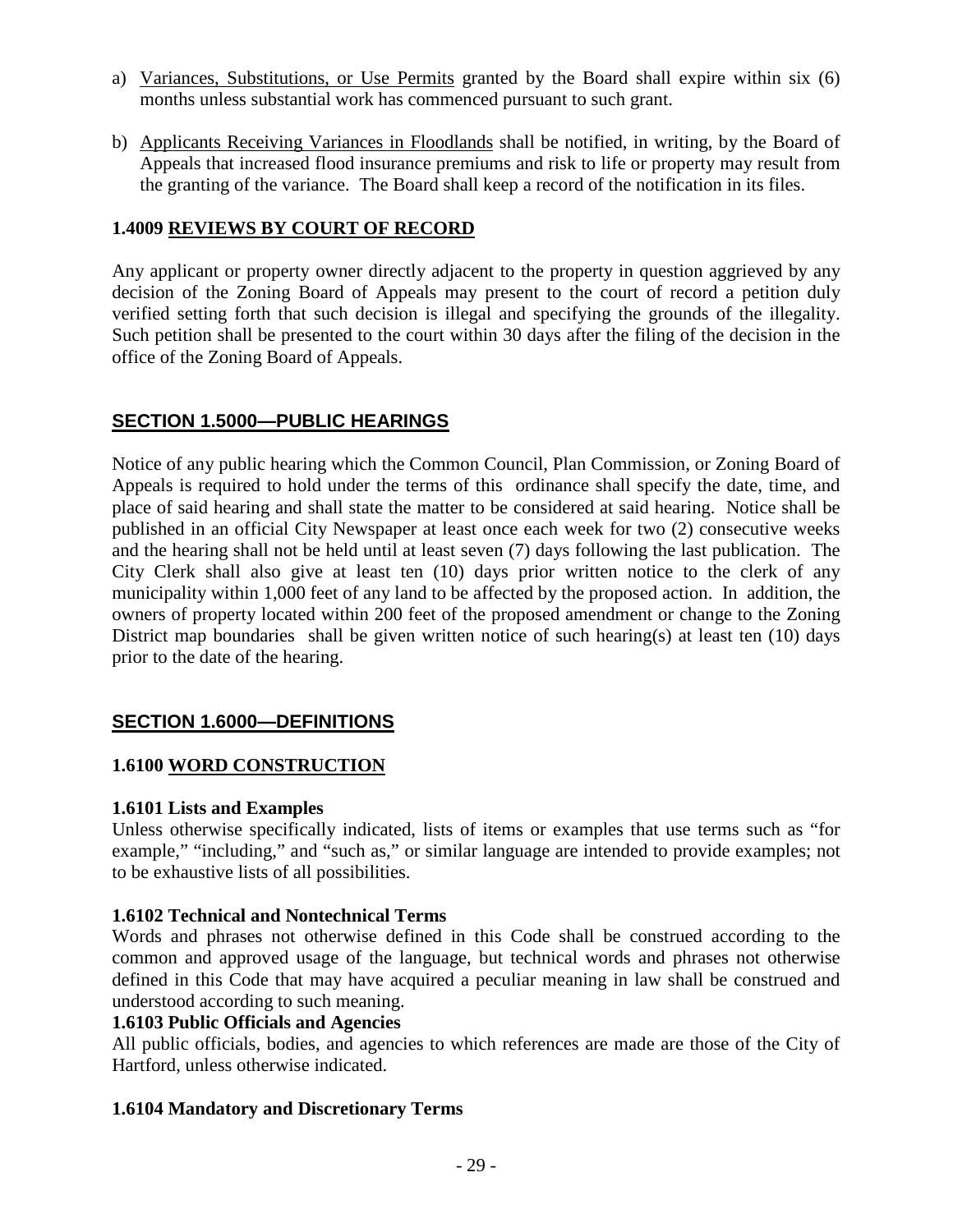a) <u>Variances, Substitutions, or Use Permits</u> granted by the Board shall expire within six (6) months unless substantial work has commenced pursuant to such grant.

b) <u>Applicants Receiving Variances in Floodlands</u> shall be notified, in writing, by the Board of Appeals that increased flood insurance premiums and risk to life or property may result from the granting of the variance. The Board shall keep a record of the notification in its files.

### 1.4009 REVIEWS BY COURT OF RECORD

Any applicant or property owner directly adjacent to the property in question aggrieved by any decision of the Zoning Board of Appeals may present to the court of record a petition duly verified setting forth that such decision is illegal and specifying the grounds of the illegality. Such petition shall be presented to the court within 30 days after the filing of the decision in the office of the Zoning Board of Appeals.

## SECTION 1.5000—PUBLIC HEARINGS

Notice of any public hearing which the Common Council, Plan Commission, or Zoning Board of Appeals is required to hold under the terms of this ordinance shall specify the date, time, and place of said hearing and shall state the matter to be considered at said hearing. Notice shall be published in an official City Newspaper at least once each week for two (2) consecutive weeks and the hearing shall not be held until at least seven (7) days following the last publication. The City Clerk shall also give at least ten (10) days prior written notice to the clerk of any municipality within 1,000 feet of any land to be affected by the proposed action. In addition, the owners of property located within 200 feet of the proposed amendment or change to the Zoning District map boundaries shall be given written notice of such hearing(s) at least ten (10) days prior to the date of the hearing.

## SECTION 1.6000—DEFINITIONS

### 1.6100 WORD CONSTRUCTION

**1.6101 Lists and Examples**

Unless otherwise specifically indicated, lists of items or examples that use terms such as "for example," "including," and "such as," or similar language are intended to provide examples; not to be exhaustive lists of all possibilities.

**1.6102 Technical and Nontechnical Terms**

Words and phrases not otherwise defined in this Code shall be construed according to the common and approved usage of the language, but technical words and phrases not otherwise defined in this Code that may have acquired a peculiar meaning in law shall be construed and understood according to such meaning.

**1.6103 Public Officials and Agencies**

All public officials, bodies, and agencies to which references are made are those of the City of Hartford, unless otherwise indicated.

**1.6104 Mandatory and Discretionary Terms**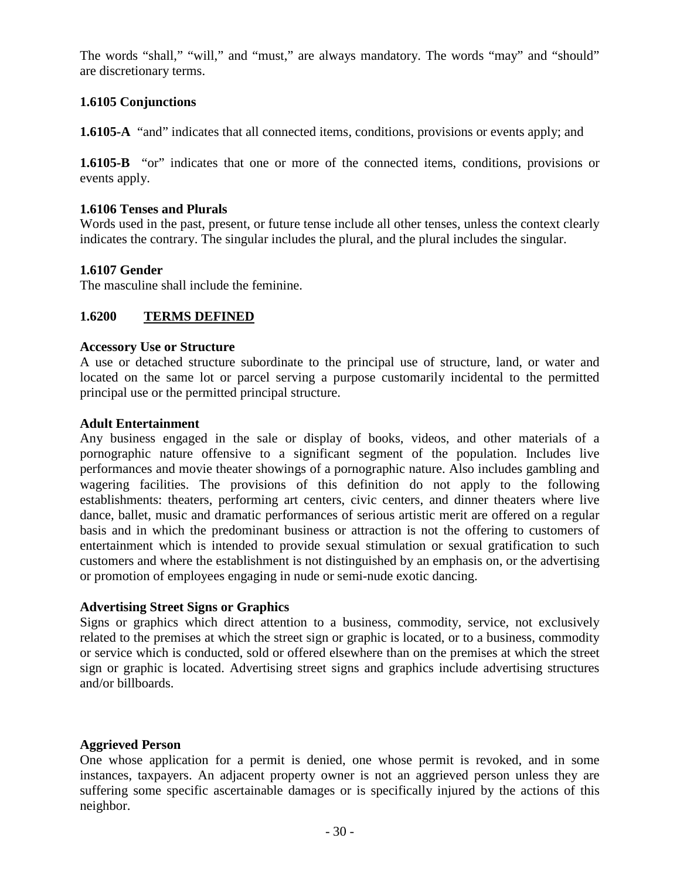The words "shall," "will," and "must," are always mandatory. The words "may" and "should" are discretionary terms.

### 1.6105 Conjunctions

**1.6105-A** "and" indicates that all connected items, conditions, provisions or events apply; and

**1.6105-B** "or" indicates that one or more of the connected items, conditions, provisions or events apply.

### 1.6106 Tenses and Plurals

Words used in the past, present, or future tense include all other tenses, unless the context clearly indicates the contrary. The singular includes the plural, and the plural includes the singular.

### 1.6107 Gender

The masculine shall include the feminine.

## 1.6200 TERMS DEFINED

**Accessory Use or Structure**
A use or detached structure subordinate to the principal use of structure, land, or water and located on the same lot or parcel serving a purpose customarily incidental to the permitted principal use or the permitted principal structure.

**Adult Entertainment**
Any business engaged in the sale or display of books, videos, and other materials of a pornographic nature offensive to a significant segment of the population. Includes live performances and movie theater showings of a pornographic nature. Also includes gambling and wagering facilities. The provisions of this definition do not apply to the following establishments: theaters, performing art centers, civic centers, and dinner theaters where live dance, ballet, music and dramatic performances of serious artistic merit are offered on a regular basis and in which the predominant business or attraction is not the offering to customers of entertainment which is intended to provide sexual stimulation or sexual gratification to such customers and where the establishment is not distinguished by an emphasis on, or the advertising or promotion of employees engaging in nude or semi-nude exotic dancing.

**Advertising Street Signs or Graphics**
Signs or graphics which direct attention to a business, commodity, service, not exclusively related to the premises at which the street sign or graphic is located, or to a business, commodity or service which is conducted, sold or offered elsewhere than on the premises at which the street sign or graphic is located. Advertising street signs and graphics include advertising structures and/or billboards.

**Aggrieved Person**
One whose application for a permit is denied, one whose permit is revoked, and in some instances, taxpayers. An adjacent property owner is not an aggrieved person unless they are suffering some specific ascertainable damages or is specifically injured by the actions of this neighbor.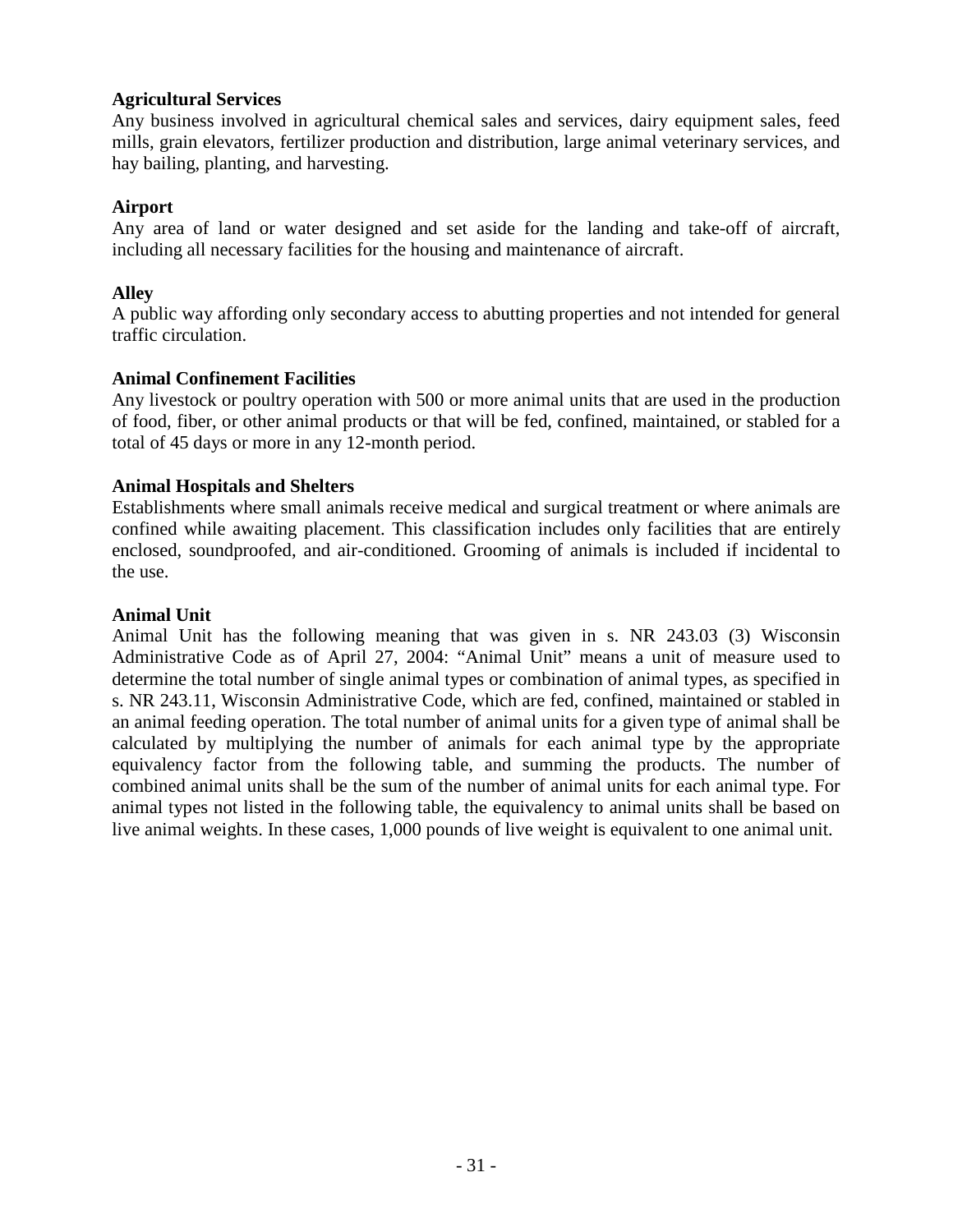**Agricultural Services**
Any business involved in agricultural chemical sales and services, dairy equipment sales, feed mills, grain elevators, fertilizer production and distribution, large animal veterinary services, and hay bailing, planting, and harvesting.

**Airport**
Any area of land or water designed and set aside for the landing and take-off of aircraft, including all necessary facilities for the housing and maintenance of aircraft.

**Alley**
A public way affording only secondary access to abutting properties and not intended for general traffic circulation.

**Animal Confinement Facilities**
Any livestock or poultry operation with 500 or more animal units that are used in the production of food, fiber, or other animal products or that will be fed, confined, maintained, or stabled for a total of 45 days or more in any 12-month period.

**Animal Hospitals and Shelters**
Establishments where small animals receive medical and surgical treatment or where animals are confined while awaiting placement. This classification includes only facilities that are entirely enclosed, soundproofed, and air-conditioned. Grooming of animals is included if incidental to the use.

**Animal Unit**
Animal Unit has the following meaning that was given in s. NR 243.03 (3) Wisconsin Administrative Code as of April 27, 2004: "Animal Unit" means a unit of measure used to determine the total number of single animal types or combination of animal types, as specified in s. NR 243.11, Wisconsin Administrative Code, which are fed, confined, maintained or stabled in an animal feeding operation. The total number of animal units for a given type of animal shall be calculated by multiplying the number of animals for each animal type by the appropriate equivalency factor from the following table, and summing the products. The number of combined animal units shall be the sum of the number of animal units for each animal type. For animal types not listed in the following table, the equivalency to animal units shall be based on live animal weights. In these cases, 1,000 pounds of live weight is equivalent to one animal unit.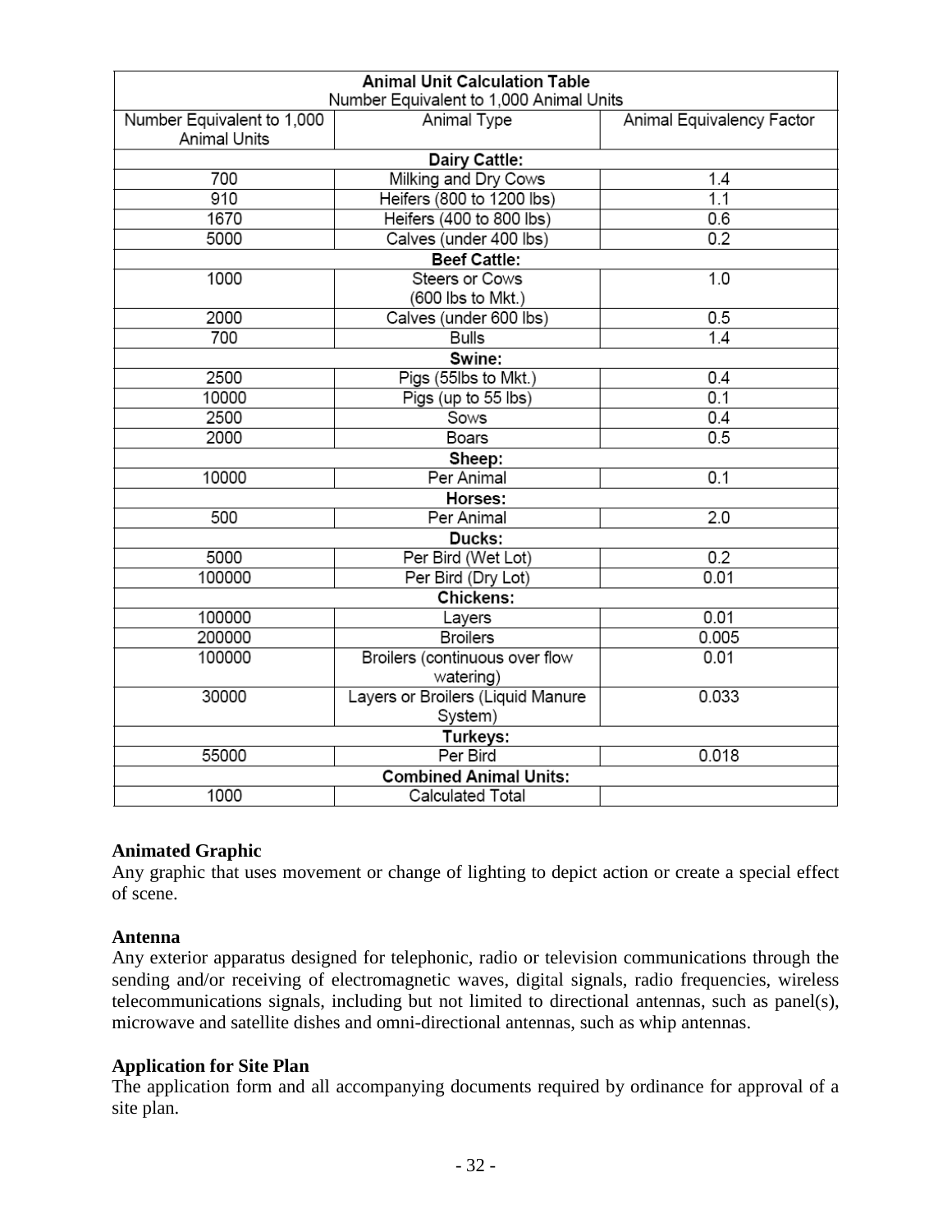| **Animal Unit Calculation Table**<br>Number Equivalent to 1,000 Animal Units | | |
|---|---|---|
| Number Equivalent to 1,000 Animal Units | Animal Type | Animal Equivalency Factor |
| **Dairy Cattle:** | | |
| 700 | Milking and Dry Cows | 1.4 |
| 910 | Heifers (800 to 1200 lbs) | 1.1 |
| 1670 | Heifers (400 to 800 lbs) | 0.6 |
| 5000 | Calves (under 400 lbs) | 0.2 |
| **Beef Cattle:** | | |
| 1000 | Steers or Cows (600 lbs to Mkt.) | 1.0 |
| 2000 | Calves (under 600 lbs) | 0.5 |
| 700 | Bulls | 1.4 |
| **Swine:** | | |
| 2500 | Pigs (55lbs to Mkt.) | 0.4 |
| 10000 | Pigs (up to 55 lbs) | 0.1 |
| 2500 | Sows | 0.4 |
| 2000 | Boars | 0.5 |
| **Sheep:** | | |
| 10000 | Per Animal | 0.1 |
| **Horses:** | | |
| 500 | Per Animal | 2.0 |
| **Ducks:** | | |
| 5000 | Per Bird (Wet Lot) | 0.2 |
| 100000 | Per Bird (Dry Lot) | 0.01 |
| **Chickens:** | | |
| 100000 | Layers | 0.01 |
| 200000 | Broilers | 0.005 |
| 100000 | Broilers (continuous over flow watering) | 0.01 |
| 30000 | Layers or Broilers (Liquid Manure System) | 0.033 |
| **Turkeys:** | | |
| 55000 | Per Bird | 0.018 |
| **Combined Animal Units:** | | |
| 1000 | Calculated Total | |

**Animated Graphic**
Any graphic that uses movement or change of lighting to depict action or create a special effect of scene.

**Antenna**
Any exterior apparatus designed for telephonic, radio or television communications through the sending and/or receiving of electromagnetic waves, digital signals, radio frequencies, wireless telecommunications signals, including but not limited to directional antennas, such as panel(s), microwave and satellite dishes and omni-directional antennas, such as whip antennas.

**Application for Site Plan**
The application form and all accompanying documents required by ordinance for approval of a site plan.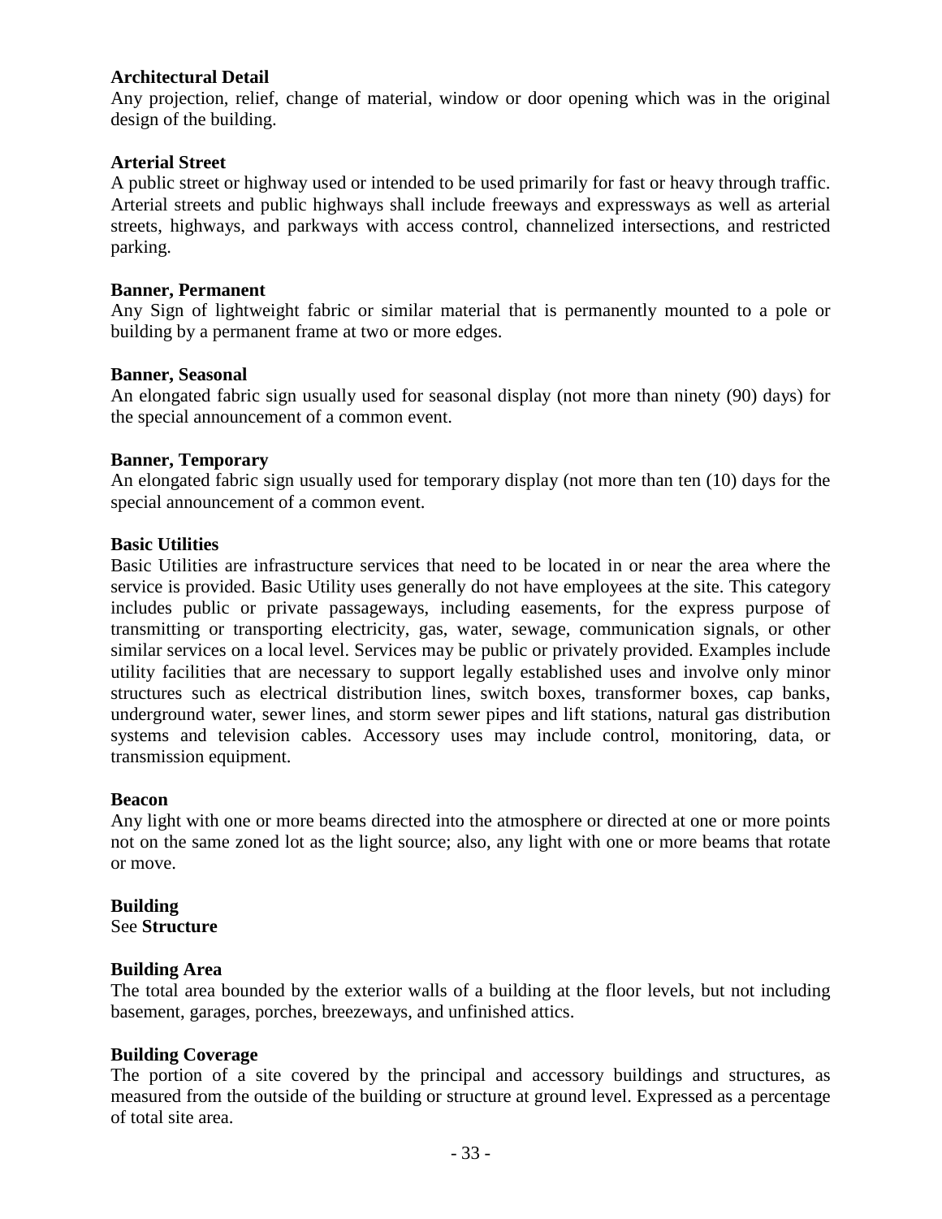**Architectural Detail**
Any projection, relief, change of material, window or door opening which was in the original design of the building.

**Arterial Street**
A public street or highway used or intended to be used primarily for fast or heavy through traffic. Arterial streets and public highways shall include freeways and expressways as well as arterial streets, highways, and parkways with access control, channelized intersections, and restricted parking.

**Banner, Permanent**
Any Sign of lightweight fabric or similar material that is permanently mounted to a pole or building by a permanent frame at two or more edges.

**Banner, Seasonal**
An elongated fabric sign usually used for seasonal display (not more than ninety (90) days) for the special announcement of a common event.

**Banner, Temporary**
An elongated fabric sign usually used for temporary display (not more than ten (10) days for the special announcement of a common event.

**Basic Utilities**
Basic Utilities are infrastructure services that need to be located in or near the area where the service is provided. Basic Utility uses generally do not have employees at the site. This category includes public or private passageways, including easements, for the express purpose of transmitting or transporting electricity, gas, water, sewage, communication signals, or other similar services on a local level. Services may be public or privately provided. Examples include utility facilities that are necessary to support legally established uses and involve only minor structures such as electrical distribution lines, switch boxes, transformer boxes, cap banks, underground water, sewer lines, and storm sewer pipes and lift stations, natural gas distribution systems and television cables. Accessory uses may include control, monitoring, data, or transmission equipment.

**Beacon**
Any light with one or more beams directed into the atmosphere or directed at one or more points not on the same zoned lot as the light source; also, any light with one or more beams that rotate or move.

**Building**
See **Structure**

**Building Area**
The total area bounded by the exterior walls of a building at the floor levels, but not including basement, garages, porches, breezeways, and unfinished attics.

**Building Coverage**
The portion of a site covered by the principal and accessory buildings and structures, as measured from the outside of the building or structure at ground level. Expressed as a percentage of total site area.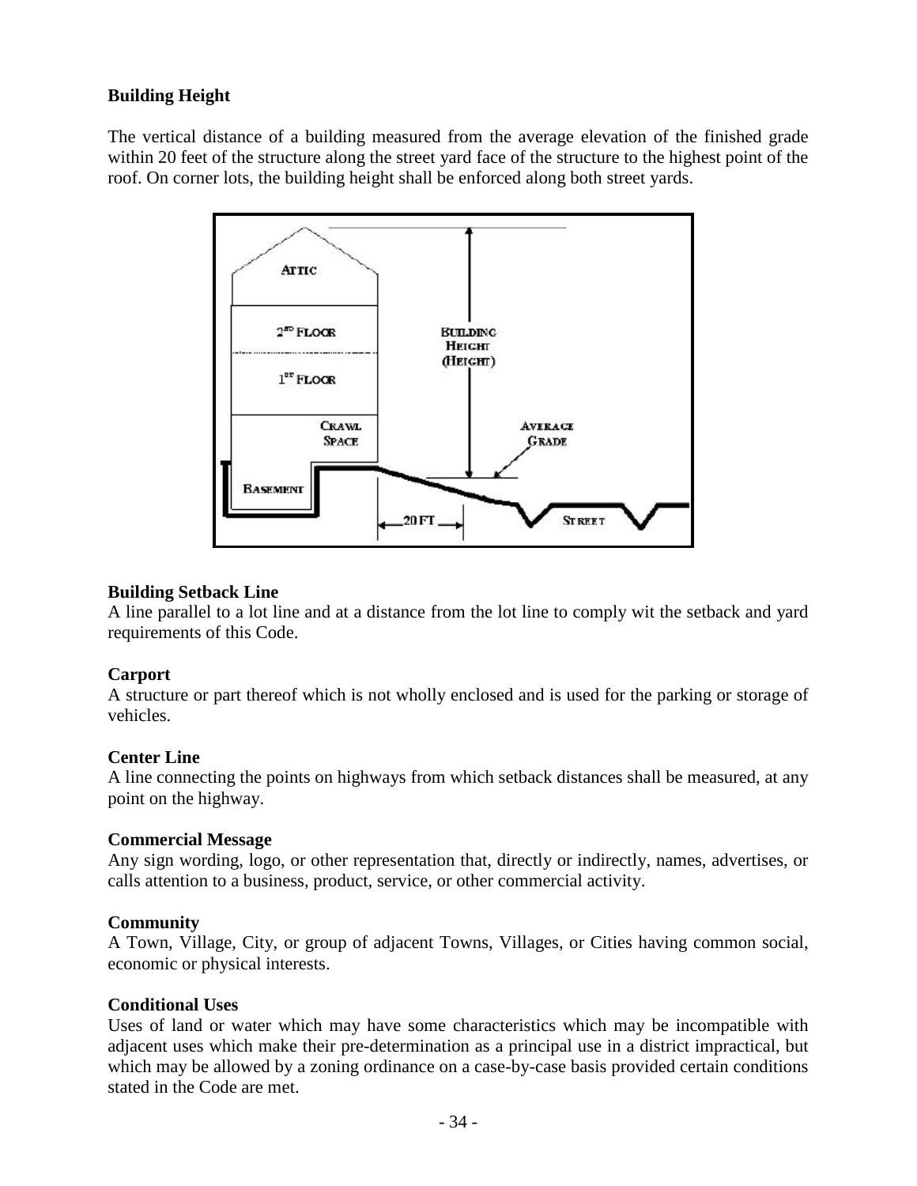**Building Height**

The vertical distance of a building measured from the average elevation of the finished grade within 20 feet of the structure along the street yard face of the structure to the highest point of the roof. On corner lots, the building height shall be enforced along both street yards.

**Building Setback Line**
A line parallel to a lot line and at a distance from the lot line to comply wit the setback and yard requirements of this Code.

**Carport**
A structure or part thereof which is not wholly enclosed and is used for the parking or storage of vehicles.

**Center Line**
A line connecting the points on highways from which setback distances shall be measured, at any point on the highway.

**Commercial Message**
Any sign wording, logo, or other representation that, directly or indirectly, names, advertises, or calls attention to a business, product, service, or other commercial activity.

**Community**
A Town, Village, City, or group of adjacent Towns, Villages, or Cities having common social, economic or physical interests.

**Conditional Uses**
Uses of land or water which may have some characteristics which may be incompatible with adjacent uses which make their pre-determination as a principal use in a district impractical, but which may be allowed by a zoning ordinance on a case-by-case basis provided certain conditions stated in the Code are met.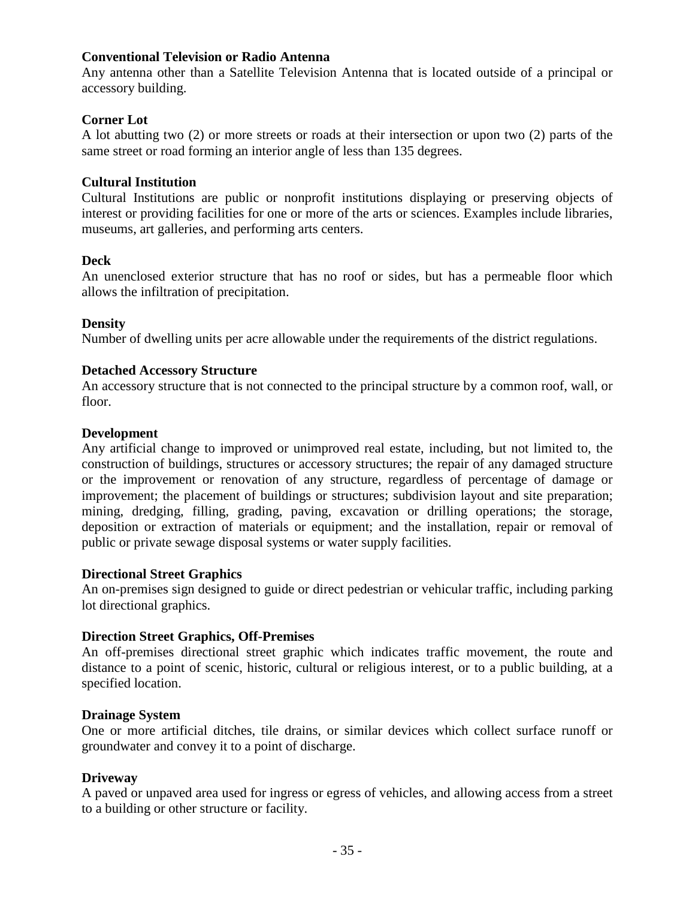**Conventional Television or Radio Antenna**
Any antenna other than a Satellite Television Antenna that is located outside of a principal or accessory building.

**Corner Lot**
A lot abutting two (2) or more streets or roads at their intersection or upon two (2) parts of the same street or road forming an interior angle of less than 135 degrees.

**Cultural Institution**
Cultural Institutions are public or nonprofit institutions displaying or preserving objects of interest or providing facilities for one or more of the arts or sciences. Examples include libraries, museums, art galleries, and performing arts centers.

**Deck**
An unenclosed exterior structure that has no roof or sides, but has a permeable floor which allows the infiltration of precipitation.

**Density**
Number of dwelling units per acre allowable under the requirements of the district regulations.

**Detached Accessory Structure**
An accessory structure that is not connected to the principal structure by a common roof, wall, or floor.

**Development**
Any artificial change to improved or unimproved real estate, including, but not limited to, the construction of buildings, structures or accessory structures; the repair of any damaged structure or the improvement or renovation of any structure, regardless of percentage of damage or improvement; the placement of buildings or structures; subdivision layout and site preparation; mining, dredging, filling, grading, paving, excavation or drilling operations; the storage, deposition or extraction of materials or equipment; and the installation, repair or removal of public or private sewage disposal systems or water supply facilities.

**Directional Street Graphics**
An on-premises sign designed to guide or direct pedestrian or vehicular traffic, including parking lot directional graphics.

**Direction Street Graphics, Off-Premises**
An off-premises directional street graphic which indicates traffic movement, the route and distance to a point of scenic, historic, cultural or religious interest, or to a public building, at a specified location.

**Drainage System**
One or more artificial ditches, tile drains, or similar devices which collect surface runoff or groundwater and convey it to a point of discharge.

**Driveway**
A paved or unpaved area used for ingress or egress of vehicles, and allowing access from a street to a building or other structure or facility.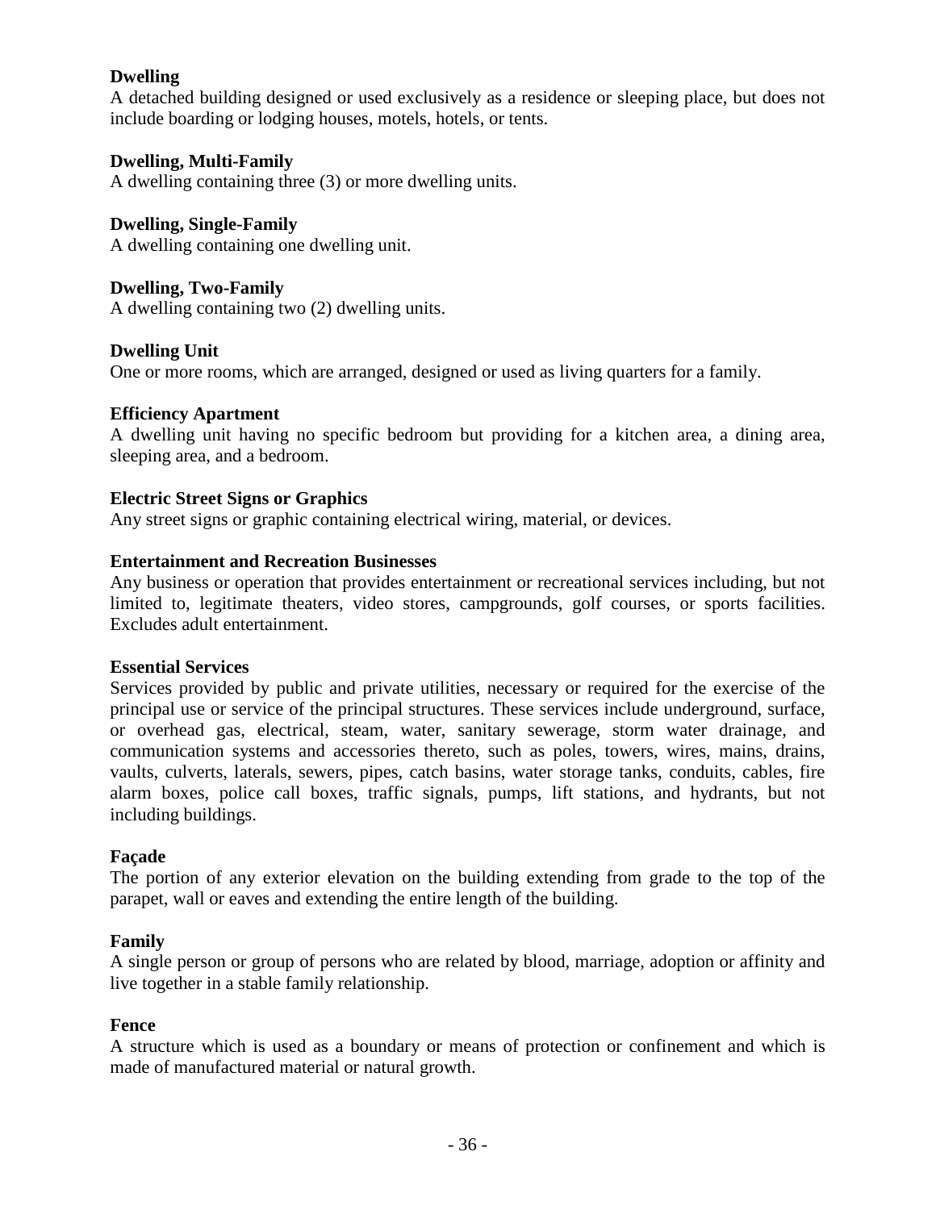**Dwelling**
A detached building designed or used exclusively as a residence or sleeping place, but does not include boarding or lodging houses, motels, hotels, or tents.

**Dwelling, Multi-Family**
A dwelling containing three (3) or more dwelling units.

**Dwelling, Single-Family**
A dwelling containing one dwelling unit.

**Dwelling, Two-Family**
A dwelling containing two (2) dwelling units.

**Dwelling Unit**
One or more rooms, which are arranged, designed or used as living quarters for a family.

**Efficiency Apartment**
A dwelling unit having no specific bedroom but providing for a kitchen area, a dining area, sleeping area, and a bedroom.

**Electric Street Signs or Graphics**
Any street signs or graphic containing electrical wiring, material, or devices.

**Entertainment and Recreation Businesses**
Any business or operation that provides entertainment or recreational services including, but not limited to, legitimate theaters, video stores, campgrounds, golf courses, or sports facilities. Excludes adult entertainment.

**Essential Services**
Services provided by public and private utilities, necessary or required for the exercise of the principal use or service of the principal structures. These services include underground, surface, or overhead gas, electrical, steam, water, sanitary sewerage, storm water drainage, and communication systems and accessories thereto, such as poles, towers, wires, mains, drains, vaults, culverts, laterals, sewers, pipes, catch basins, water storage tanks, conduits, cables, fire alarm boxes, police call boxes, traffic signals, pumps, lift stations, and hydrants, but not including buildings.

**Façade**
The portion of any exterior elevation on the building extending from grade to the top of the parapet, wall or eaves and extending the entire length of the building.

**Family**
A single person or group of persons who are related by blood, marriage, adoption or affinity and live together in a stable family relationship.

**Fence**
A structure which is used as a boundary or means of protection or confinement and which is made of manufactured material or natural growth.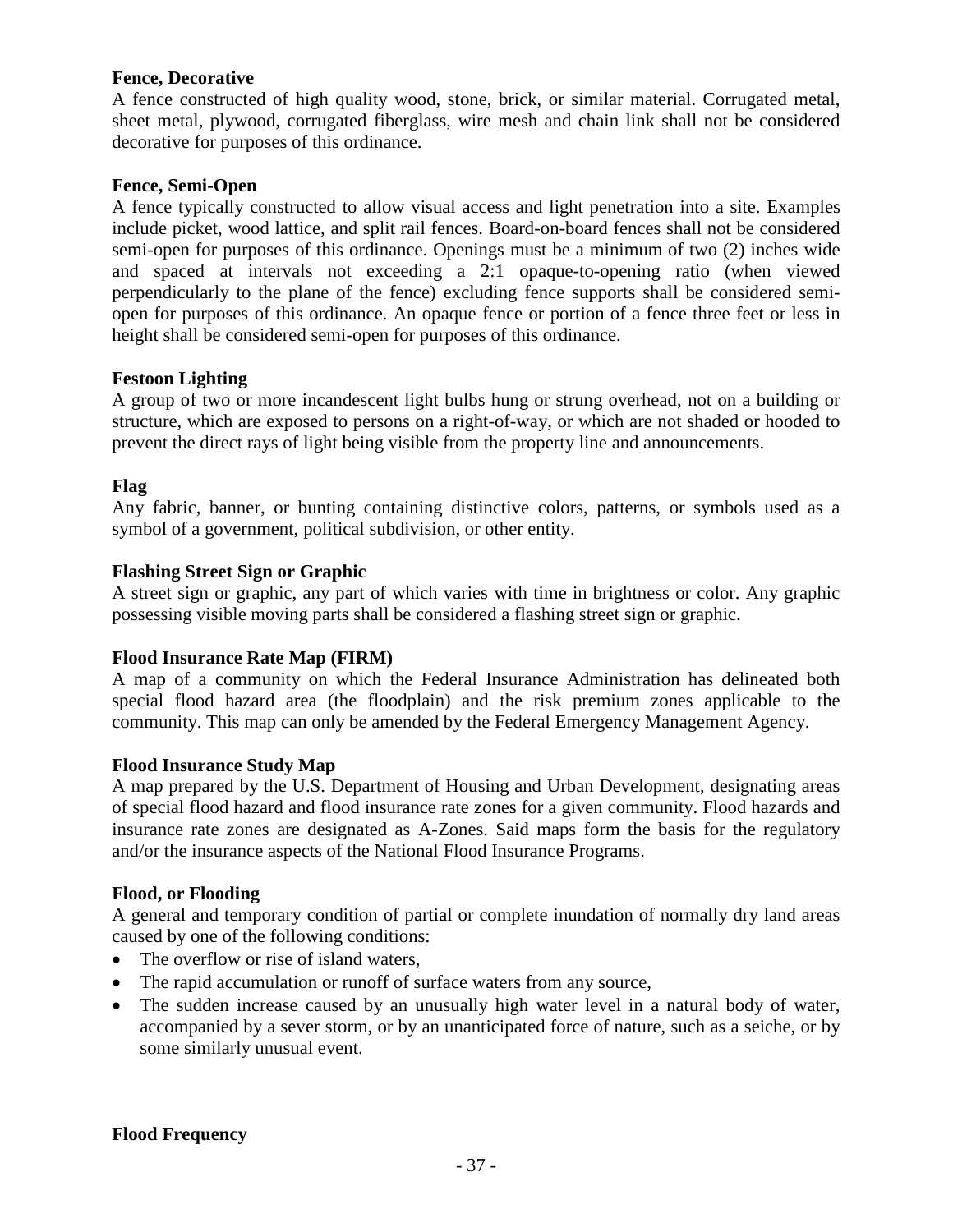**Fence, Decorative**
A fence constructed of high quality wood, stone, brick, or similar material. Corrugated metal, sheet metal, plywood, corrugated fiberglass, wire mesh and chain link shall not be considered decorative for purposes of this ordinance.

**Fence, Semi-Open**
A fence typically constructed to allow visual access and light penetration into a site. Examples include picket, wood lattice, and split rail fences. Board-on-board fences shall not be considered semi-open for purposes of this ordinance. Openings must be a minimum of two (2) inches wide and spaced at intervals not exceeding a 2:1 opaque-to-opening ratio (when viewed perpendicularly to the plane of the fence) excluding fence supports shall be considered semi-open for purposes of this ordinance. An opaque fence or portion of a fence three feet or less in height shall be considered semi-open for purposes of this ordinance.

**Festoon Lighting**
A group of two or more incandescent light bulbs hung or strung overhead, not on a building or structure, which are exposed to persons on a right-of-way, or which are not shaded or hooded to prevent the direct rays of light being visible from the property line and announcements.

**Flag**
Any fabric, banner, or bunting containing distinctive colors, patterns, or symbols used as a symbol of a government, political subdivision, or other entity.

**Flashing Street Sign or Graphic**
A street sign or graphic, any part of which varies with time in brightness or color. Any graphic possessing visible moving parts shall be considered a flashing street sign or graphic.

**Flood Insurance Rate Map (FIRM)**
A map of a community on which the Federal Insurance Administration has delineated both special flood hazard area (the floodplain) and the risk premium zones applicable to the community. This map can only be amended by the Federal Emergency Management Agency.

**Flood Insurance Study Map**
A map prepared by the U.S. Department of Housing and Urban Development, designating areas of special flood hazard and flood insurance rate zones for a given community. Flood hazards and insurance rate zones are designated as A-Zones. Said maps form the basis for the regulatory and/or the insurance aspects of the National Flood Insurance Programs.

**Flood, or Flooding**
A general and temporary condition of partial or complete inundation of normally dry land areas caused by one of the following conditions:

- The overflow or rise of island waters,
- The rapid accumulation or runoff of surface waters from any source,
- The sudden increase caused by an unusually high water level in a natural body of water, accompanied by a sever storm, or by an unanticipated force of nature, such as a seiche, or by some similarly unusual event.

**Flood Frequency**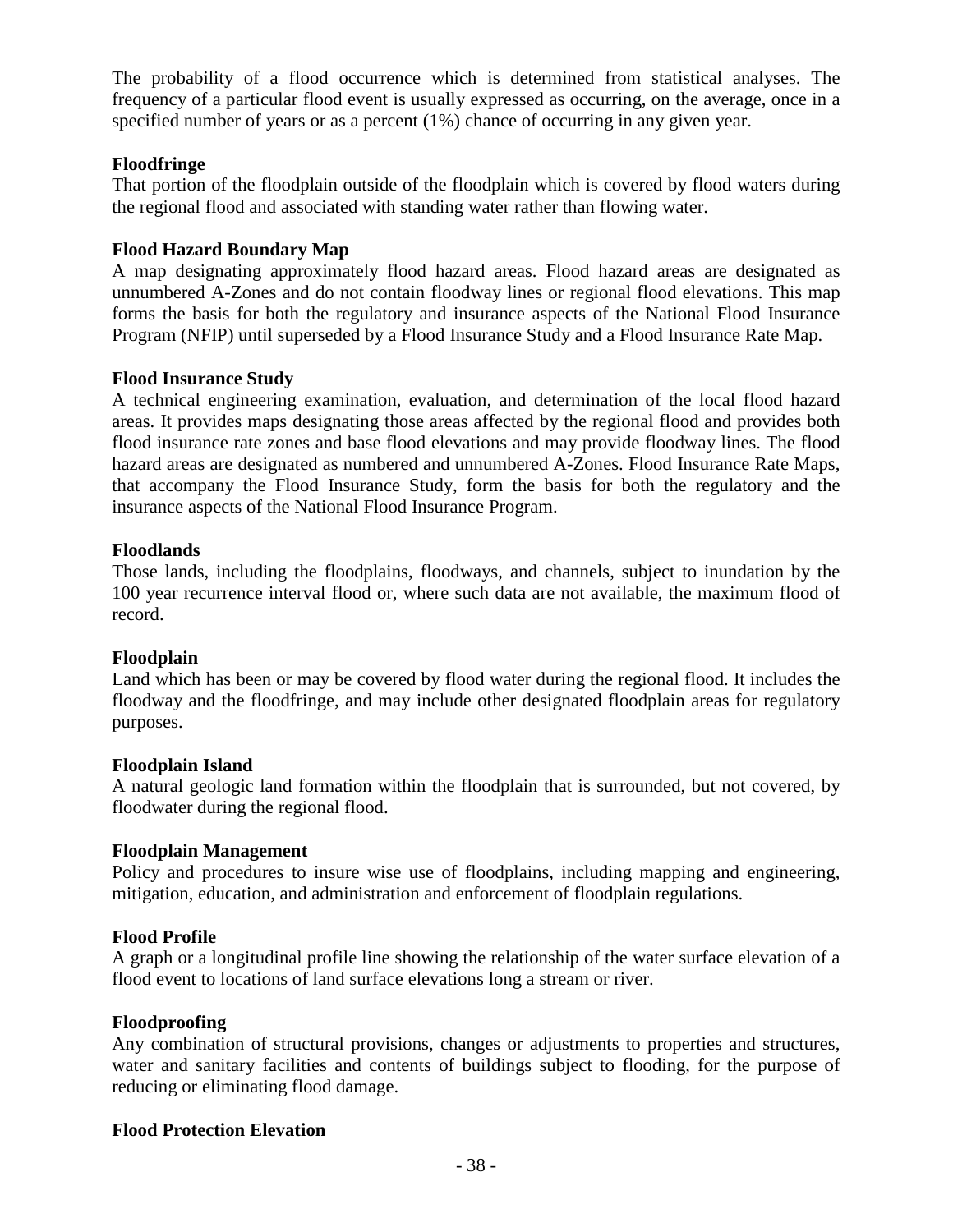The probability of a flood occurrence which is determined from statistical analyses. The frequency of a particular flood event is usually expressed as occurring, on the average, once in a specified number of years or as a percent (1%) chance of occurring in any given year.

**Floodfringe**
That portion of the floodplain outside of the floodplain which is covered by flood waters during the regional flood and associated with standing water rather than flowing water.

**Flood Hazard Boundary Map**
A map designating approximately flood hazard areas. Flood hazard areas are designated as unnumbered A-Zones and do not contain floodway lines or regional flood elevations. This map forms the basis for both the regulatory and insurance aspects of the National Flood Insurance Program (NFIP) until superseded by a Flood Insurance Study and a Flood Insurance Rate Map.

**Flood Insurance Study**
A technical engineering examination, evaluation, and determination of the local flood hazard areas. It provides maps designating those areas affected by the regional flood and provides both flood insurance rate zones and base flood elevations and may provide floodway lines. The flood hazard areas are designated as numbered and unnumbered A-Zones. Flood Insurance Rate Maps, that accompany the Flood Insurance Study, form the basis for both the regulatory and the insurance aspects of the National Flood Insurance Program.

**Floodlands**
Those lands, including the floodplains, floodways, and channels, subject to inundation by the 100 year recurrence interval flood or, where such data are not available, the maximum flood of record.

**Floodplain**
Land which has been or may be covered by flood water during the regional flood. It includes the floodway and the floodfringe, and may include other designated floodplain areas for regulatory purposes.

**Floodplain Island**
A natural geologic land formation within the floodplain that is surrounded, but not covered, by floodwater during the regional flood.

**Floodplain Management**
Policy and procedures to insure wise use of floodplains, including mapping and engineering, mitigation, education, and administration and enforcement of floodplain regulations.

**Flood Profile**
A graph or a longitudinal profile line showing the relationship of the water surface elevation of a flood event to locations of land surface elevations long a stream or river.

**Floodproofing**
Any combination of structural provisions, changes or adjustments to properties and structures, water and sanitary facilities and contents of buildings subject to flooding, for the purpose of reducing or eliminating flood damage.

**Flood Protection Elevation**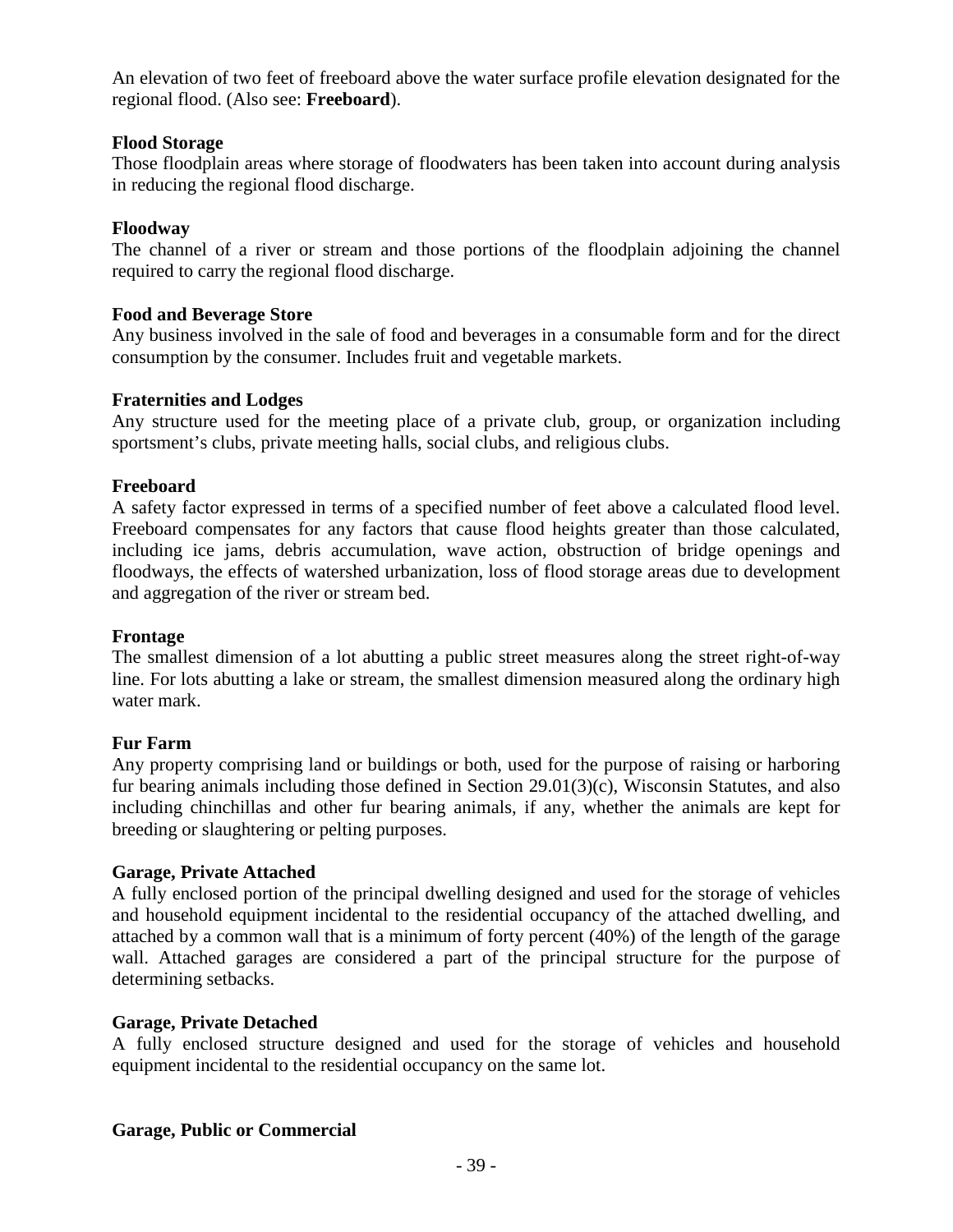An elevation of two feet of freeboard above the water surface profile elevation designated for the regional flood. (Also see: **Freeboard**).

**Flood Storage**
Those floodplain areas where storage of floodwaters has been taken into account during analysis in reducing the regional flood discharge.

**Floodway**
The channel of a river or stream and those portions of the floodplain adjoining the channel required to carry the regional flood discharge.

**Food and Beverage Store**
Any business involved in the sale of food and beverages in a consumable form and for the direct consumption by the consumer. Includes fruit and vegetable markets.

**Fraternities and Lodges**
Any structure used for the meeting place of a private club, group, or organization including sportsment's clubs, private meeting halls, social clubs, and religious clubs.

**Freeboard**
A safety factor expressed in terms of a specified number of feet above a calculated flood level. Freeboard compensates for any factors that cause flood heights greater than those calculated, including ice jams, debris accumulation, wave action, obstruction of bridge openings and floodways, the effects of watershed urbanization, loss of flood storage areas due to development and aggregation of the river or stream bed.

**Frontage**
The smallest dimension of a lot abutting a public street measures along the street right-of-way line. For lots abutting a lake or stream, the smallest dimension measured along the ordinary high water mark.

**Fur Farm**
Any property comprising land or buildings or both, used for the purpose of raising or harboring fur bearing animals including those defined in Section 29.01(3)(c), Wisconsin Statutes, and also including chinchillas and other fur bearing animals, if any, whether the animals are kept for breeding or slaughtering or pelting purposes.

**Garage, Private Attached**
A fully enclosed portion of the principal dwelling designed and used for the storage of vehicles and household equipment incidental to the residential occupancy of the attached dwelling, and attached by a common wall that is a minimum of forty percent (40%) of the length of the garage wall. Attached garages are considered a part of the principal structure for the purpose of determining setbacks.

**Garage, Private Detached**
A fully enclosed structure designed and used for the storage of vehicles and household equipment incidental to the residential occupancy on the same lot.

**Garage, Public or Commercial**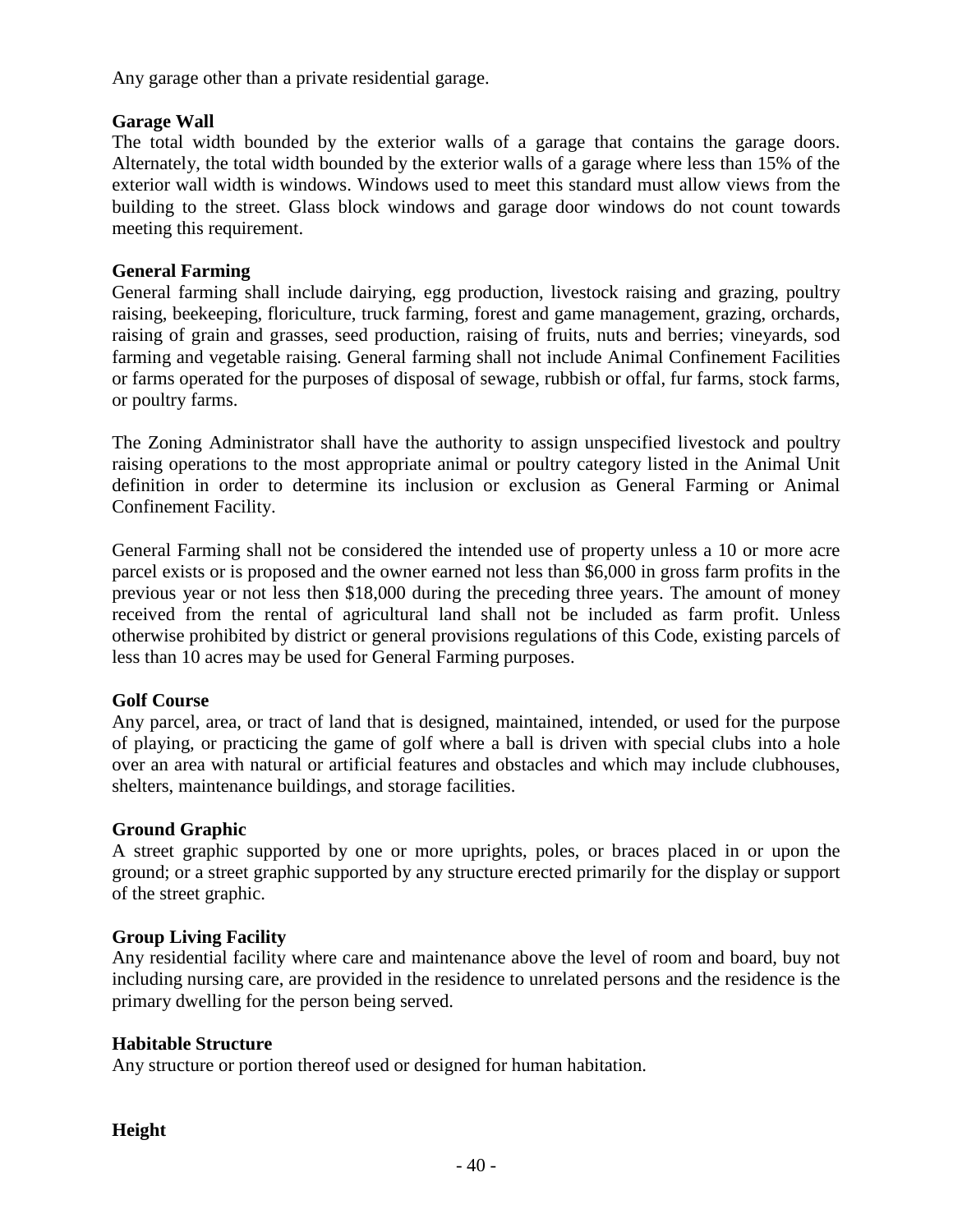Any garage other than a private residential garage.

**Garage Wall**

The total width bounded by the exterior walls of a garage that contains the garage doors. Alternately, the total width bounded by the exterior walls of a garage where less than 15% of the exterior wall width is windows. Windows used to meet this standard must allow views from the building to the street. Glass block windows and garage door windows do not count towards meeting this requirement.

**General Farming**

General farming shall include dairying, egg production, livestock raising and grazing, poultry raising, beekeeping, floriculture, truck farming, forest and game management, grazing, orchards, raising of grain and grasses, seed production, raising of fruits, nuts and berries; vineyards, sod farming and vegetable raising. General farming shall not include Animal Confinement Facilities or farms operated for the purposes of disposal of sewage, rubbish or offal, fur farms, stock farms, or poultry farms.

The Zoning Administrator shall have the authority to assign unspecified livestock and poultry raising operations to the most appropriate animal or poultry category listed in the Animal Unit definition in order to determine its inclusion or exclusion as General Farming or Animal Confinement Facility.

General Farming shall not be considered the intended use of property unless a 10 or more acre parcel exists or is proposed and the owner earned not less than $6,000 in gross farm profits in the previous year or not less then $18,000 during the preceding three years. The amount of money received from the rental of agricultural land shall not be included as farm profit. Unless otherwise prohibited by district or general provisions regulations of this Code, existing parcels of less than 10 acres may be used for General Farming purposes.

**Golf Course**

Any parcel, area, or tract of land that is designed, maintained, intended, or used for the purpose of playing, or practicing the game of golf where a ball is driven with special clubs into a hole over an area with natural or artificial features and obstacles and which may include clubhouses, shelters, maintenance buildings, and storage facilities.

**Ground Graphic**

A street graphic supported by one or more uprights, poles, or braces placed in or upon the ground; or a street graphic supported by any structure erected primarily for the display or support of the street graphic.

**Group Living Facility**

Any residential facility where care and maintenance above the level of room and board, buy not including nursing care, are provided in the residence to unrelated persons and the residence is the primary dwelling for the person being served.

**Habitable Structure**

Any structure or portion thereof used or designed for human habitation.

**Height**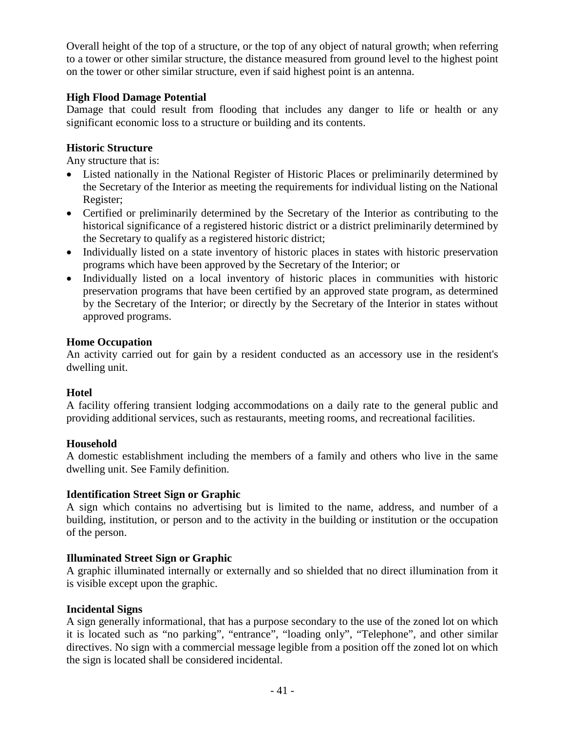Overall height of the top of a structure, or the top of any object of natural growth; when referring to a tower or other similar structure, the distance measured from ground level to the highest point on the tower or other similar structure, even if said highest point is an antenna.

**High Flood Damage Potential**
Damage that could result from flooding that includes any danger to life or health or any significant economic loss to a structure or building and its contents.

**Historic Structure**
Any structure that is:

- Listed nationally in the National Register of Historic Places or preliminarily determined by the Secretary of the Interior as meeting the requirements for individual listing on the National Register;
- Certified or preliminarily determined by the Secretary of the Interior as contributing to the historical significance of a registered historic district or a district preliminarily determined by the Secretary to qualify as a registered historic district;
- Individually listed on a state inventory of historic places in states with historic preservation programs which have been approved by the Secretary of the Interior; or
- Individually listed on a local inventory of historic places in communities with historic preservation programs that have been certified by an approved state program, as determined by the Secretary of the Interior; or directly by the Secretary of the Interior in states without approved programs.

**Home Occupation**
An activity carried out for gain by a resident conducted as an accessory use in the resident's dwelling unit.

**Hotel**
A facility offering transient lodging accommodations on a daily rate to the general public and providing additional services, such as restaurants, meeting rooms, and recreational facilities.

**Household**
A domestic establishment including the members of a family and others who live in the same dwelling unit. See Family definition.

**Identification Street Sign or Graphic**
A sign which contains no advertising but is limited to the name, address, and number of a building, institution, or person and to the activity in the building or institution or the occupation of the person.

**Illuminated Street Sign or Graphic**
A graphic illuminated internally or externally and so shielded that no direct illumination from it is visible except upon the graphic.

**Incidental Signs**
A sign generally informational, that has a purpose secondary to the use of the zoned lot on which it is located such as "no parking", "entrance", "loading only", "Telephone", and other similar directives. No sign with a commercial message legible from a position off the zoned lot on which the sign is located shall be considered incidental.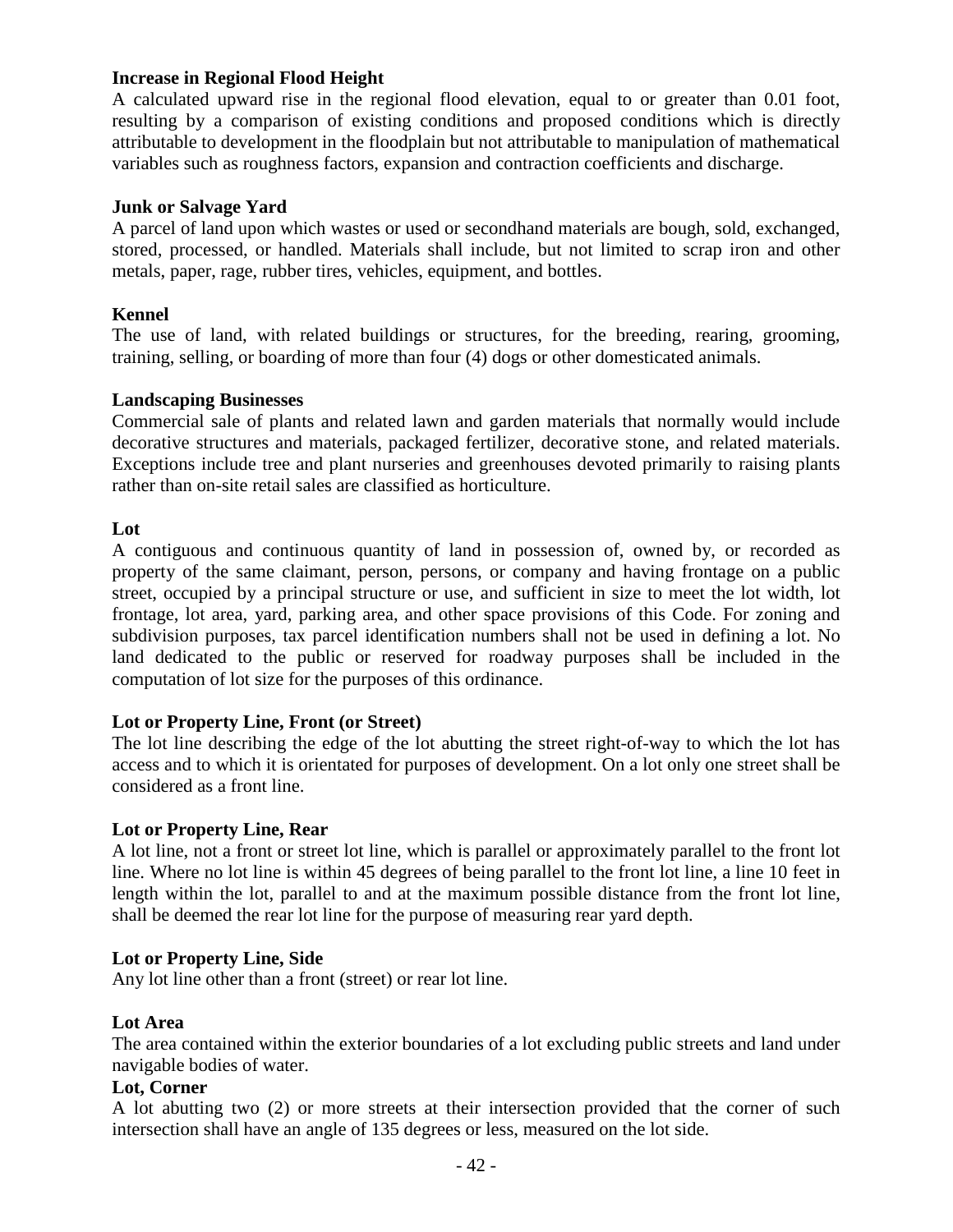**Increase in Regional Flood Height**

A calculated upward rise in the regional flood elevation, equal to or greater than 0.01 foot, resulting by a comparison of existing conditions and proposed conditions which is directly attributable to development in the floodplain but not attributable to manipulation of mathematical variables such as roughness factors, expansion and contraction coefficients and discharge.

**Junk or Salvage Yard**

A parcel of land upon which wastes or used or secondhand materials are bough, sold, exchanged, stored, processed, or handled. Materials shall include, but not limited to scrap iron and other metals, paper, rage, rubber tires, vehicles, equipment, and bottles.

**Kennel**

The use of land, with related buildings or structures, for the breeding, rearing, grooming, training, selling, or boarding of more than four (4) dogs or other domesticated animals.

**Landscaping Businesses**

Commercial sale of plants and related lawn and garden materials that normally would include decorative structures and materials, packaged fertilizer, decorative stone, and related materials. Exceptions include tree and plant nurseries and greenhouses devoted primarily to raising plants rather than on-site retail sales are classified as horticulture.

**Lot**

A contiguous and continuous quantity of land in possession of, owned by, or recorded as property of the same claimant, person, persons, or company and having frontage on a public street, occupied by a principal structure or use, and sufficient in size to meet the lot width, lot frontage, lot area, yard, parking area, and other space provisions of this Code. For zoning and subdivision purposes, tax parcel identification numbers shall not be used in defining a lot. No land dedicated to the public or reserved for roadway purposes shall be included in the computation of lot size for the purposes of this ordinance.

**Lot or Property Line, Front (or Street)**

The lot line describing the edge of the lot abutting the street right-of-way to which the lot has access and to which it is orientated for purposes of development. On a lot only one street shall be considered as a front line.

**Lot or Property Line, Rear**

A lot line, not a front or street lot line, which is parallel or approximately parallel to the front lot line. Where no lot line is within 45 degrees of being parallel to the front lot line, a line 10 feet in length within the lot, parallel to and at the maximum possible distance from the front lot line, shall be deemed the rear lot line for the purpose of measuring rear yard depth.

**Lot or Property Line, Side**

Any lot line other than a front (street) or rear lot line.

**Lot Area**

The area contained within the exterior boundaries of a lot excluding public streets and land under navigable bodies of water.

**Lot, Corner**

A lot abutting two (2) or more streets at their intersection provided that the corner of such intersection shall have an angle of 135 degrees or less, measured on the lot side.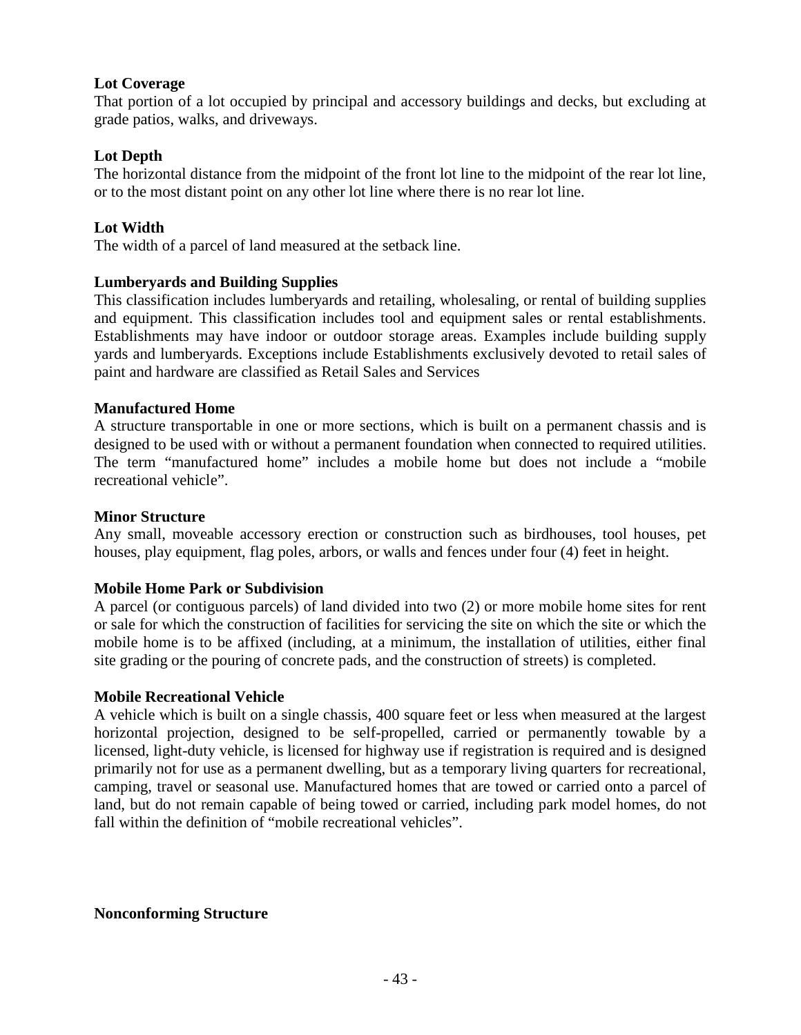**Lot Coverage**
That portion of a lot occupied by principal and accessory buildings and decks, but excluding at grade patios, walks, and driveways.

**Lot Depth**
The horizontal distance from the midpoint of the front lot line to the midpoint of the rear lot line, or to the most distant point on any other lot line where there is no rear lot line.

**Lot Width**
The width of a parcel of land measured at the setback line.

**Lumberyards and Building Supplies**
This classification includes lumberyards and retailing, wholesaling, or rental of building supplies and equipment. This classification includes tool and equipment sales or rental establishments. Establishments may have indoor or outdoor storage areas. Examples include building supply yards and lumberyards. Exceptions include Establishments exclusively devoted to retail sales of paint and hardware are classified as Retail Sales and Services

**Manufactured Home**
A structure transportable in one or more sections, which is built on a permanent chassis and is designed to be used with or without a permanent foundation when connected to required utilities. The term "manufactured home" includes a mobile home but does not include a "mobile recreational vehicle".

**Minor Structure**
Any small, moveable accessory erection or construction such as birdhouses, tool houses, pet houses, play equipment, flag poles, arbors, or walls and fences under four (4) feet in height.

**Mobile Home Park or Subdivision**
A parcel (or contiguous parcels) of land divided into two (2) or more mobile home sites for rent or sale for which the construction of facilities for servicing the site on which the site or which the mobile home is to be affixed (including, at a minimum, the installation of utilities, either final site grading or the pouring of concrete pads, and the construction of streets) is completed.

**Mobile Recreational Vehicle**
A vehicle which is built on a single chassis, 400 square feet or less when measured at the largest horizontal projection, designed to be self-propelled, carried or permanently towable by a licensed, light-duty vehicle, is licensed for highway use if registration is required and is designed primarily not for use as a permanent dwelling, but as a temporary living quarters for recreational, camping, travel or seasonal use. Manufactured homes that are towed or carried onto a parcel of land, but do not remain capable of being towed or carried, including park model homes, do not fall within the definition of "mobile recreational vehicles".

**Nonconforming Structure**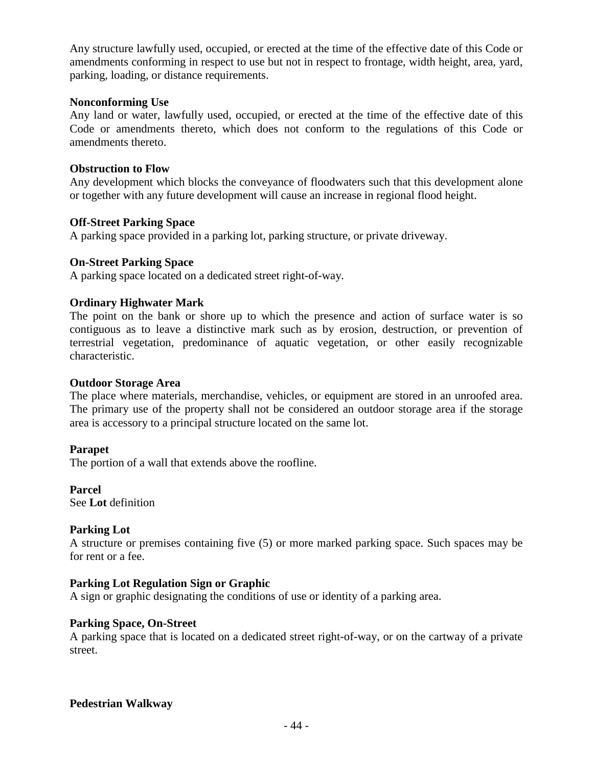Any structure lawfully used, occupied, or erected at the time of the effective date of this Code or amendments conforming in respect to use but not in respect to frontage, width height, area, yard, parking, loading, or distance requirements.

**Nonconforming Use**
Any land or water, lawfully used, occupied, or erected at the time of the effective date of this Code or amendments thereto, which does not conform to the regulations of this Code or amendments thereto.

**Obstruction to Flow**
Any development which blocks the conveyance of floodwaters such that this development alone or together with any future development will cause an increase in regional flood height.

**Off-Street Parking Space**
A parking space provided in a parking lot, parking structure, or private driveway.

**On-Street Parking Space**
A parking space located on a dedicated street right-of-way.

**Ordinary Highwater Mark**
The point on the bank or shore up to which the presence and action of surface water is so contiguous as to leave a distinctive mark such as by erosion, destruction, or prevention of terrestrial vegetation, predominance of aquatic vegetation, or other easily recognizable characteristic.

**Outdoor Storage Area**
The place where materials, merchandise, vehicles, or equipment are stored in an unroofed area. The primary use of the property shall not be considered an outdoor storage area if the storage area is accessory to a principal structure located on the same lot.

**Parapet**
The portion of a wall that extends above the roofline.

**Parcel**
See **Lot** definition

**Parking Lot**
A structure or premises containing five (5) or more marked parking space. Such spaces may be for rent or a fee.

**Parking Lot Regulation Sign or Graphic**
A sign or graphic designating the conditions of use or identity of a parking area.

**Parking Space, On-Street**
A parking space that is located on a dedicated street right-of-way, or on the cartway of a private street.

**Pedestrian Walkway**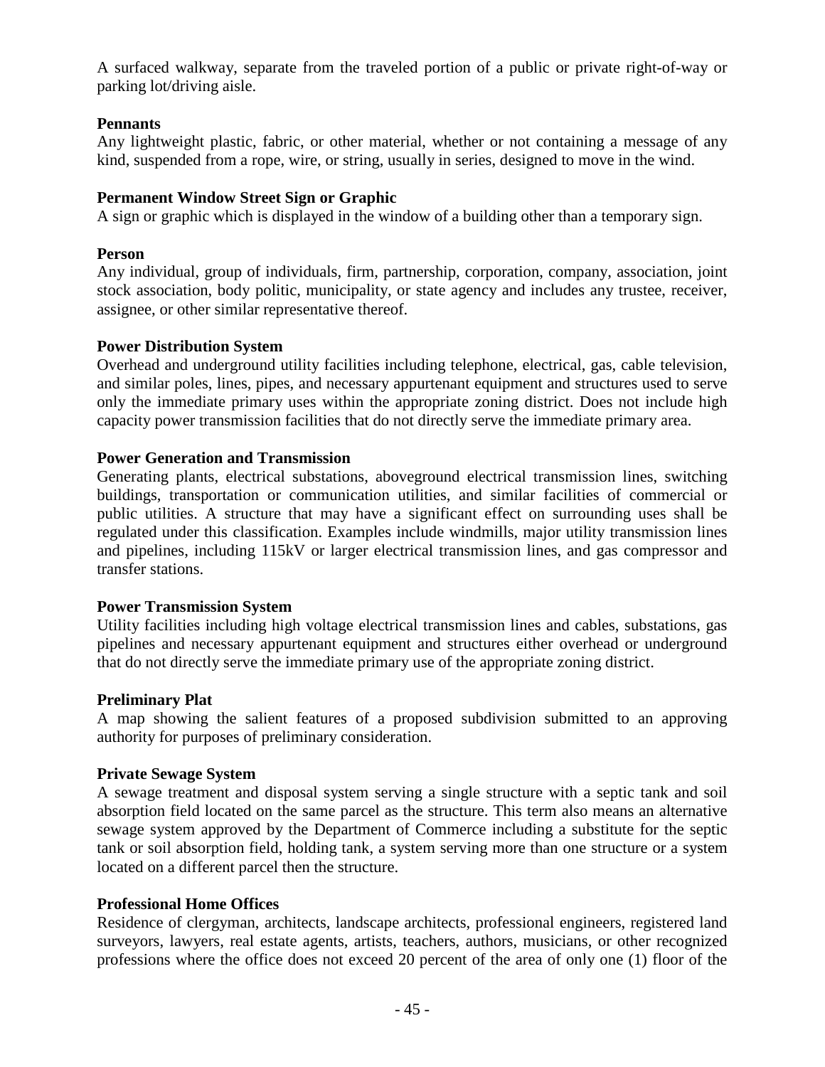A surfaced walkway, separate from the traveled portion of a public or private right-of-way or parking lot/driving aisle.

**Pennants**
Any lightweight plastic, fabric, or other material, whether or not containing a message of any kind, suspended from a rope, wire, or string, usually in series, designed to move in the wind.

**Permanent Window Street Sign or Graphic**
A sign or graphic which is displayed in the window of a building other than a temporary sign.

**Person**
Any individual, group of individuals, firm, partnership, corporation, company, association, joint stock association, body politic, municipality, or state agency and includes any trustee, receiver, assignee, or other similar representative thereof.

**Power Distribution System**
Overhead and underground utility facilities including telephone, electrical, gas, cable television, and similar poles, lines, pipes, and necessary appurtenant equipment and structures used to serve only the immediate primary uses within the appropriate zoning district. Does not include high capacity power transmission facilities that do not directly serve the immediate primary area.

**Power Generation and Transmission**
Generating plants, electrical substations, aboveground electrical transmission lines, switching buildings, transportation or communication utilities, and similar facilities of commercial or public utilities. A structure that may have a significant effect on surrounding uses shall be regulated under this classification. Examples include windmills, major utility transmission lines and pipelines, including 115kV or larger electrical transmission lines, and gas compressor and transfer stations.

**Power Transmission System**
Utility facilities including high voltage electrical transmission lines and cables, substations, gas pipelines and necessary appurtenant equipment and structures either overhead or underground that do not directly serve the immediate primary use of the appropriate zoning district.

**Preliminary Plat**
A map showing the salient features of a proposed subdivision submitted to an approving authority for purposes of preliminary consideration.

**Private Sewage System**
A sewage treatment and disposal system serving a single structure with a septic tank and soil absorption field located on the same parcel as the structure. This term also means an alternative sewage system approved by the Department of Commerce including a substitute for the septic tank or soil absorption field, holding tank, a system serving more than one structure or a system located on a different parcel then the structure.

**Professional Home Offices**
Residence of clergyman, architects, landscape architects, professional engineers, registered land surveyors, lawyers, real estate agents, artists, teachers, authors, musicians, or other recognized professions where the office does not exceed 20 percent of the area of only one (1) floor of the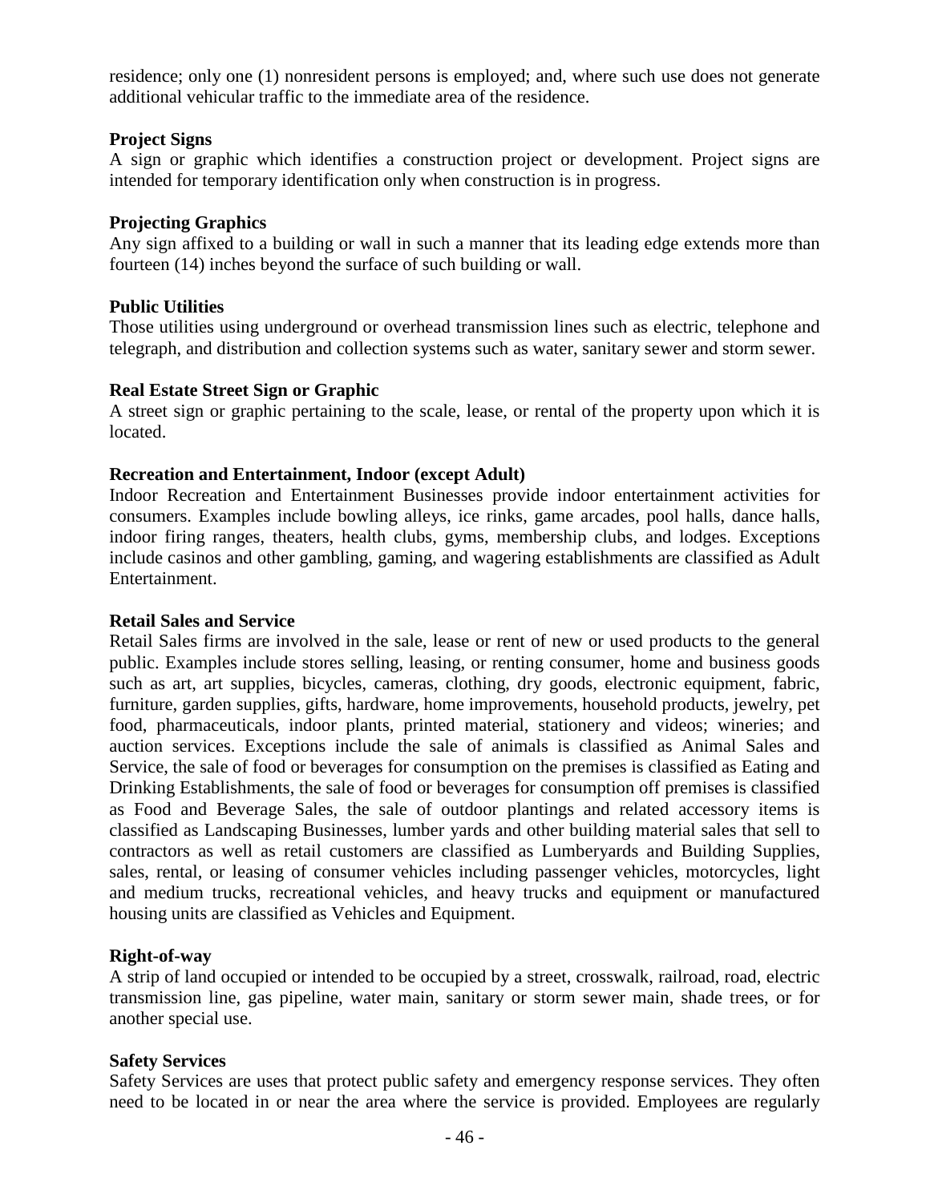residence; only one (1) nonresident persons is employed; and, where such use does not generate additional vehicular traffic to the immediate area of the residence.

**Project Signs**
A sign or graphic which identifies a construction project or development. Project signs are intended for temporary identification only when construction is in progress.

**Projecting Graphics**
Any sign affixed to a building or wall in such a manner that its leading edge extends more than fourteen (14) inches beyond the surface of such building or wall.

**Public Utilities**
Those utilities using underground or overhead transmission lines such as electric, telephone and telegraph, and distribution and collection systems such as water, sanitary sewer and storm sewer.

**Real Estate Street Sign or Graphic**
A street sign or graphic pertaining to the scale, lease, or rental of the property upon which it is located.

**Recreation and Entertainment, Indoor (except Adult)**
Indoor Recreation and Entertainment Businesses provide indoor entertainment activities for consumers. Examples include bowling alleys, ice rinks, game arcades, pool halls, dance halls, indoor firing ranges, theaters, health clubs, gyms, membership clubs, and lodges. Exceptions include casinos and other gambling, gaming, and wagering establishments are classified as Adult Entertainment.

**Retail Sales and Service**
Retail Sales firms are involved in the sale, lease or rent of new or used products to the general public. Examples include stores selling, leasing, or renting consumer, home and business goods such as art, art supplies, bicycles, cameras, clothing, dry goods, electronic equipment, fabric, furniture, garden supplies, gifts, hardware, home improvements, household products, jewelry, pet food, pharmaceuticals, indoor plants, printed material, stationery and videos; wineries; and auction services. Exceptions include the sale of animals is classified as Animal Sales and Service, the sale of food or beverages for consumption on the premises is classified as Eating and Drinking Establishments, the sale of food or beverages for consumption off premises is classified as Food and Beverage Sales, the sale of outdoor plantings and related accessory items is classified as Landscaping Businesses, lumber yards and other building material sales that sell to contractors as well as retail customers are classified as Lumberyards and Building Supplies, sales, rental, or leasing of consumer vehicles including passenger vehicles, motorcycles, light and medium trucks, recreational vehicles, and heavy trucks and equipment or manufactured housing units are classified as Vehicles and Equipment.

**Right-of-way**
A strip of land occupied or intended to be occupied by a street, crosswalk, railroad, road, electric transmission line, gas pipeline, water main, sanitary or storm sewer main, shade trees, or for another special use.

**Safety Services**
Safety Services are uses that protect public safety and emergency response services. They often need to be located in or near the area where the service is provided. Employees are regularly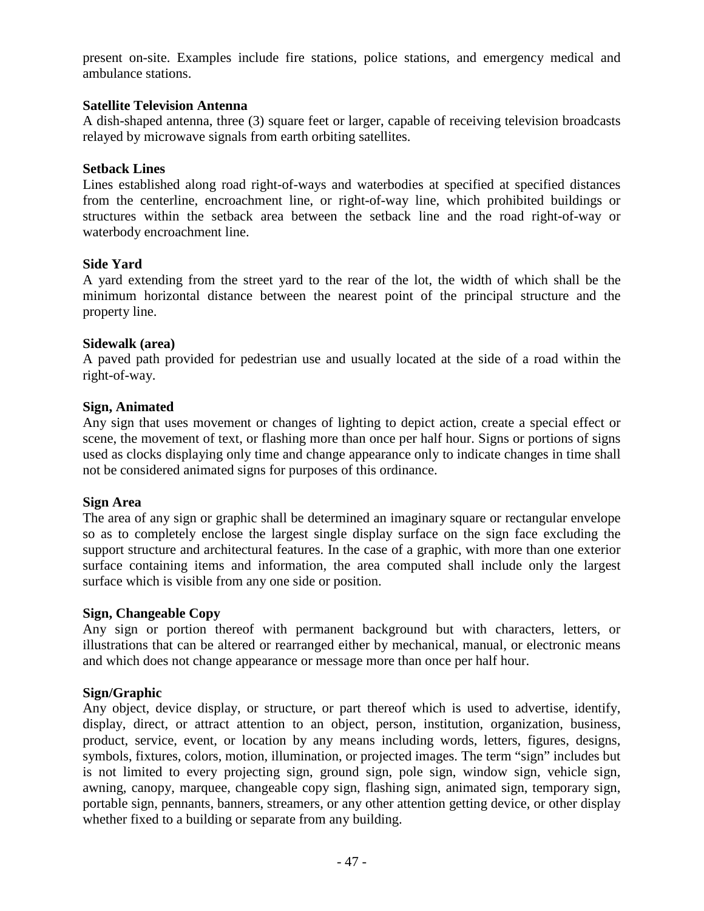present on-site. Examples include fire stations, police stations, and emergency medical and ambulance stations.

**Satellite Television Antenna**
A dish-shaped antenna, three (3) square feet or larger, capable of receiving television broadcasts relayed by microwave signals from earth orbiting satellites.

**Setback Lines**
Lines established along road right-of-ways and waterbodies at specified at specified distances from the centerline, encroachment line, or right-of-way line, which prohibited buildings or structures within the setback area between the setback line and the road right-of-way or waterbody encroachment line.

**Side Yard**
A yard extending from the street yard to the rear of the lot, the width of which shall be the minimum horizontal distance between the nearest point of the principal structure and the property line.

**Sidewalk (area)**
A paved path provided for pedestrian use and usually located at the side of a road within the right-of-way.

**Sign, Animated**
Any sign that uses movement or changes of lighting to depict action, create a special effect or scene, the movement of text, or flashing more than once per half hour. Signs or portions of signs used as clocks displaying only time and change appearance only to indicate changes in time shall not be considered animated signs for purposes of this ordinance.

**Sign Area**
The area of any sign or graphic shall be determined an imaginary square or rectangular envelope so as to completely enclose the largest single display surface on the sign face excluding the support structure and architectural features. In the case of a graphic, with more than one exterior surface containing items and information, the area computed shall include only the largest surface which is visible from any one side or position.

**Sign, Changeable Copy**
Any sign or portion thereof with permanent background but with characters, letters, or illustrations that can be altered or rearranged either by mechanical, manual, or electronic means and which does not change appearance or message more than once per half hour.

**Sign/Graphic**
Any object, device display, or structure, or part thereof which is used to advertise, identify, display, direct, or attract attention to an object, person, institution, organization, business, product, service, event, or location by any means including words, letters, figures, designs, symbols, fixtures, colors, motion, illumination, or projected images. The term "sign" includes but is not limited to every projecting sign, ground sign, pole sign, window sign, vehicle sign, awning, canopy, marquee, changeable copy sign, flashing sign, animated sign, temporary sign, portable sign, pennants, banners, streamers, or any other attention getting device, or other display whether fixed to a building or separate from any building.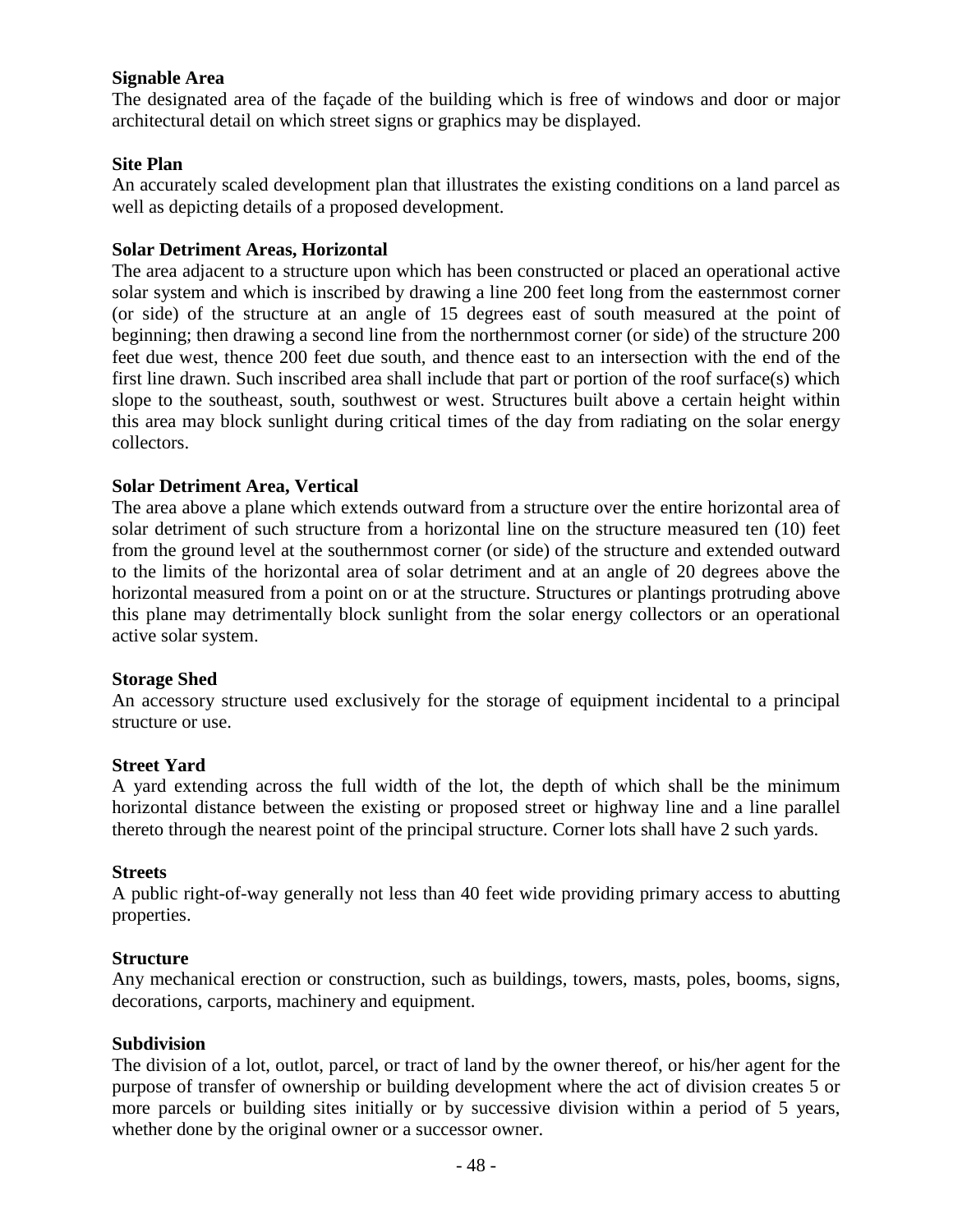**Signable Area**
The designated area of the façade of the building which is free of windows and door or major architectural detail on which street signs or graphics may be displayed.

**Site Plan**
An accurately scaled development plan that illustrates the existing conditions on a land parcel as well as depicting details of a proposed development.

**Solar Detriment Areas, Horizontal**
The area adjacent to a structure upon which has been constructed or placed an operational active solar system and which is inscribed by drawing a line 200 feet long from the easternmost corner (or side) of the structure at an angle of 15 degrees east of south measured at the point of beginning; then drawing a second line from the northernmost corner (or side) of the structure 200 feet due west, thence 200 feet due south, and thence east to an intersection with the end of the first line drawn. Such inscribed area shall include that part or portion of the roof surface(s) which slope to the southeast, south, southwest or west. Structures built above a certain height within this area may block sunlight during critical times of the day from radiating on the solar energy collectors.

**Solar Detriment Area, Vertical**
The area above a plane which extends outward from a structure over the entire horizontal area of solar detriment of such structure from a horizontal line on the structure measured ten (10) feet from the ground level at the southernmost corner (or side) of the structure and extended outward to the limits of the horizontal area of solar detriment and at an angle of 20 degrees above the horizontal measured from a point on or at the structure. Structures or plantings protruding above this plane may detrimentally block sunlight from the solar energy collectors or an operational active solar system.

**Storage Shed**
An accessory structure used exclusively for the storage of equipment incidental to a principal structure or use.

**Street Yard**
A yard extending across the full width of the lot, the depth of which shall be the minimum horizontal distance between the existing or proposed street or highway line and a line parallel thereto through the nearest point of the principal structure. Corner lots shall have 2 such yards.

**Streets**
A public right-of-way generally not less than 40 feet wide providing primary access to abutting properties.

**Structure**
Any mechanical erection or construction, such as buildings, towers, masts, poles, booms, signs, decorations, carports, machinery and equipment.

**Subdivision**
The division of a lot, outlot, parcel, or tract of land by the owner thereof, or his/her agent for the purpose of transfer of ownership or building development where the act of division creates 5 or more parcels or building sites initially or by successive division within a period of 5 years, whether done by the original owner or a successor owner.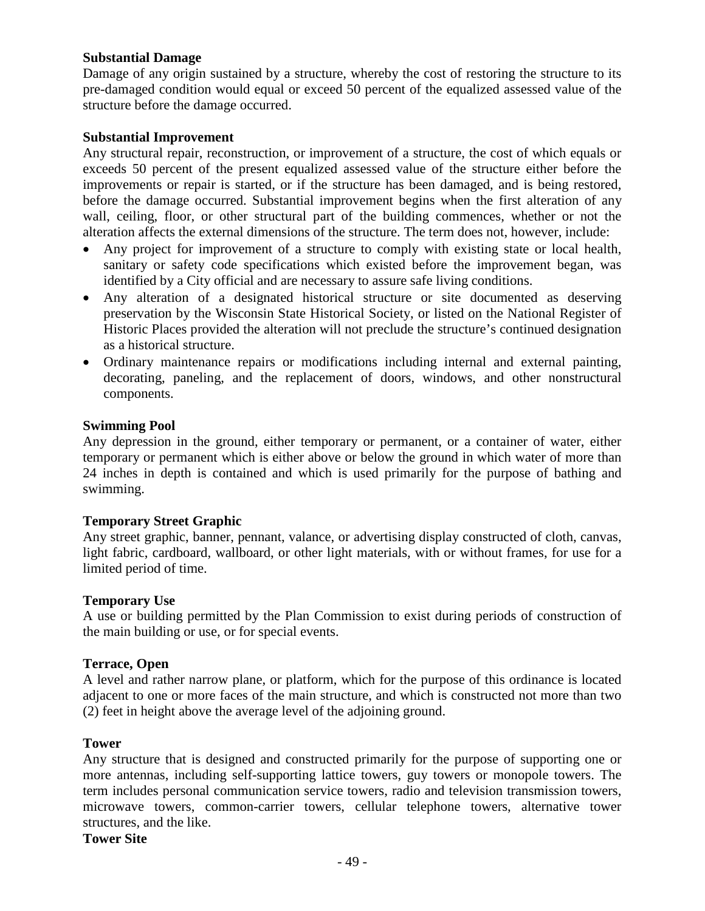**Substantial Damage**
Damage of any origin sustained by a structure, whereby the cost of restoring the structure to its pre-damaged condition would equal or exceed 50 percent of the equalized assessed value of the structure before the damage occurred.

**Substantial Improvement**
Any structural repair, reconstruction, or improvement of a structure, the cost of which equals or exceeds 50 percent of the present equalized assessed value of the structure either before the improvements or repair is started, or if the structure has been damaged, and is being restored, before the damage occurred. Substantial improvement begins when the first alteration of any wall, ceiling, floor, or other structural part of the building commences, whether or not the alteration affects the external dimensions of the structure. The term does not, however, include:

- Any project for improvement of a structure to comply with existing state or local health, sanitary or safety code specifications which existed before the improvement began, was identified by a City official and are necessary to assure safe living conditions.
- Any alteration of a designated historical structure or site documented as deserving preservation by the Wisconsin State Historical Society, or listed on the National Register of Historic Places provided the alteration will not preclude the structure's continued designation as a historical structure.
- Ordinary maintenance repairs or modifications including internal and external painting, decorating, paneling, and the replacement of doors, windows, and other nonstructural components.

**Swimming Pool**
Any depression in the ground, either temporary or permanent, or a container of water, either temporary or permanent which is either above or below the ground in which water of more than 24 inches in depth is contained and which is used primarily for the purpose of bathing and swimming.

**Temporary Street Graphic**
Any street graphic, banner, pennant, valance, or advertising display constructed of cloth, canvas, light fabric, cardboard, wallboard, or other light materials, with or without frames, for use for a limited period of time.

**Temporary Use**
A use or building permitted by the Plan Commission to exist during periods of construction of the main building or use, or for special events.

**Terrace, Open**
A level and rather narrow plane, or platform, which for the purpose of this ordinance is located adjacent to one or more faces of the main structure, and which is constructed not more than two (2) feet in height above the average level of the adjoining ground.

**Tower**
Any structure that is designed and constructed primarily for the purpose of supporting one or more antennas, including self-supporting lattice towers, guy towers or monopole towers. The term includes personal communication service towers, radio and television transmission towers, microwave towers, common-carrier towers, cellular telephone towers, alternative tower structures, and the like.

**Tower Site**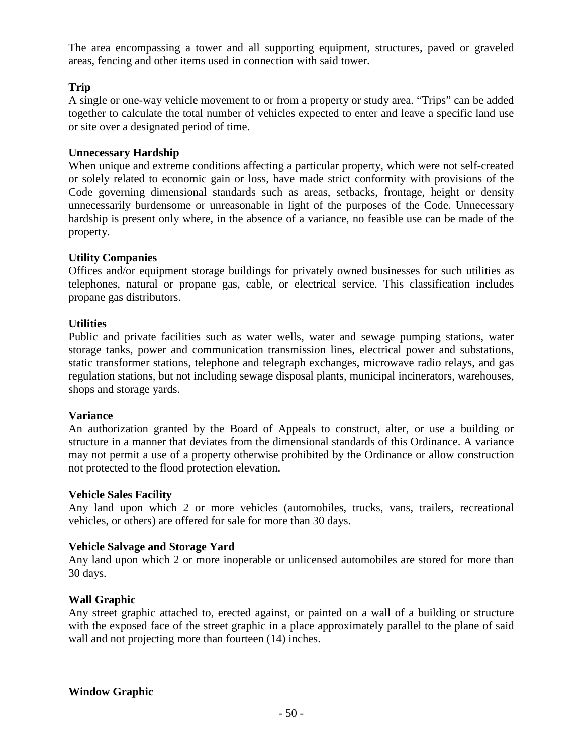The area encompassing a tower and all supporting equipment, structures, paved or graveled areas, fencing and other items used in connection with said tower.

**Trip**
A single or one-way vehicle movement to or from a property or study area. "Trips" can be added together to calculate the total number of vehicles expected to enter and leave a specific land use or site over a designated period of time.

**Unnecessary Hardship**
When unique and extreme conditions affecting a particular property, which were not self-created or solely related to economic gain or loss, have made strict conformity with provisions of the Code governing dimensional standards such as areas, setbacks, frontage, height or density unnecessarily burdensome or unreasonable in light of the purposes of the Code. Unnecessary hardship is present only where, in the absence of a variance, no feasible use can be made of the property.

**Utility Companies**
Offices and/or equipment storage buildings for privately owned businesses for such utilities as telephones, natural or propane gas, cable, or electrical service. This classification includes propane gas distributors.

**Utilities**
Public and private facilities such as water wells, water and sewage pumping stations, water storage tanks, power and communication transmission lines, electrical power and substations, static transformer stations, telephone and telegraph exchanges, microwave radio relays, and gas regulation stations, but not including sewage disposal plants, municipal incinerators, warehouses, shops and storage yards.

**Variance**
An authorization granted by the Board of Appeals to construct, alter, or use a building or structure in a manner that deviates from the dimensional standards of this Ordinance. A variance may not permit a use of a property otherwise prohibited by the Ordinance or allow construction not protected to the flood protection elevation.

**Vehicle Sales Facility**
Any land upon which 2 or more vehicles (automobiles, trucks, vans, trailers, recreational vehicles, or others) are offered for sale for more than 30 days.

**Vehicle Salvage and Storage Yard**
Any land upon which 2 or more inoperable or unlicensed automobiles are stored for more than 30 days.

**Wall Graphic**
Any street graphic attached to, erected against, or painted on a wall of a building or structure with the exposed face of the street graphic in a place approximately parallel to the plane of said wall and not projecting more than fourteen (14) inches.

**Window Graphic**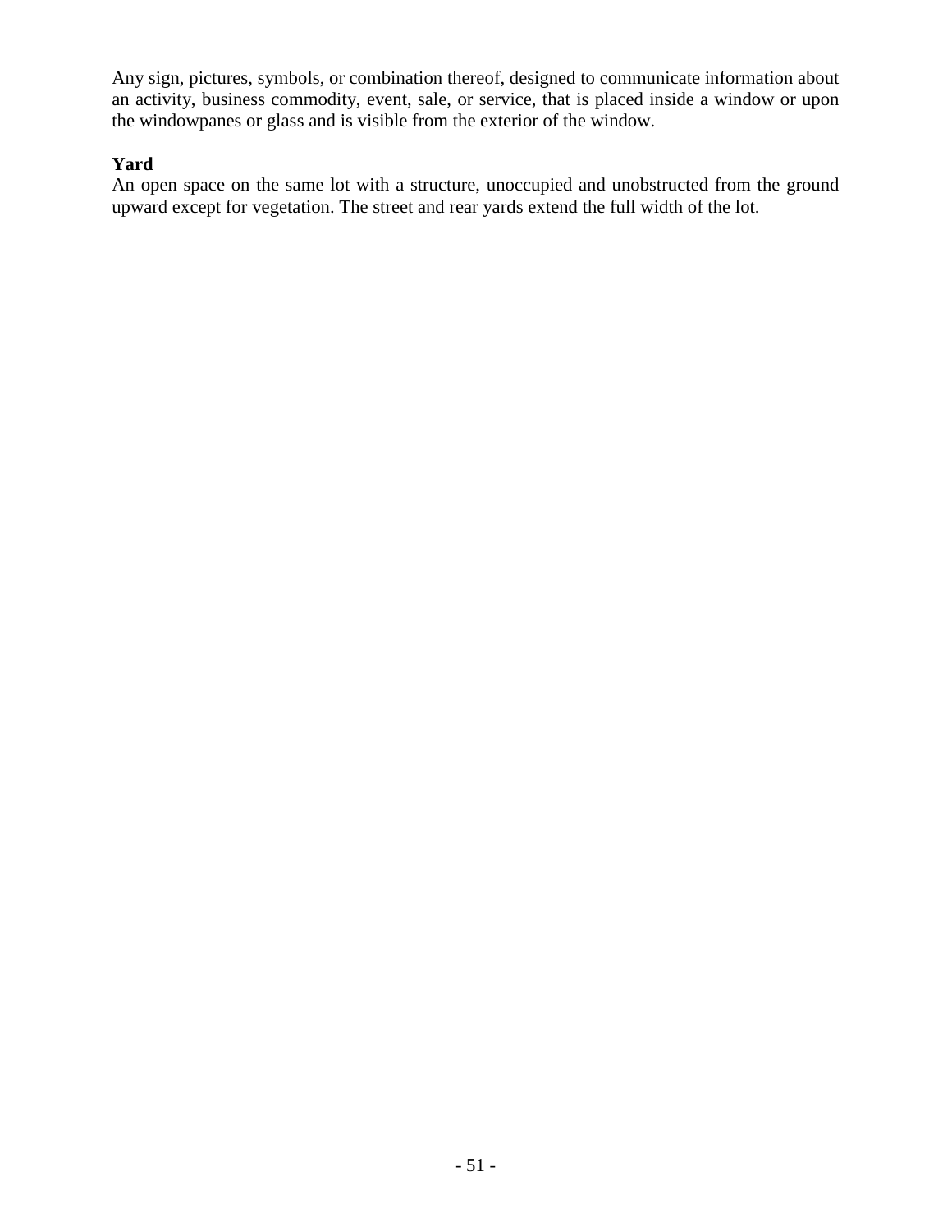Any sign, pictures, symbols, or combination thereof, designed to communicate information about an activity, business commodity, event, sale, or service, that is placed inside a window or upon the windowpanes or glass and is visible from the exterior of the window.

**Yard**

An open space on the same lot with a structure, unoccupied and unobstructed from the ground upward except for vegetation. The street and rear yards extend the full width of the lot.